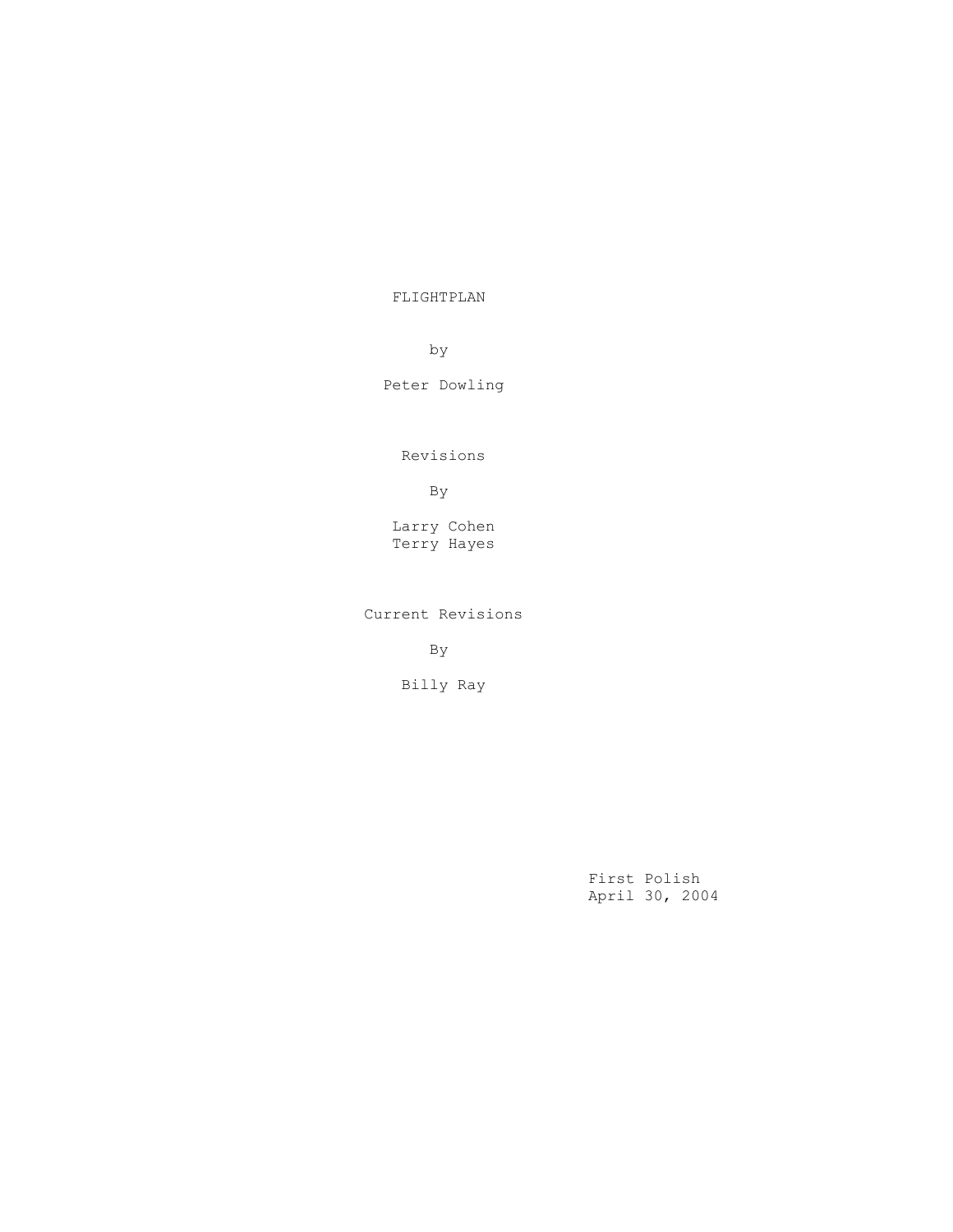# FLIGHTPLAN

by

Peter Dowling

Revisions

By

Larry Cohen
Terry Hayes

Current Revisions

By

Billy Ray

First Polish
April 30, 2004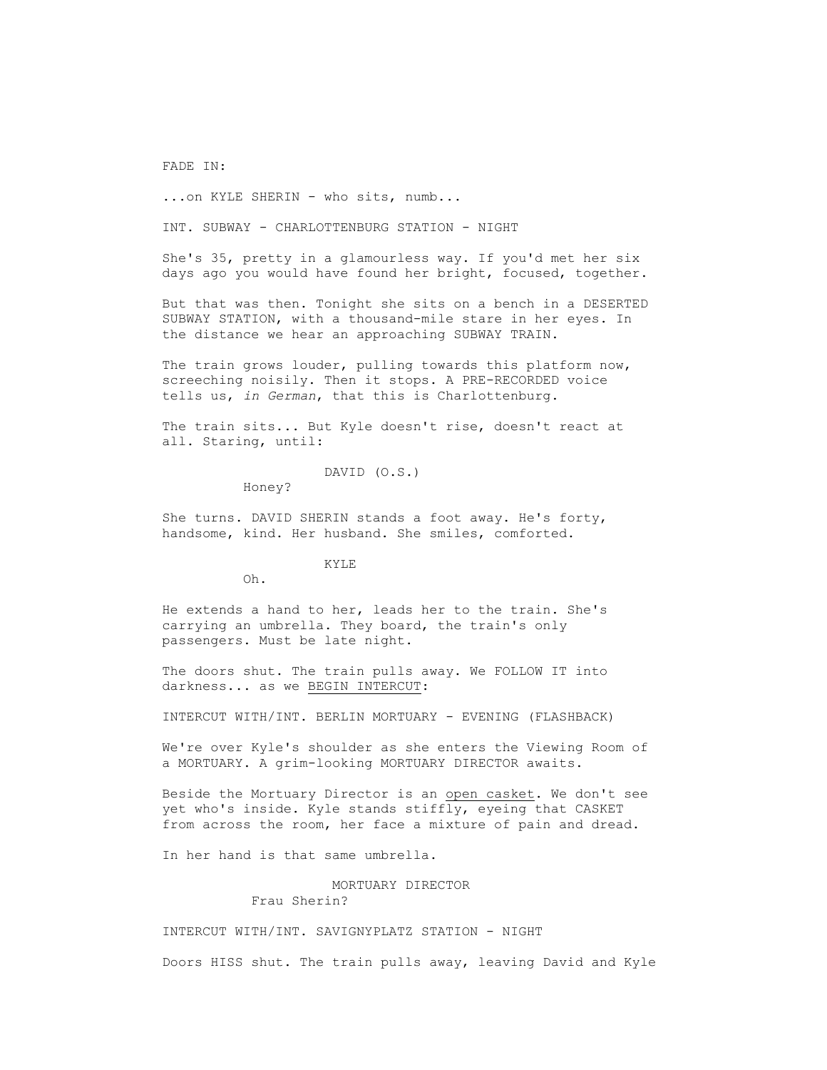FADE IN:

...on KYLE SHERIN - who sits, numb...

INT. SUBWAY - CHARLOTTENBURG STATION - NIGHT

She's 35, pretty in a glamourless way. If you'd met her six days ago you would have found her bright, focused, together.

But that was then. Tonight she sits on a bench in a DESERTED SUBWAY STATION, with a thousand-mile stare in her eyes. In the distance we hear an approaching SUBWAY TRAIN.

The train grows louder, pulling towards this platform now, screeching noisily. Then it stops. A PRE-RECORDED voice tells us, *in German*, that this is Charlottenburg.

The train sits... But Kyle doesn't rise, doesn't react at all. Staring, until:

DAVID (O.S.)
Honey?

She turns. DAVID SHERIN stands a foot away. He's forty, handsome, kind. Her husband. She smiles, comforted.

KYLE
Oh.

He extends a hand to her, leads her to the train. She's carrying an umbrella. They board, the train's only passengers. Must be late night.

The doors shut. The train pulls away. We FOLLOW IT into darkness... as we <u>BEGIN INTERCUT</u>:

INTERCUT WITH/INT. BERLIN MORTUARY - EVENING (FLASHBACK)

We're over Kyle's shoulder as she enters the Viewing Room of a MORTUARY. A grim-looking MORTUARY DIRECTOR awaits.

Beside the Mortuary Director is an <u>open casket</u>. We don't see yet who's inside. Kyle stands stiffly, eyeing that CASKET from across the room, her face a mixture of pain and dread.

In her hand is that same umbrella.

MORTUARY DIRECTOR
Frau Sherin?

INTERCUT WITH/INT. SAVIGNYPLATZ STATION - NIGHT

Doors HISS shut. The train pulls away, leaving David and Kyle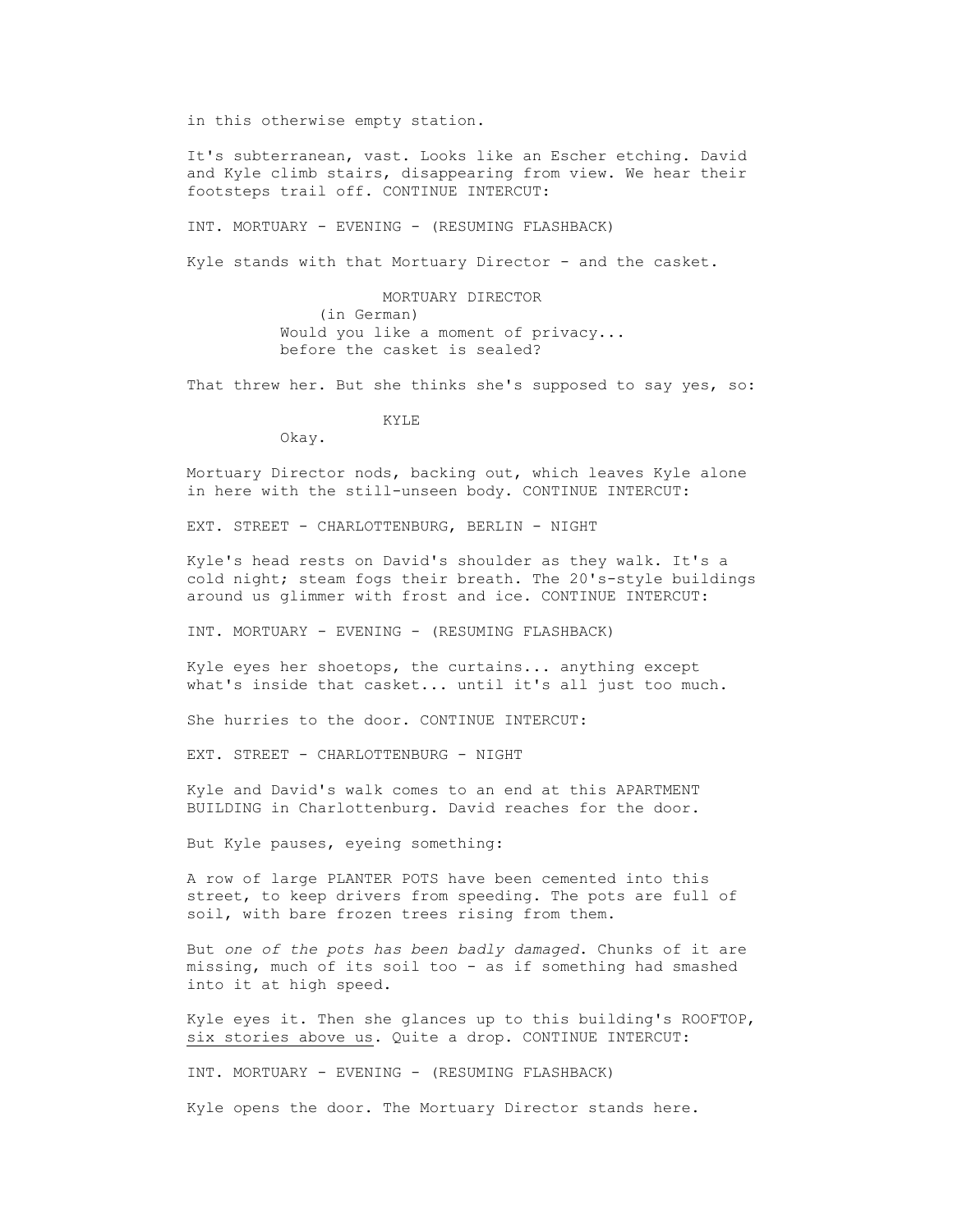in this otherwise empty station.

It's subterranean, vast. Looks like an Escher etching. David and Kyle climb stairs, disappearing from view. We hear their footsteps trail off. CONTINUE INTERCUT:

INT. MORTUARY - EVENING - (RESUMING FLASHBACK)

Kyle stands with that Mortuary Director - and the casket.

MORTUARY DIRECTOR
(in German)
Would you like a moment of privacy... before the casket is sealed?

That threw her. But she thinks she's supposed to say yes, so:

KYLE
Okay.

Mortuary Director nods, backing out, which leaves Kyle alone in here with the still-unseen body. CONTINUE INTERCUT:

EXT. STREET - CHARLOTTENBURG, BERLIN - NIGHT

Kyle's head rests on David's shoulder as they walk. It's a cold night; steam fogs their breath. The 20's-style buildings around us glimmer with frost and ice. CONTINUE INTERCUT:

INT. MORTUARY - EVENING - (RESUMING FLASHBACK)

Kyle eyes her shoetops, the curtains... anything except what's inside that casket... until it's all just too much.

She hurries to the door. CONTINUE INTERCUT:

EXT. STREET - CHARLOTTENBURG - NIGHT

Kyle and David's walk comes to an end at this APARTMENT BUILDING in Charlottenburg. David reaches for the door.

But Kyle pauses, eyeing something:

A row of large PLANTER POTS have been cemented into this street, to keep drivers from speeding. The pots are full of soil, with bare frozen trees rising from them.

But *one of the pots has been badly damaged*. Chunks of it are missing, much of its soil too - as if something had smashed into it at high speed.

Kyle eyes it. Then she glances up to this building's ROOFTOP, <u>six stories above us</u>. Quite a drop. CONTINUE INTERCUT:

INT. MORTUARY - EVENING - (RESUMING FLASHBACK)

Kyle opens the door. The Mortuary Director stands here.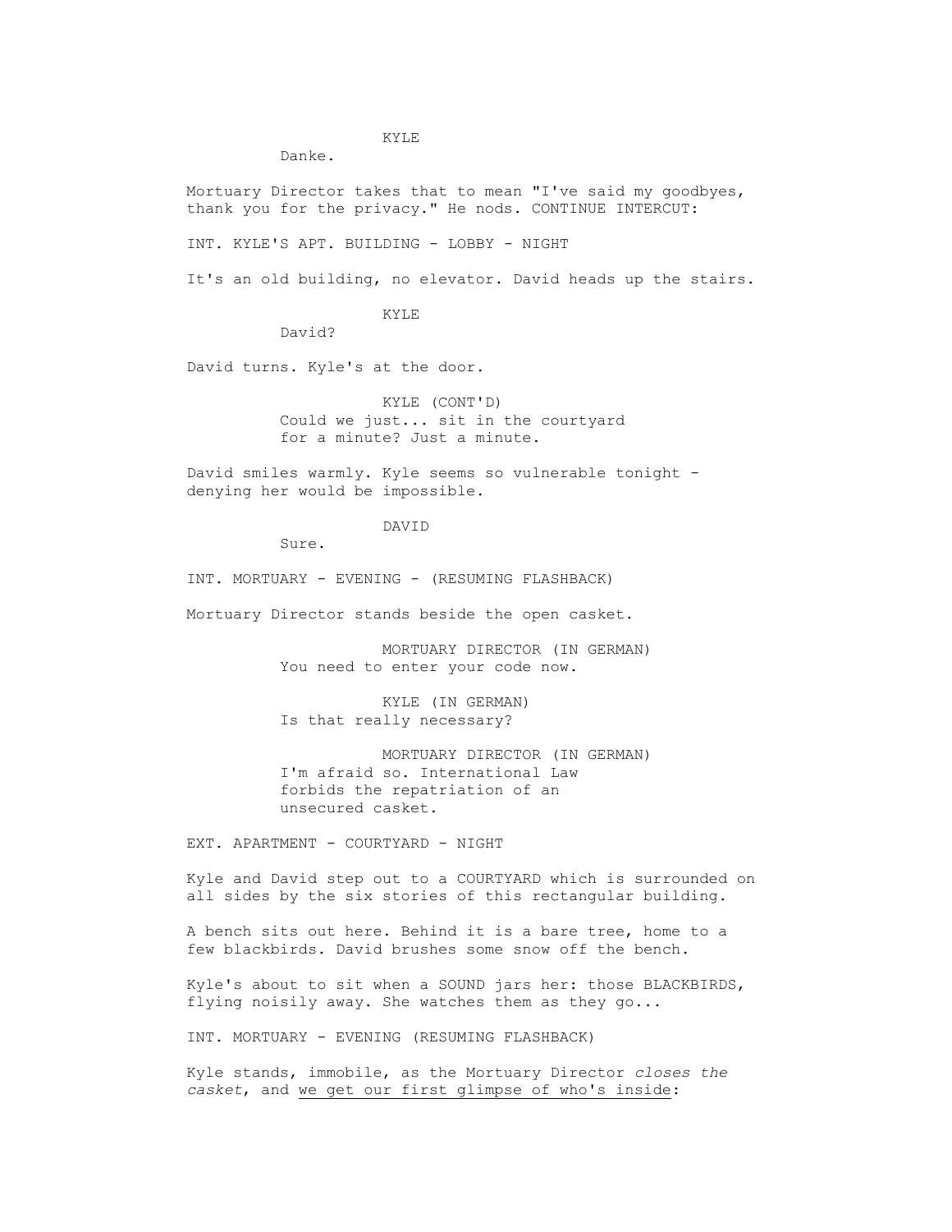KYLE

Danke.

Mortuary Director takes that to mean "I've said my goodbyes, thank you for the privacy." He nods. CONTINUE INTERCUT:

INT. KYLE'S APT. BUILDING - LOBBY - NIGHT

It's an old building, no elevator. David heads up the stairs.

KYLE

David?

David turns. Kyle's at the door.

KYLE (CONT'D)

Could we just... sit in the courtyard for a minute? Just a minute.

David smiles warmly. Kyle seems so vulnerable tonight - denying her would be impossible.

DAVID

Sure.

INT. MORTUARY - EVENING - (RESUMING FLASHBACK)

Mortuary Director stands beside the open casket.

MORTUARY DIRECTOR (IN GERMAN)

You need to enter your code now.

KYLE (IN GERMAN)

Is that really necessary?

MORTUARY DIRECTOR (IN GERMAN)

I'm afraid so. International Law forbids the repatriation of an unsecured casket.

EXT. APARTMENT - COURTYARD - NIGHT

Kyle and David step out to a COURTYARD which is surrounded on all sides by the six stories of this rectangular building.

A bench sits out here. Behind it is a bare tree, home to a few blackbirds. David brushes some snow off the bench.

Kyle's about to sit when a SOUND jars her: those BLACKBIRDS, flying noisily away. She watches them as they go...

INT. MORTUARY - EVENING (RESUMING FLASHBACK)

Kyle stands, immobile, as the Mortuary Director *closes the casket*, and <u>we get our first glimpse of who's inside</u>: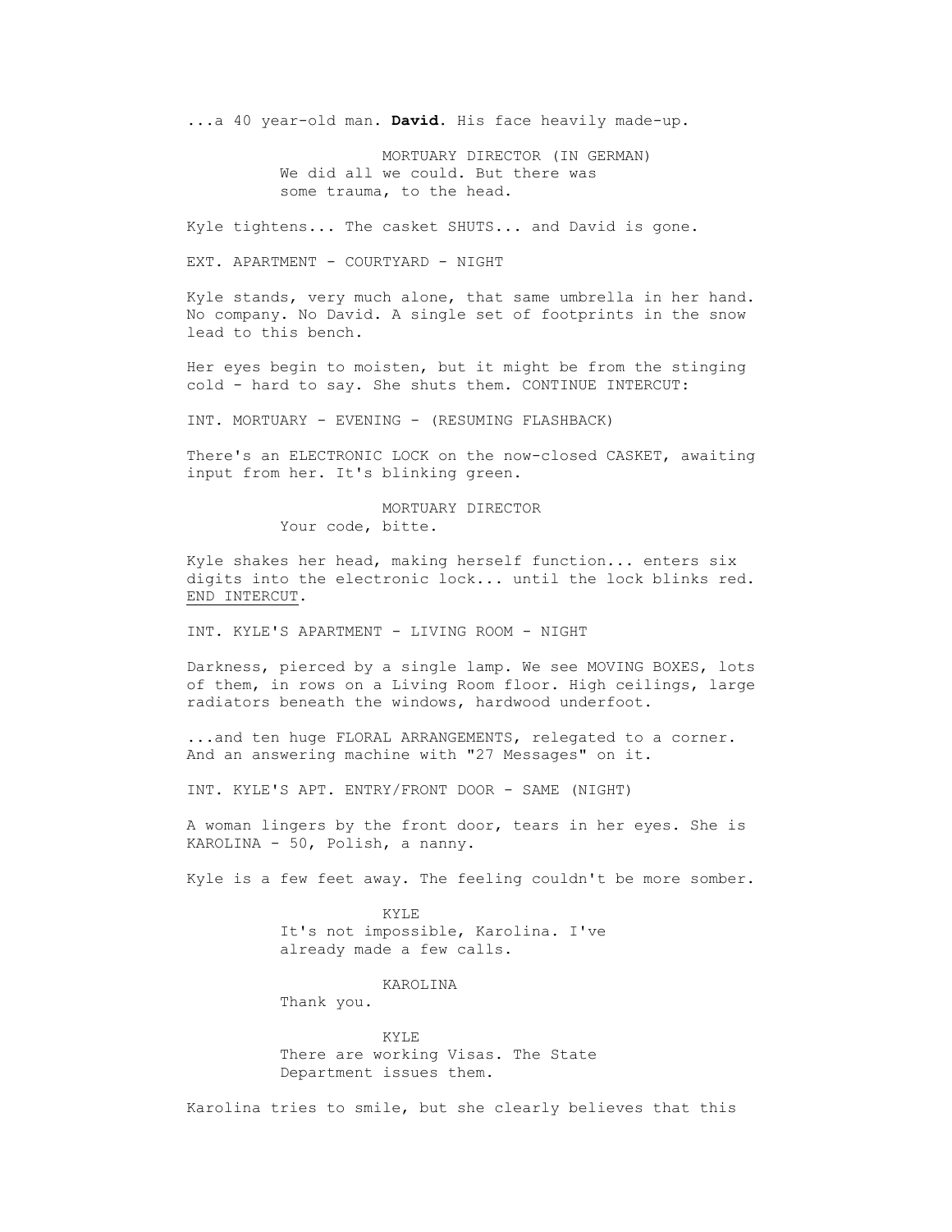...a 40 year-old man. **David**. His face heavily made-up.

MORTUARY DIRECTOR (IN GERMAN)
We did all we could. But there was some trauma, to the head.

Kyle tightens... The casket SHUTS... and David is gone.

EXT. APARTMENT - COURTYARD - NIGHT

Kyle stands, very much alone, that same umbrella in her hand. No company. No David. A single set of footprints in the snow lead to this bench.

Her eyes begin to moisten, but it might be from the stinging cold - hard to say. She shuts them. CONTINUE INTERCUT:

INT. MORTUARY - EVENING - (RESUMING FLASHBACK)

There's an ELECTRONIC LOCK on the now-closed CASKET, awaiting input from her. It's blinking green.

MORTUARY DIRECTOR
Your code, bitte.

Kyle shakes her head, making herself function... enters six digits into the electronic lock... until the lock blinks red. END INTERCUT.

INT. KYLE'S APARTMENT - LIVING ROOM - NIGHT

Darkness, pierced by a single lamp. We see MOVING BOXES, lots of them, in rows on a Living Room floor. High ceilings, large radiators beneath the windows, hardwood underfoot.

...and ten huge FLORAL ARRANGEMENTS, relegated to a corner. And an answering machine with "27 Messages" on it.

INT. KYLE'S APT. ENTRY/FRONT DOOR - SAME (NIGHT)

A woman lingers by the front door, tears in her eyes. She is KAROLINA - 50, Polish, a nanny.

Kyle is a few feet away. The feeling couldn't be more somber.

KYLE
It's not impossible, Karolina. I've already made a few calls.

KAROLINA
Thank you.

KYLE
There are working Visas. The State Department issues them.

Karolina tries to smile, but she clearly believes that this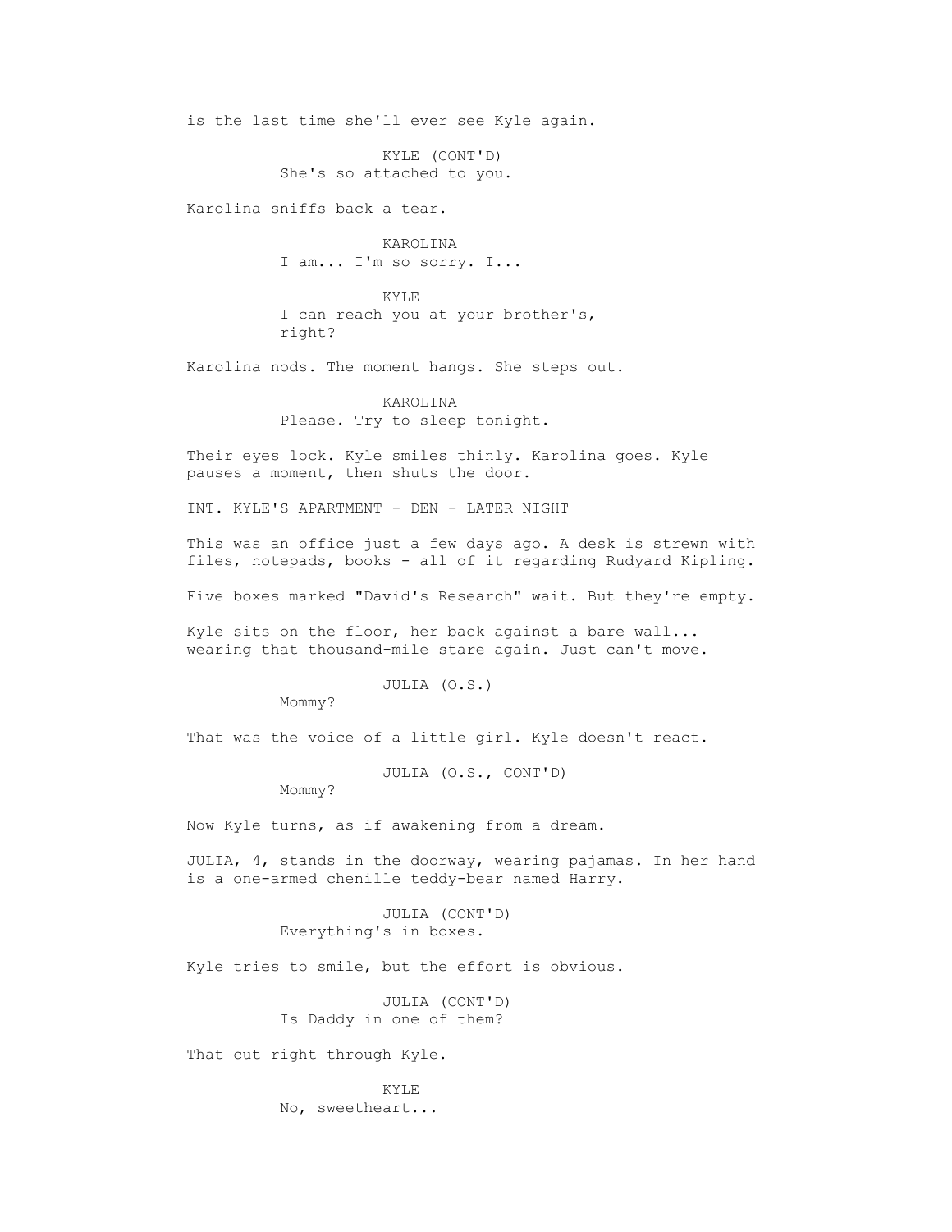is the last time she'll ever see Kyle again.

KYLE (CONT'D)
She's so attached to you.

Karolina sniffs back a tear.

KAROLINA
I am... I'm so sorry. I...

KYLE
I can reach you at your brother's, right?

Karolina nods. The moment hangs. She steps out.

KAROLINA
Please. Try to sleep tonight.

Their eyes lock. Kyle smiles thinly. Karolina goes. Kyle pauses a moment, then shuts the door.

INT. KYLE'S APARTMENT - DEN - LATER NIGHT

This was an office just a few days ago. A desk is strewn with files, notepads, books - all of it regarding Rudyard Kipling.

Five boxes marked "David's Research" wait. But they're empty.

Kyle sits on the floor, her back against a bare wall... wearing that thousand-mile stare again. Just can't move.

JULIA (O.S.)
Mommy?

That was the voice of a little girl. Kyle doesn't react.

JULIA (O.S., CONT'D)
Mommy?

Now Kyle turns, as if awakening from a dream.

JULIA, 4, stands in the doorway, wearing pajamas. In her hand is a one-armed chenille teddy-bear named Harry.

JULIA (CONT'D)
Everything's in boxes.

Kyle tries to smile, but the effort is obvious.

JULIA (CONT'D)
Is Daddy in one of them?

That cut right through Kyle.

KYLE
No, sweetheart...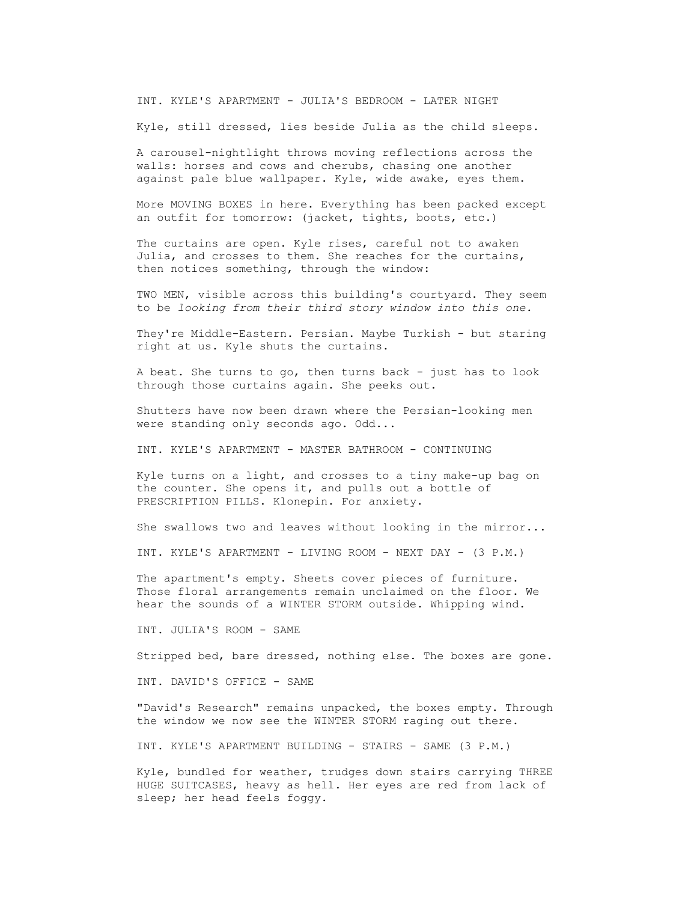INT. KYLE'S APARTMENT - JULIA'S BEDROOM - LATER NIGHT

Kyle, still dressed, lies beside Julia as the child sleeps.

A carousel-nightlight throws moving reflections across the walls: horses and cows and cherubs, chasing one another against pale blue wallpaper. Kyle, wide awake, eyes them.

More MOVING BOXES in here. Everything has been packed except an outfit for tomorrow: (jacket, tights, boots, etc.)

The curtains are open. Kyle rises, careful not to awaken Julia, and crosses to them. She reaches for the curtains, then notices something, through the window:

TWO MEN, visible across this building's courtyard. They seem to be *looking from their third story window into this one.*

They're Middle-Eastern. Persian. Maybe Turkish - but staring right at us. Kyle shuts the curtains.

A beat. She turns to go, then turns back - just has to look through those curtains again. She peeks out.

Shutters have now been drawn where the Persian-looking men were standing only seconds ago. Odd...

INT. KYLE'S APARTMENT - MASTER BATHROOM - CONTINUING

Kyle turns on a light, and crosses to a tiny make-up bag on the counter. She opens it, and pulls out a bottle of PRESCRIPTION PILLS. Klonepin. For anxiety.

She swallows two and leaves without looking in the mirror...

INT. KYLE'S APARTMENT - LIVING ROOM - NEXT DAY - (3 P.M.)

The apartment's empty. Sheets cover pieces of furniture. Those floral arrangements remain unclaimed on the floor. We hear the sounds of a WINTER STORM outside. Whipping wind.

INT. JULIA'S ROOM - SAME

Stripped bed, bare dressed, nothing else. The boxes are gone.

INT. DAVID'S OFFICE - SAME

"David's Research" remains unpacked, the boxes empty. Through the window we now see the WINTER STORM raging out there.

INT. KYLE'S APARTMENT BUILDING - STAIRS - SAME (3 P.M.)

Kyle, bundled for weather, trudges down stairs carrying THREE HUGE SUITCASES, heavy as hell. Her eyes are red from lack of sleep; her head feels foggy.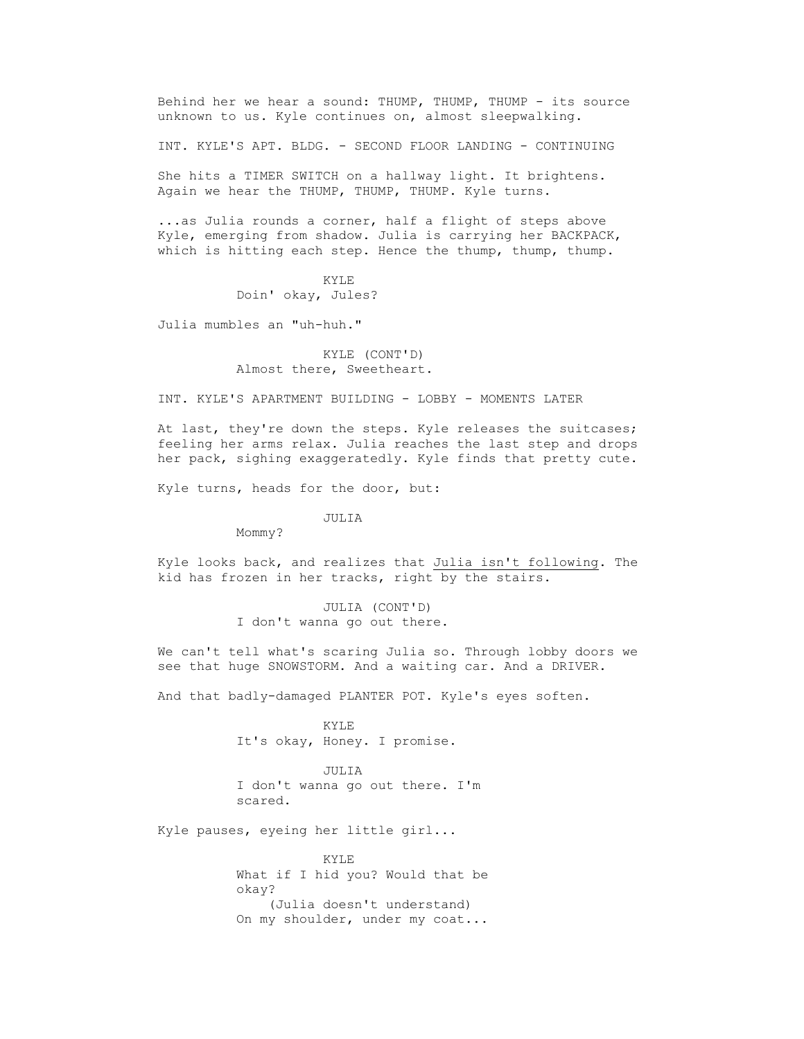Behind her we hear a sound: THUMP, THUMP, THUMP - its source unknown to us. Kyle continues on, almost sleepwalking.

INT. KYLE'S APT. BLDG. - SECOND FLOOR LANDING - CONTINUING

She hits a TIMER SWITCH on a hallway light. It brightens. Again we hear the THUMP, THUMP, THUMP. Kyle turns.

...as Julia rounds a corner, half a flight of steps above Kyle, emerging from shadow. Julia is carrying her BACKPACK, which is hitting each step. Hence the thump, thump, thump.

KYLE
Doin' okay, Jules?

Julia mumbles an "uh-huh."

KYLE (CONT'D)
Almost there, Sweetheart.

INT. KYLE'S APARTMENT BUILDING - LOBBY - MOMENTS LATER

At last, they're down the steps. Kyle releases the suitcases; feeling her arms relax. Julia reaches the last step and drops her pack, sighing exaggeratedly. Kyle finds that pretty cute.

Kyle turns, heads for the door, but:

JULIA
Mommy?

Kyle looks back, and realizes that <u>Julia isn't following</u>. The kid has frozen in her tracks, right by the stairs.

JULIA (CONT'D)
I don't wanna go out there.

We can't tell what's scaring Julia so. Through lobby doors we see that huge SNOWSTORM. And a waiting car. And a DRIVER.

And that badly-damaged PLANTER POT. Kyle's eyes soften.

KYLE
It's okay, Honey. I promise.

JULIA
I don't wanna go out there. I'm scared.

Kyle pauses, eyeing her little girl...

KYLE
What if I hid you? Would that be okay?
(Julia doesn't understand)
On my shoulder, under my coat...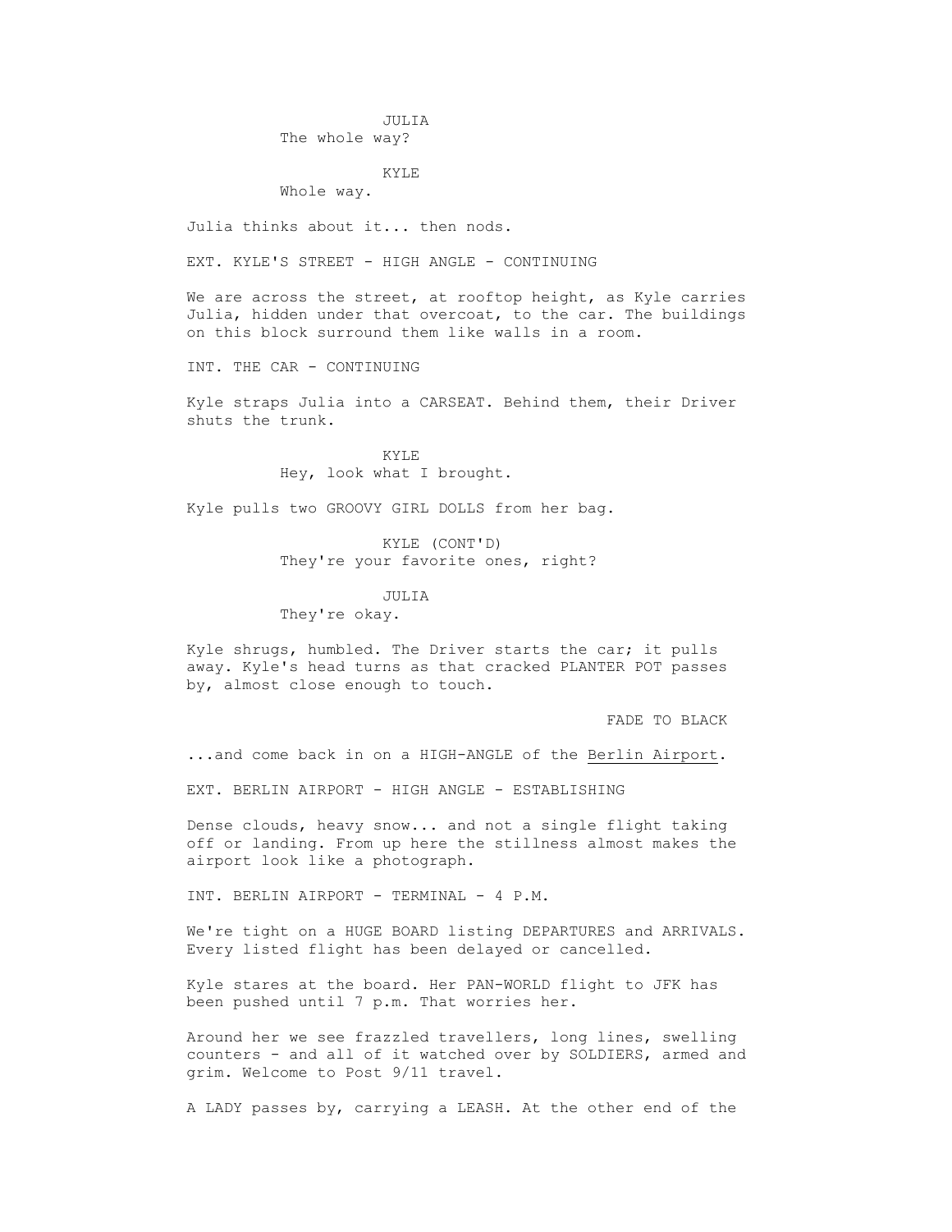JULIA
The whole way?

KYLE
Whole way.

Julia thinks about it... then nods.

EXT. KYLE'S STREET - HIGH ANGLE - CONTINUING

We are across the street, at rooftop height, as Kyle carries Julia, hidden under that overcoat, to the car. The buildings on this block surround them like walls in a room.

INT. THE CAR - CONTINUING

Kyle straps Julia into a CARSEAT. Behind them, their Driver shuts the trunk.

KYLE
Hey, look what I brought.

Kyle pulls two GROOVY GIRL DOLLS from her bag.

KYLE (CONT'D)
They're your favorite ones, right?

JULIA
They're okay.

Kyle shrugs, humbled. The Driver starts the car; it pulls away. Kyle's head turns as that cracked PLANTER POT passes by, almost close enough to touch.

FADE TO BLACK

...and come back in on a HIGH-ANGLE of the Berlin Airport.

EXT. BERLIN AIRPORT - HIGH ANGLE - ESTABLISHING

Dense clouds, heavy snow... and not a single flight taking off or landing. From up here the stillness almost makes the airport look like a photograph.

INT. BERLIN AIRPORT - TERMINAL - 4 P.M.

We're tight on a HUGE BOARD listing DEPARTURES and ARRIVALS. Every listed flight has been delayed or cancelled.

Kyle stares at the board. Her PAN-WORLD flight to JFK has been pushed until 7 p.m. That worries her.

Around her we see frazzled travellers, long lines, swelling counters - and all of it watched over by SOLDIERS, armed and grim. Welcome to Post 9/11 travel.

A LADY passes by, carrying a LEASH. At the other end of the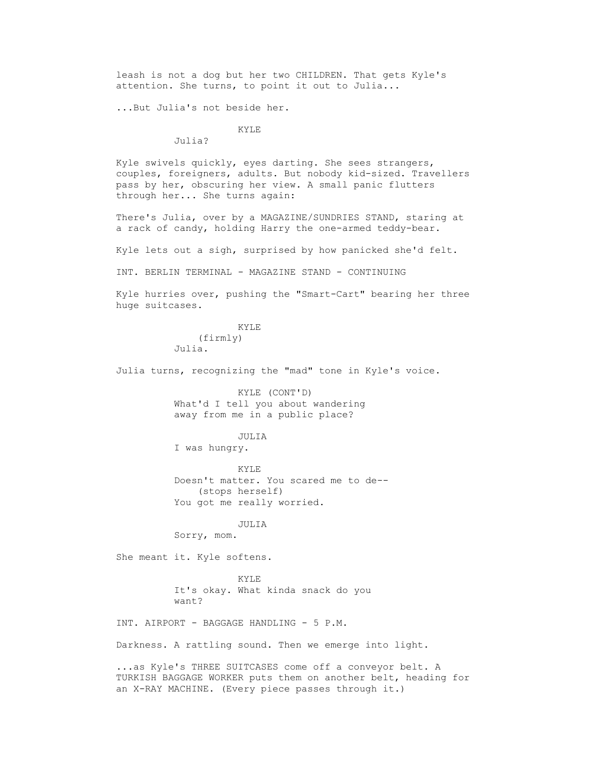leash is not a dog but her two CHILDREN. That gets Kyle's attention. She turns, to point it out to Julia...

...But Julia's not beside her.

KYLE
Julia?

Kyle swivels quickly, eyes darting. She sees strangers, couples, foreigners, adults. But nobody kid-sized. Travellers pass by her, obscuring her view. A small panic flutters through her... She turns again:

There's Julia, over by a MAGAZINE/SUNDRIES STAND, staring at a rack of candy, holding Harry the one-armed teddy-bear.

Kyle lets out a sigh, surprised by how panicked she'd felt.

INT. BERLIN TERMINAL - MAGAZINE STAND - CONTINUING

Kyle hurries over, pushing the "Smart-Cart" bearing her three huge suitcases.

KYLE
(firmly)
Julia.

Julia turns, recognizing the "mad" tone in Kyle's voice.

KYLE (CONT'D)
What'd I tell you about wandering away from me in a public place?

JULIA
I was hungry.

KYLE
Doesn't matter. You scared me to de--
(stops herself)
You got me really worried.

JULIA
Sorry, mom.

She meant it. Kyle softens.

KYLE
It's okay. What kinda snack do you want?

INT. AIRPORT - BAGGAGE HANDLING - 5 P.M.

Darkness. A rattling sound. Then we emerge into light.

...as Kyle's THREE SUITCASES come off a conveyor belt. A TURKISH BAGGAGE WORKER puts them on another belt, heading for an X-RAY MACHINE. (Every piece passes through it.)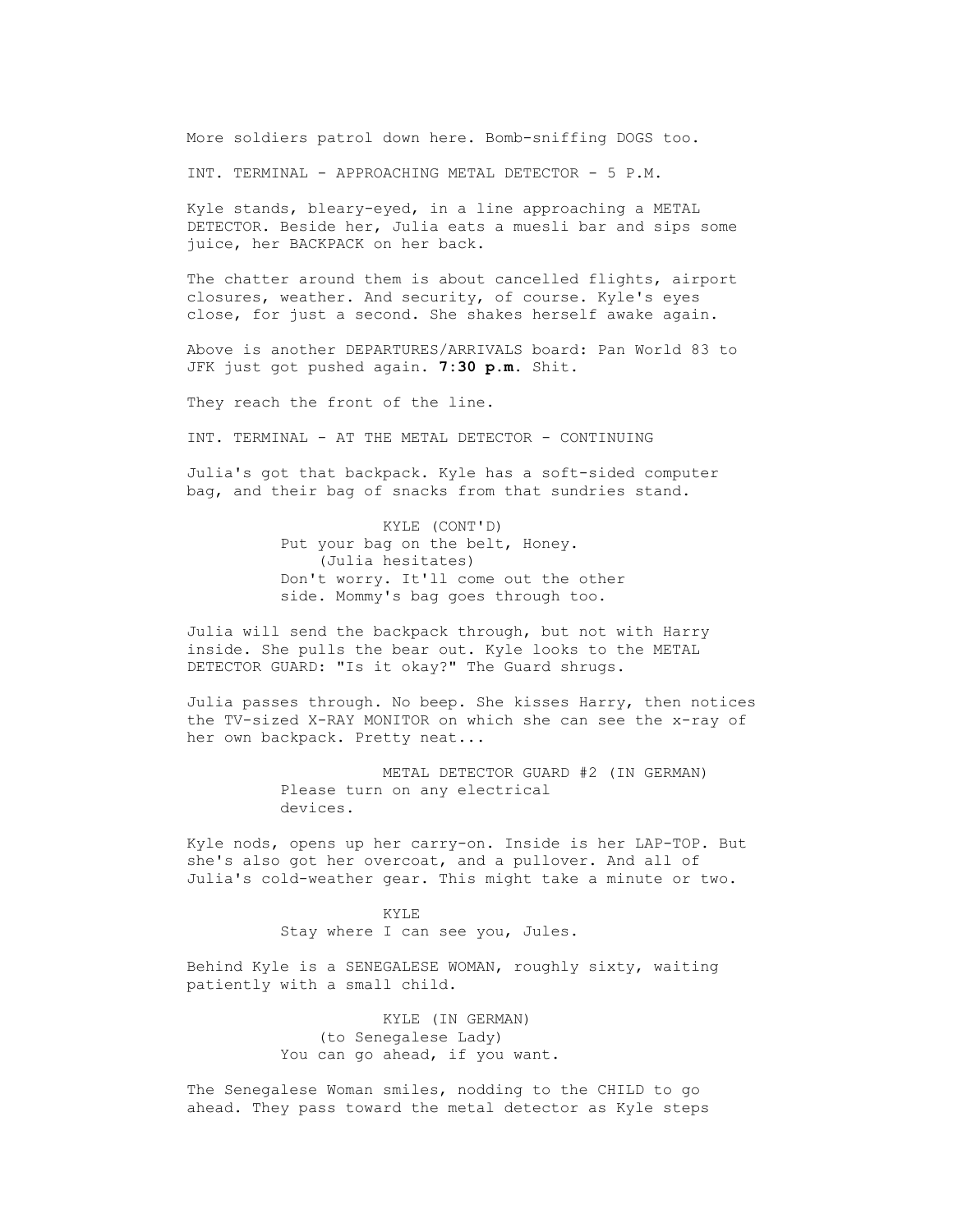More soldiers patrol down here. Bomb-sniffing DOGS too.

INT. TERMINAL - APPROACHING METAL DETECTOR - 5 P.M.

Kyle stands, bleary-eyed, in a line approaching a METAL DETECTOR. Beside her, Julia eats a muesli bar and sips some juice, her BACKPACK on her back.

The chatter around them is about cancelled flights, airport closures, weather. And security, of course. Kyle's eyes close, for just a second. She shakes herself awake again.

Above is another DEPARTURES/ARRIVALS board: Pan World 83 to JFK just got pushed again. **7:30 p.m.** Shit.

They reach the front of the line.

INT. TERMINAL - AT THE METAL DETECTOR - CONTINUING

Julia's got that backpack. Kyle has a soft-sided computer bag, and their bag of snacks from that sundries stand.

KYLE (CONT'D)
Put your bag on the belt, Honey.
(Julia hesitates)
Don't worry. It'll come out the other side. Mommy's bag goes through too.

Julia will send the backpack through, but not with Harry inside. She pulls the bear out. Kyle looks to the METAL DETECTOR GUARD: "Is it okay?" The Guard shrugs.

Julia passes through. No beep. She kisses Harry, then notices the TV-sized X-RAY MONITOR on which she can see the x-ray of her own backpack. Pretty neat...

METAL DETECTOR GUARD #2 (IN GERMAN)
Please turn on any electrical devices.

Kyle nods, opens up her carry-on. Inside is her LAP-TOP. But she's also got her overcoat, and a pullover. And all of Julia's cold-weather gear. This might take a minute or two.

KYLE
Stay where I can see you, Jules.

Behind Kyle is a SENEGALESE WOMAN, roughly sixty, waiting patiently with a small child.

KYLE (IN GERMAN)
(to Senegalese Lady)
You can go ahead, if you want.

The Senegalese Woman smiles, nodding to the CHILD to go ahead. They pass toward the metal detector as Kyle steps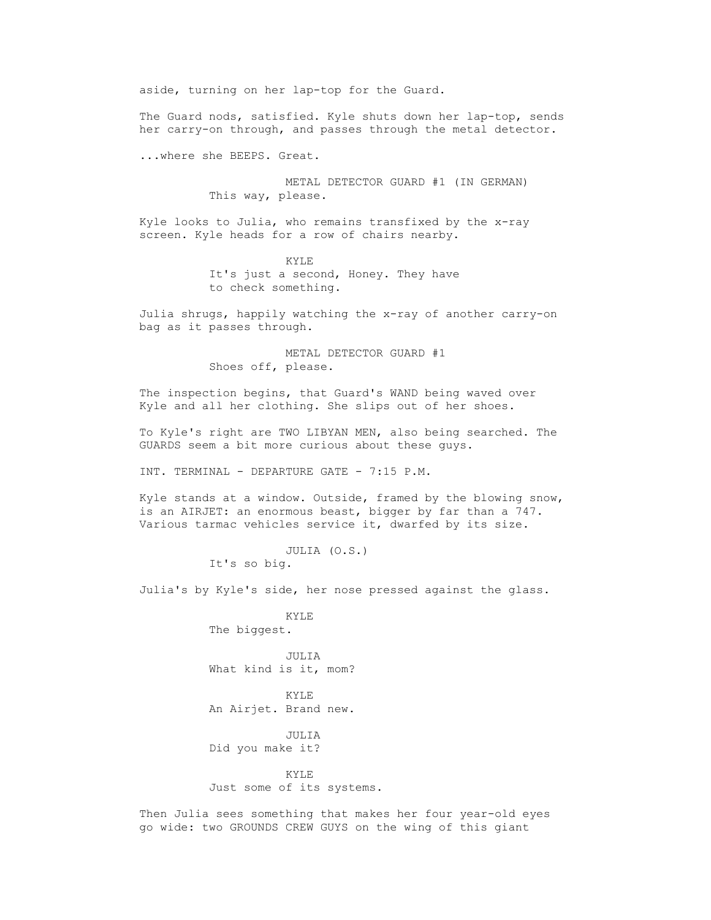aside, turning on her lap-top for the Guard.

The Guard nods, satisfied. Kyle shuts down her lap-top, sends her carry-on through, and passes through the metal detector.

...where she BEEPS. Great.

METAL DETECTOR GUARD #1 (IN GERMAN)
This way, please.

Kyle looks to Julia, who remains transfixed by the x-ray screen. Kyle heads for a row of chairs nearby.

KYLE
It's just a second, Honey. They have to check something.

Julia shrugs, happily watching the x-ray of another carry-on bag as it passes through.

METAL DETECTOR GUARD #1
Shoes off, please.

The inspection begins, that Guard's WAND being waved over Kyle and all her clothing. She slips out of her shoes.

To Kyle's right are TWO LIBYAN MEN, also being searched. The GUARDS seem a bit more curious about these guys.

INT. TERMINAL - DEPARTURE GATE - 7:15 P.M.

Kyle stands at a window. Outside, framed by the blowing snow, is an AIRJET: an enormous beast, bigger by far than a 747. Various tarmac vehicles service it, dwarfed by its size.

JULIA (O.S.)
It's so big.

Julia's by Kyle's side, her nose pressed against the glass.

KYLE
The biggest.

JULIA
What kind is it, mom?

KYLE
An Airjet. Brand new.

JULIA
Did you make it?

KYLE
Just some of its systems.

Then Julia sees something that makes her four year-old eyes go wide: two GROUNDS CREW GUYS on the wing of this giant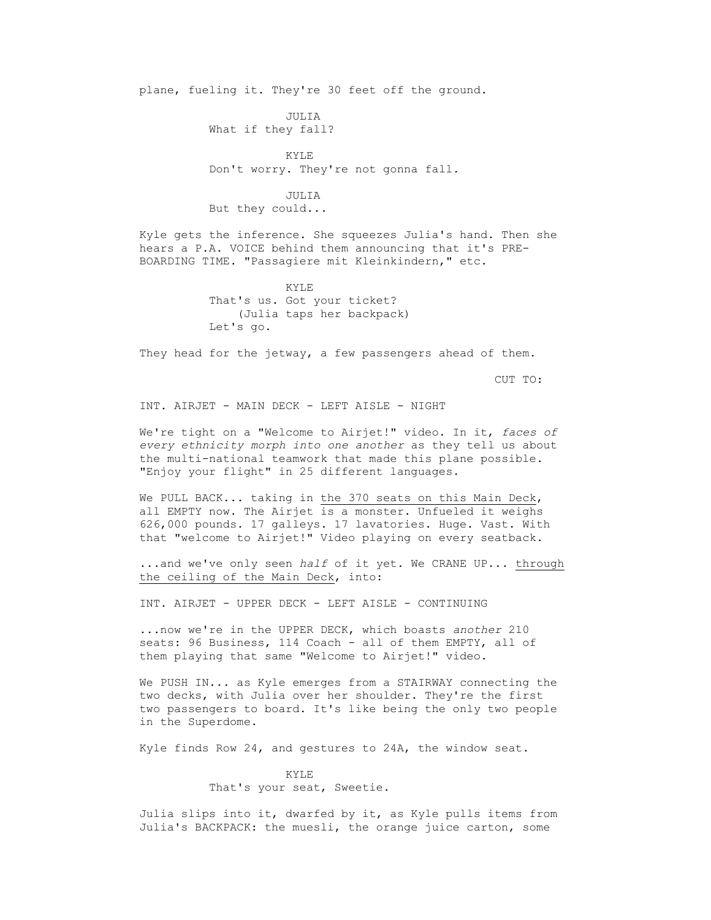plane, fueling it. They're 30 feet off the ground.

JULIA
What if they fall?

KYLE
Don't worry. They're not gonna fall.

JULIA
But they could...

Kyle gets the inference. She squeezes Julia's hand. Then she hears a P.A. VOICE behind them announcing that it's PRE-BOARDING TIME. "Passagiere mit Kleinkindern," etc.

KYLE
That's us. Got your ticket?
(Julia taps her backpack)
Let's go.

They head for the jetway, a few passengers ahead of them.

CUT TO:

INT. AIRJET - MAIN DECK - LEFT AISLE - NIGHT

We're tight on a "Welcome to Airjet!" video. In it, *faces of every ethnicity morph into one another* as they tell us about the multi-national teamwork that made this plane possible. "Enjoy your flight" in 25 different languages.

We PULL BACK... taking in <u>the 370 seats on this Main Deck</u>, all EMPTY now. The Airjet is a monster. Unfueled it weighs 626,000 pounds. 17 galleys. 17 lavatories. Huge. Vast. With that "welcome to Airjet!" Video playing on every seatback.

...and we've only seen *half* of it yet. We CRANE UP... <u>through the ceiling of the Main Deck</u>, into:

INT. AIRJET - UPPER DECK - LEFT AISLE - CONTINUING

...now we're in the UPPER DECK, which boasts *another* 210 seats: 96 Business, 114 Coach - all of them EMPTY, all of them playing that same "Welcome to Airjet!" video.

We PUSH IN... as Kyle emerges from a STAIRWAY connecting the two decks, with Julia over her shoulder. They're the first two passengers to board. It's like being the only two people in the Superdome.

Kyle finds Row 24, and gestures to 24A, the window seat.

KYLE
That's your seat, Sweetie.

Julia slips into it, dwarfed by it, as Kyle pulls items from Julia's BACKPACK: the muesli, the orange juice carton, some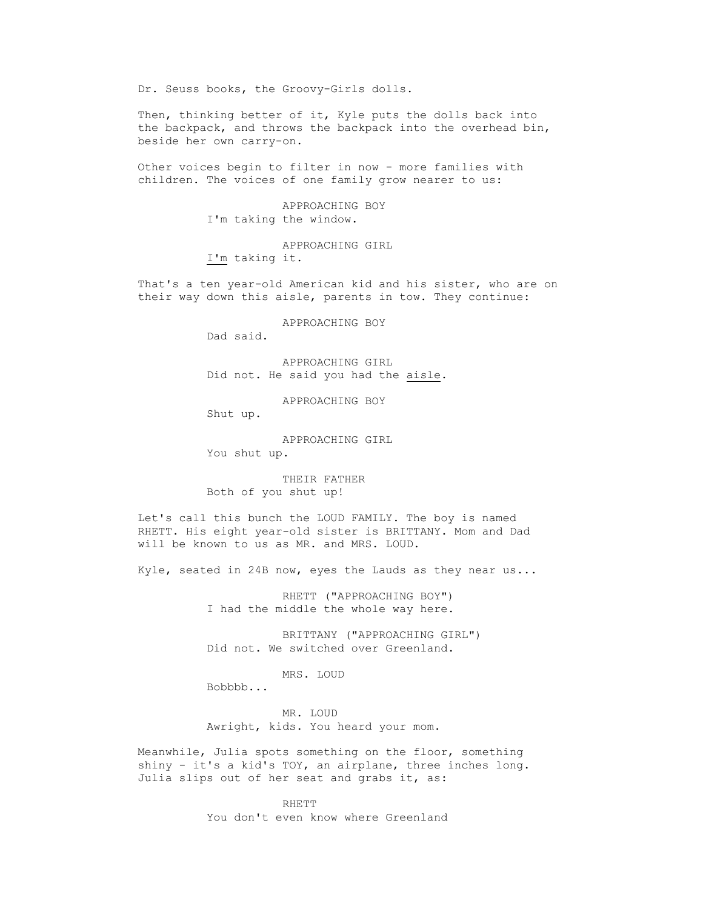Dr. Seuss books, the Groovy-Girls dolls.

Then, thinking better of it, Kyle puts the dolls back into the backpack, and throws the backpack into the overhead bin, beside her own carry-on.

Other voices begin to filter in now - more families with children. The voices of one family grow nearer to us:

APPROACHING BOY
I'm taking the window.

APPROACHING GIRL
I'm taking it.

That's a ten year-old American kid and his sister, who are on their way down this aisle, parents in tow. They continue:

APPROACHING BOY
Dad said.

APPROACHING GIRL
Did not. He said you had the aisle.

APPROACHING BOY
Shut up.

APPROACHING GIRL
You shut up.

THEIR FATHER
Both of you shut up!

Let's call this bunch the LOUD FAMILY. The boy is named RHETT. His eight year-old sister is BRITTANY. Mom and Dad will be known to us as MR. and MRS. LOUD.

Kyle, seated in 24B now, eyes the Lauds as they near us...

RHETT ("APPROACHING BOY")
I had the middle the whole way here.

BRITTANY ("APPROACHING GIRL")
Did not. We switched over Greenland.

MRS. LOUD
Bobbbb...

MR. LOUD
Awright, kids. You heard your mom.

Meanwhile, Julia spots something on the floor, something shiny - it's a kid's TOY, an airplane, three inches long. Julia slips out of her seat and grabs it, as:

RHETT
You don't even know where Greenland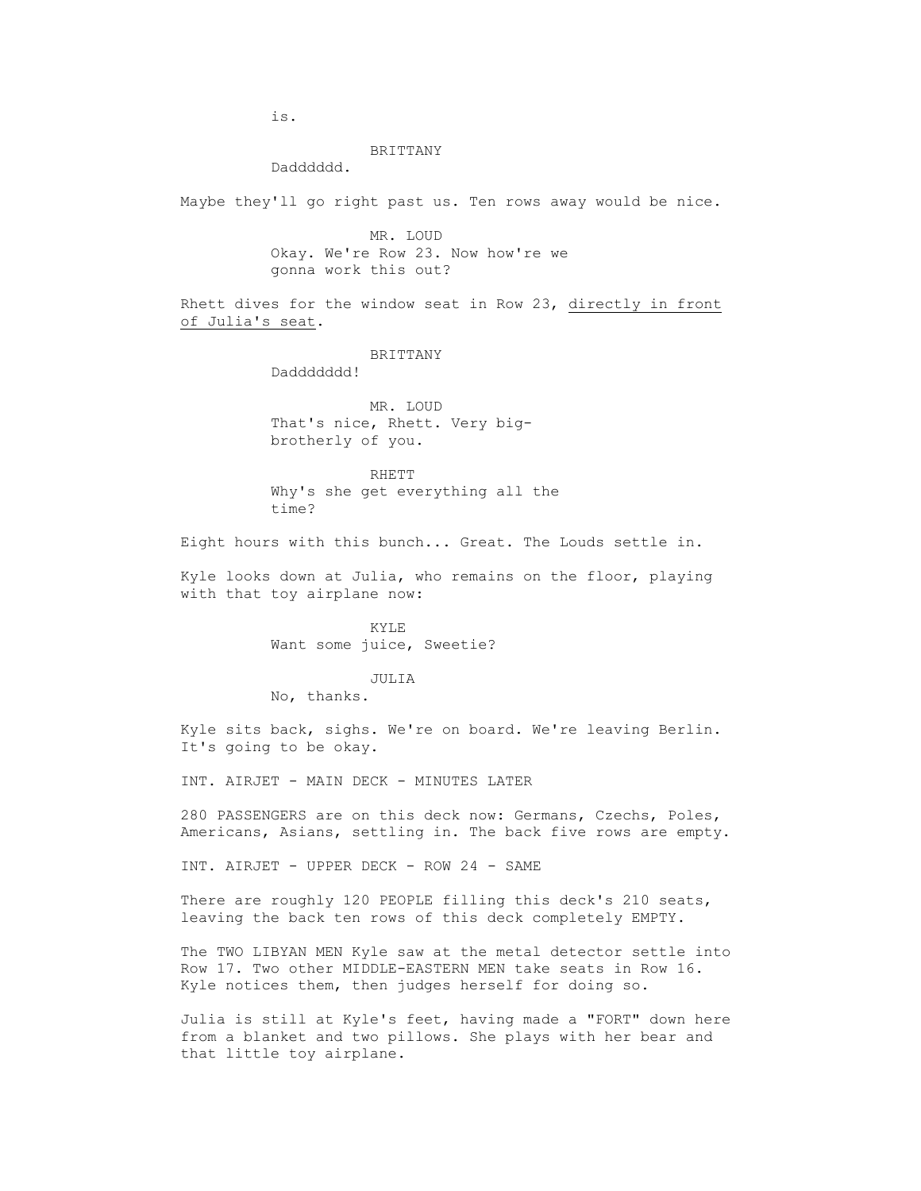is.

BRITTANY
Daddddd.

Maybe they'll go right past us. Ten rows away would be nice.

MR. LOUD
Okay. We're Row 23. Now how're we gonna work this out?

Rhett dives for the window seat in Row 23, <u>directly in front of Julia's seat</u>.

BRITTANY
Dadddddd!

MR. LOUD
That's nice, Rhett. Very big-brotherly of you.

RHETT
Why's she get everything all the time?

Eight hours with this bunch... Great. The Louds settle in.

Kyle looks down at Julia, who remains on the floor, playing with that toy airplane now:

KYLE
Want some juice, Sweetie?

JULIA
No, thanks.

Kyle sits back, sighs. We're on board. We're leaving Berlin. It's going to be okay.

INT. AIRJET - MAIN DECK - MINUTES LATER

280 PASSENGERS are on this deck now: Germans, Czechs, Poles, Americans, Asians, settling in. The back five rows are empty.

INT. AIRJET - UPPER DECK - ROW 24 - SAME

There are roughly 120 PEOPLE filling this deck's 210 seats, leaving the back ten rows of this deck completely EMPTY.

The TWO LIBYAN MEN Kyle saw at the metal detector settle into Row 17. Two other MIDDLE-EASTERN MEN take seats in Row 16. Kyle notices them, then judges herself for doing so.

Julia is still at Kyle's feet, having made a "FORT" down here from a blanket and two pillows. She plays with her bear and that little toy airplane.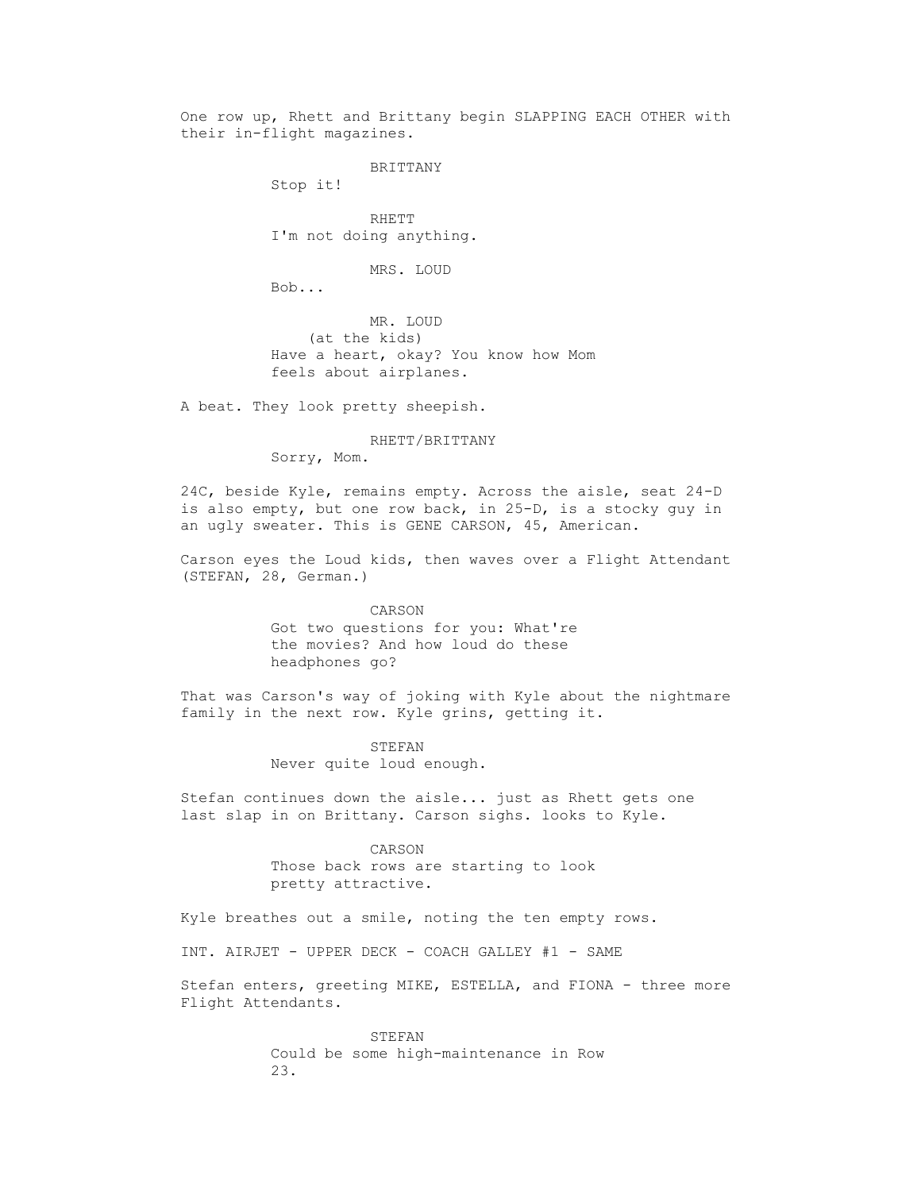One row up, Rhett and Brittany begin SLAPPING EACH OTHER with their in-flight magazines.

BRITTANY
Stop it!

RHETT
I'm not doing anything.

MRS. LOUD
Bob...

MR. LOUD
(at the kids)
Have a heart, okay? You know how Mom feels about airplanes.

A beat. They look pretty sheepish.

RHETT/BRITTANY
Sorry, Mom.

24C, beside Kyle, remains empty. Across the aisle, seat 24-D is also empty, but one row back, in 25-D, is a stocky guy in an ugly sweater. This is GENE CARSON, 45, American.

Carson eyes the Loud kids, then waves over a Flight Attendant (STEFAN, 28, German.)

CARSON
Got two questions for you: What're the movies? And how loud do these headphones go?

That was Carson's way of joking with Kyle about the nightmare family in the next row. Kyle grins, getting it.

STEFAN
Never quite loud enough.

Stefan continues down the aisle... just as Rhett gets one last slap in on Brittany. Carson sighs. looks to Kyle.

CARSON
Those back rows are starting to look pretty attractive.

Kyle breathes out a smile, noting the ten empty rows.

INT. AIRJET - UPPER DECK - COACH GALLEY #1 - SAME

Stefan enters, greeting MIKE, ESTELLA, and FIONA - three more Flight Attendants.

STEFAN
Could be some high-maintenance in Row 23.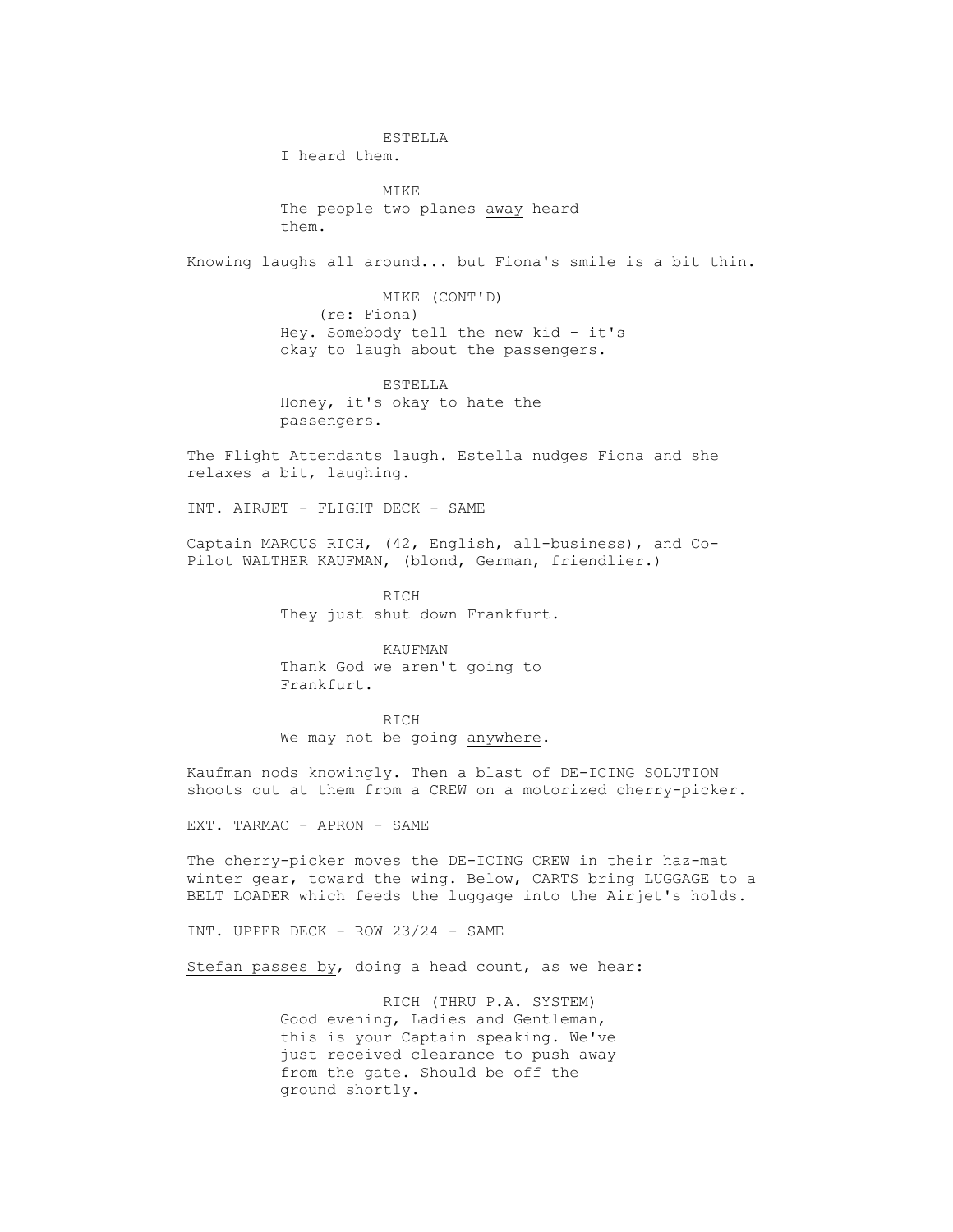ESTELLA
I heard them.

MIKE
The people two planes <u>away</u> heard them.

Knowing laughs all around... but Fiona's smile is a bit thin.

MIKE (CONT'D)
(re: Fiona)
Hey. Somebody tell the new kid - it's okay to laugh about the passengers.

ESTELLA
Honey, it's okay to <u>hate</u> the passengers.

The Flight Attendants laugh. Estella nudges Fiona and she relaxes a bit, laughing.

INT. AIRJET - FLIGHT DECK - SAME

Captain MARCUS RICH, (42, English, all-business), and Co-Pilot WALTHER KAUFMAN, (blond, German, friendlier.)

RICH
They just shut down Frankfurt.

KAUFMAN
Thank God we aren't going to Frankfurt.

RICH
We may not be going <u>anywhere</u>.

Kaufman nods knowingly. Then a blast of DE-ICING SOLUTION shoots out at them from a CREW on a motorized cherry-picker.

EXT. TARMAC - APRON - SAME

The cherry-picker moves the DE-ICING CREW in their haz-mat winter gear, toward the wing. Below, CARTS bring LUGGAGE to a BELT LOADER which feeds the luggage into the Airjet's holds.

INT. UPPER DECK - ROW 23/24 - SAME

<u>Stefan passes by</u>, doing a head count, as we hear:

RICH (THRU P.A. SYSTEM)
Good evening, Ladies and Gentleman, this is your Captain speaking. We've just received clearance to push away from the gate. Should be off the ground shortly.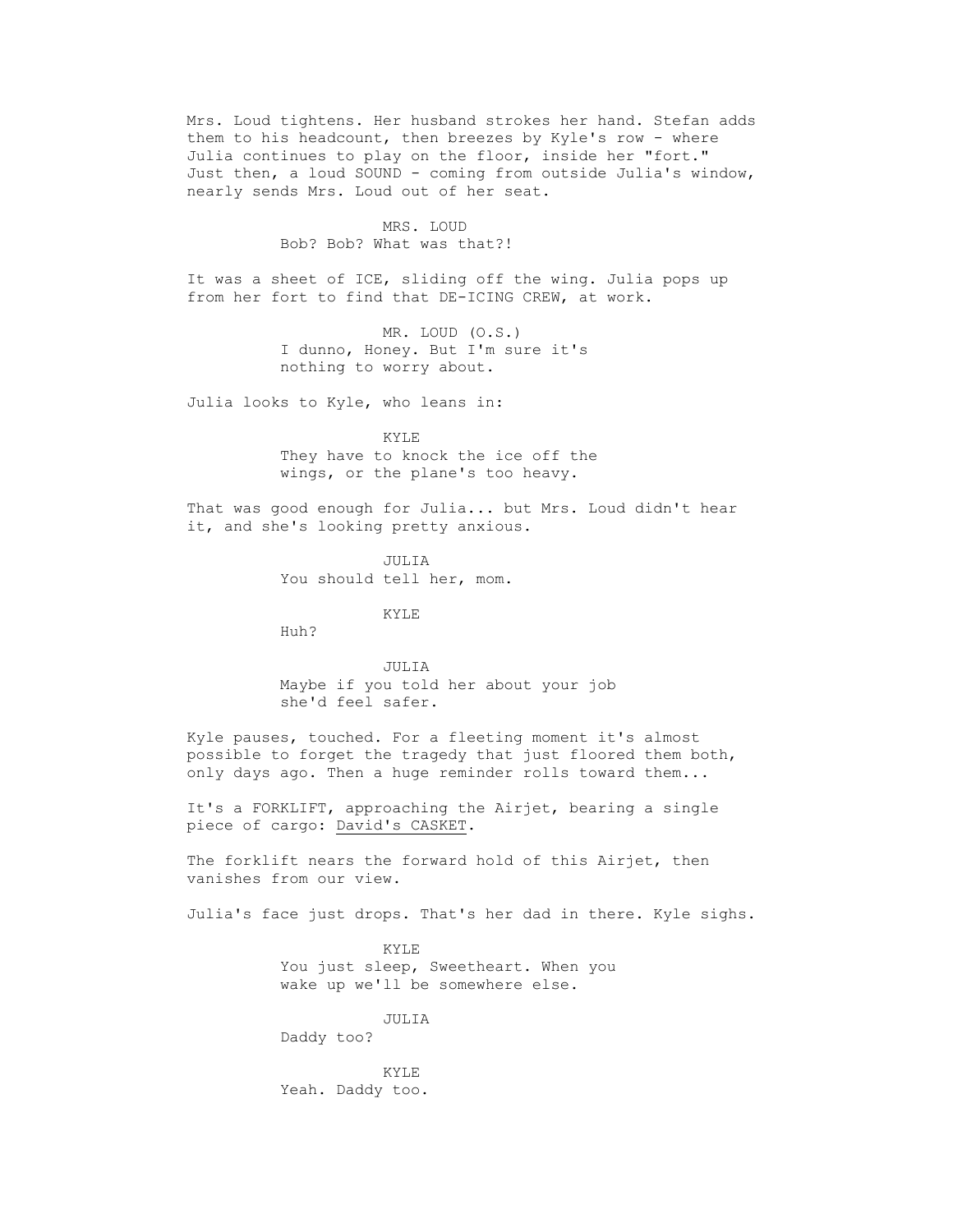Mrs. Loud tightens. Her husband strokes her hand. Stefan adds them to his headcount, then breezes by Kyle's row - where Julia continues to play on the floor, inside her "fort." Just then, a loud SOUND - coming from outside Julia's window, nearly sends Mrs. Loud out of her seat.

MRS. LOUD
Bob? Bob? What was that?!

It was a sheet of ICE, sliding off the wing. Julia pops up from her fort to find that DE-ICING CREW, at work.

MR. LOUD (O.S.)
I dunno, Honey. But I'm sure it's nothing to worry about.

Julia looks to Kyle, who leans in:

KYLE
They have to knock the ice off the wings, or the plane's too heavy.

That was good enough for Julia... but Mrs. Loud didn't hear it, and she's looking pretty anxious.

JULIA
You should tell her, mom.

KYLE
Huh?

JULIA
Maybe if you told her about your job she'd feel safer.

Kyle pauses, touched. For a fleeting moment it's almost possible to forget the tragedy that just floored them both, only days ago. Then a huge reminder rolls toward them...

It's a FORKLIFT, approaching the Airjet, bearing a single piece of cargo: <u>David's CASKET</u>.

The forklift nears the forward hold of this Airjet, then vanishes from our view.

Julia's face just drops. That's her dad in there. Kyle sighs.

KYLE
You just sleep, Sweetheart. When you wake up we'll be somewhere else.

JULIA
Daddy too?

KYLE
Yeah. Daddy too.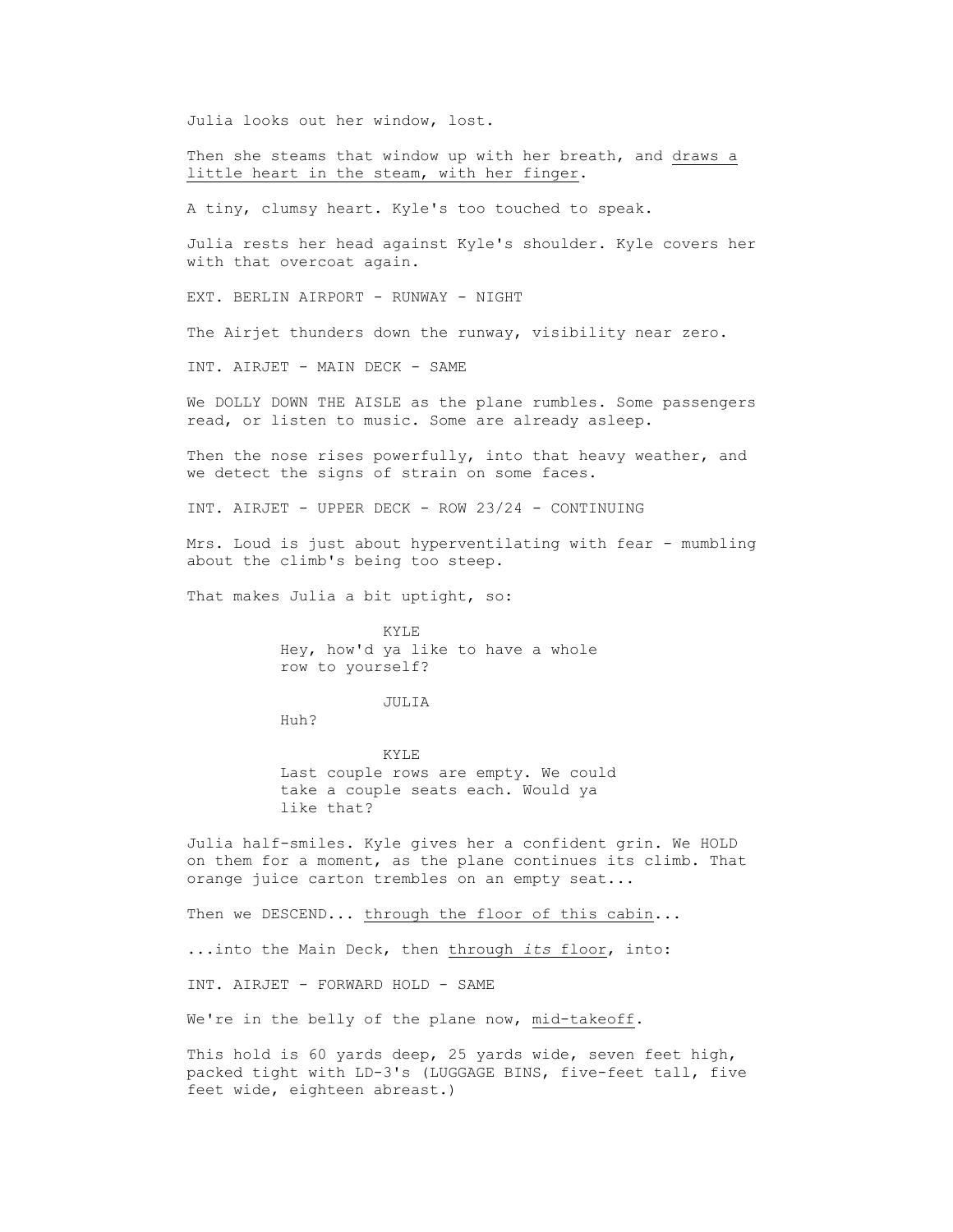Julia looks out her window, lost.

Then she steams that window up with her breath, and <u>draws a little heart in the steam, with her finger</u>.

A tiny, clumsy heart. Kyle's too touched to speak.

Julia rests her head against Kyle's shoulder. Kyle covers her with that overcoat again.

EXT. BERLIN AIRPORT - RUNWAY - NIGHT

The Airjet thunders down the runway, visibility near zero.

INT. AIRJET - MAIN DECK - SAME

We DOLLY DOWN THE AISLE as the plane rumbles. Some passengers read, or listen to music. Some are already asleep.

Then the nose rises powerfully, into that heavy weather, and we detect the signs of strain on some faces.

INT. AIRJET - UPPER DECK - ROW 23/24 - CONTINUING

Mrs. Loud is just about hyperventilating with fear - mumbling about the climb's being too steep.

That makes Julia a bit uptight, so:

KYLE
Hey, how'd ya like to have a whole row to yourself?

JULIA
Huh?

KYLE
Last couple rows are empty. We could take a couple seats each. Would ya like that?

Julia half-smiles. Kyle gives her a confident grin. We HOLD on them for a moment, as the plane continues its climb. That orange juice carton trembles on an empty seat...

Then we DESCEND... <u>through the floor of this cabin</u>...

...into the Main Deck, then <u>through *its* floor</u>, into:

INT. AIRJET - FORWARD HOLD - SAME

We're in the belly of the plane now, <u>mid-takeoff</u>.

This hold is 60 yards deep, 25 yards wide, seven feet high, packed tight with LD-3's (LUGGAGE BINS, five-feet tall, five feet wide, eighteen abreast.)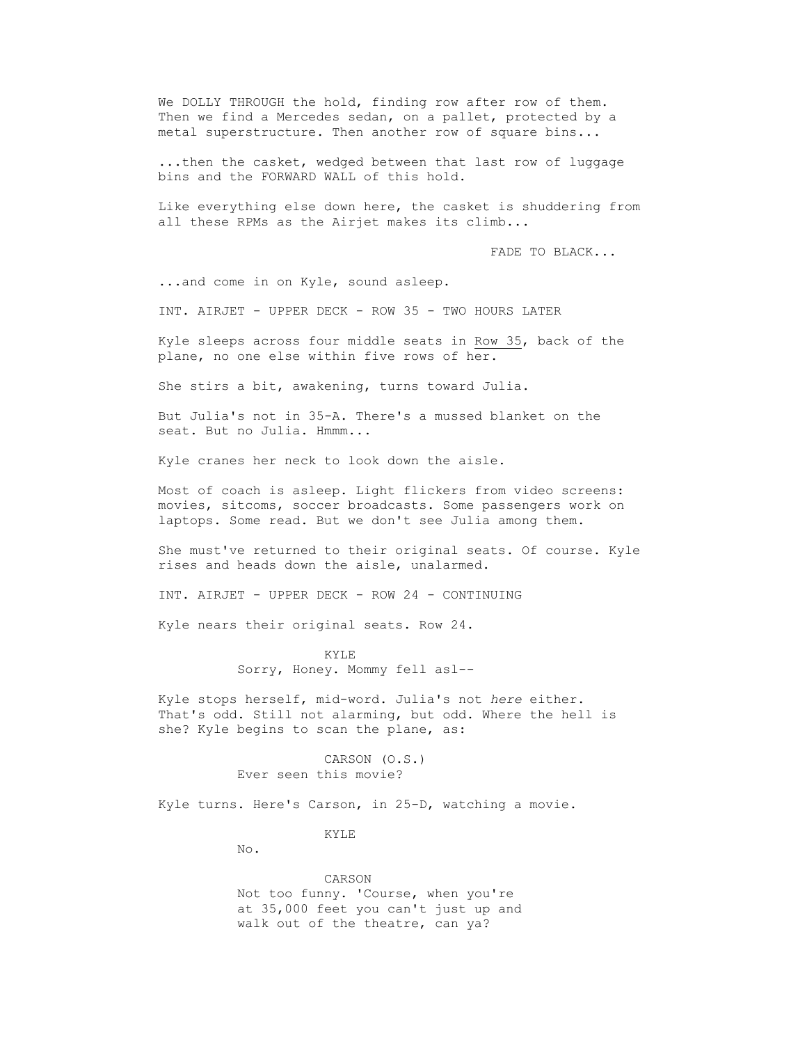We DOLLY THROUGH the hold, finding row after row of them. Then we find a Mercedes sedan, on a pallet, protected by a metal superstructure. Then another row of square bins...

...then the casket, wedged between that last row of luggage bins and the FORWARD WALL of this hold.

Like everything else down here, the casket is shuddering from all these RPMs as the Airjet makes its climb...

FADE TO BLACK...

...and come in on Kyle, sound asleep.

INT. AIRJET - UPPER DECK - ROW 35 - TWO HOURS LATER

Kyle sleeps across four middle seats in Row 35, back of the plane, no one else within five rows of her.

She stirs a bit, awakening, turns toward Julia.

But Julia's not in 35-A. There's a mussed blanket on the seat. But no Julia. Hmmm...

Kyle cranes her neck to look down the aisle.

Most of coach is asleep. Light flickers from video screens: movies, sitcoms, soccer broadcasts. Some passengers work on laptops. Some read. But we don't see Julia among them.

She must've returned to their original seats. Of course. Kyle rises and heads down the aisle, unalarmed.

INT. AIRJET - UPPER DECK - ROW 24 - CONTINUING

Kyle nears their original seats. Row 24.

KYLE
Sorry, Honey. Mommy fell asl--

Kyle stops herself, mid-word. Julia's not *here* either. That's odd. Still not alarming, but odd. Where the hell is she? Kyle begins to scan the plane, as:

CARSON (O.S.)
Ever seen this movie?

Kyle turns. Here's Carson, in 25-D, watching a movie.

KYLE
No.

CARSON
Not too funny. 'Course, when you're at 35,000 feet you can't just up and walk out of the theatre, can ya?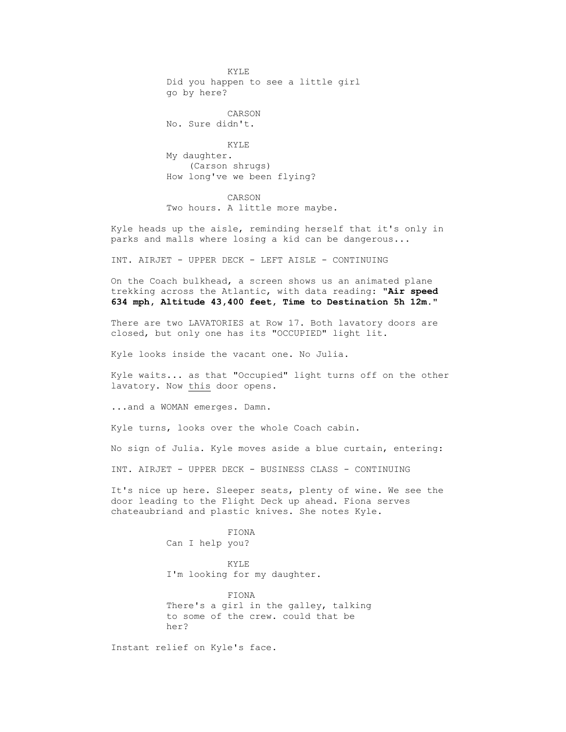KYLE
Did you happen to see a little girl go by here?

CARSON
No. Sure didn't.

KYLE
My daughter.
(Carson shrugs)
How long've we been flying?

CARSON
Two hours. A little more maybe.

Kyle heads up the aisle, reminding herself that it's only in parks and malls where losing a kid can be dangerous...

INT. AIRJET - UPPER DECK - LEFT AISLE - CONTINUING

On the Coach bulkhead, a screen shows us an animated plane trekking across the Atlantic, with data reading: "**Air speed 634 mph, Altitude 43,400 feet, Time to Destination 5h 12m.**"

There are two LAVATORIES at Row 17. Both lavatory doors are closed, but only one has its "OCCUPIED" light lit.

Kyle looks inside the vacant one. No Julia.

Kyle waits... as that "Occupied" light turns off on the other lavatory. Now <u>this</u> door opens.

...and a WOMAN emerges. Damn.

Kyle turns, looks over the whole Coach cabin.

No sign of Julia. Kyle moves aside a blue curtain, entering:

INT. AIRJET - UPPER DECK - BUSINESS CLASS - CONTINUING

It's nice up here. Sleeper seats, plenty of wine. We see the door leading to the Flight Deck up ahead. Fiona serves chateaubriand and plastic knives. She notes Kyle.

FIONA
Can I help you?

KYLE
I'm looking for my daughter.

FIONA
There's a girl in the galley, talking to some of the crew. could that be her?

Instant relief on Kyle's face.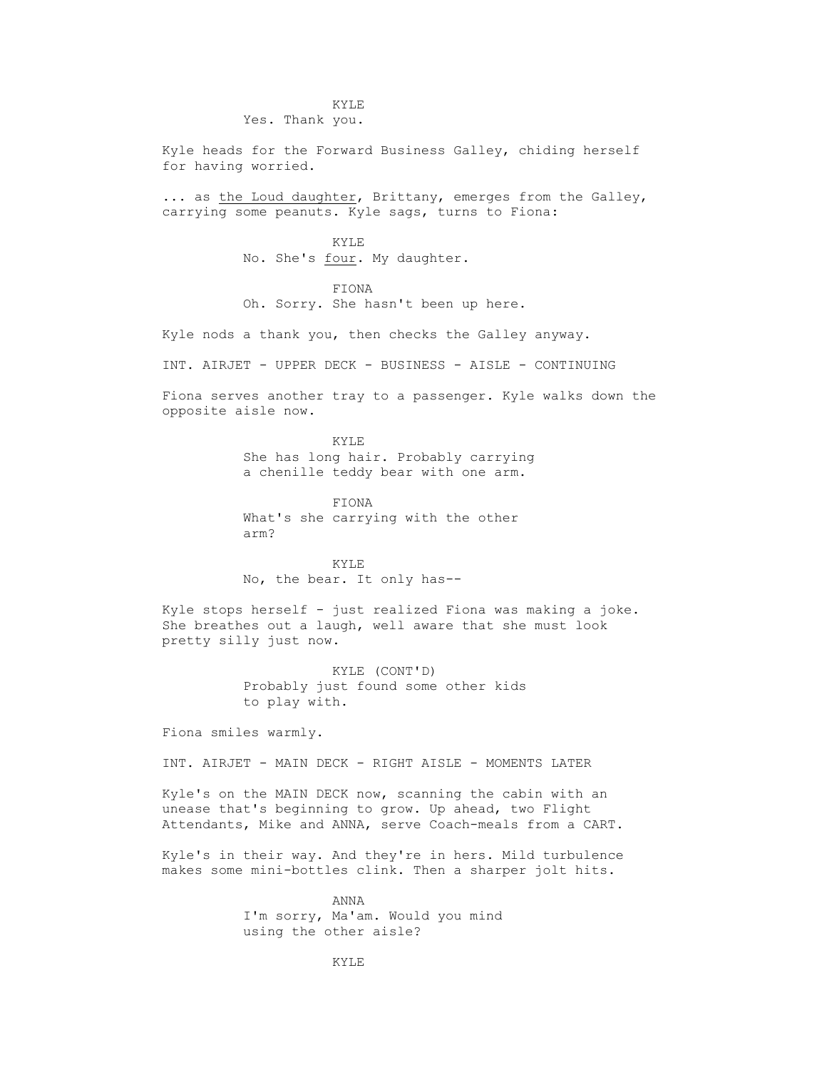KYLE
Yes. Thank you.

Kyle heads for the Forward Business Galley, chiding herself for having worried.

... as the Loud daughter, Brittany, emerges from the Galley, carrying some peanuts. Kyle sags, turns to Fiona:

KYLE
No. She's four. My daughter.

FIONA
Oh. Sorry. She hasn't been up here.

Kyle nods a thank you, then checks the Galley anyway.

INT. AIRJET - UPPER DECK - BUSINESS - AISLE - CONTINUING

Fiona serves another tray to a passenger. Kyle walks down the opposite aisle now.

KYLE
She has long hair. Probably carrying a chenille teddy bear with one arm.

FIONA
What's she carrying with the other arm?

KYLE
No, the bear. It only has--

Kyle stops herself - just realized Fiona was making a joke. She breathes out a laugh, well aware that she must look pretty silly just now.

KYLE (CONT'D)
Probably just found some other kids to play with.

Fiona smiles warmly.

INT. AIRJET - MAIN DECK - RIGHT AISLE - MOMENTS LATER

Kyle's on the MAIN DECK now, scanning the cabin with an unease that's beginning to grow. Up ahead, two Flight Attendants, Mike and ANNA, serve Coach-meals from a CART.

Kyle's in their way. And they're in hers. Mild turbulence makes some mini-bottles clink. Then a sharper jolt hits.

ANNA
I'm sorry, Ma'am. Would you mind using the other aisle?

KYLE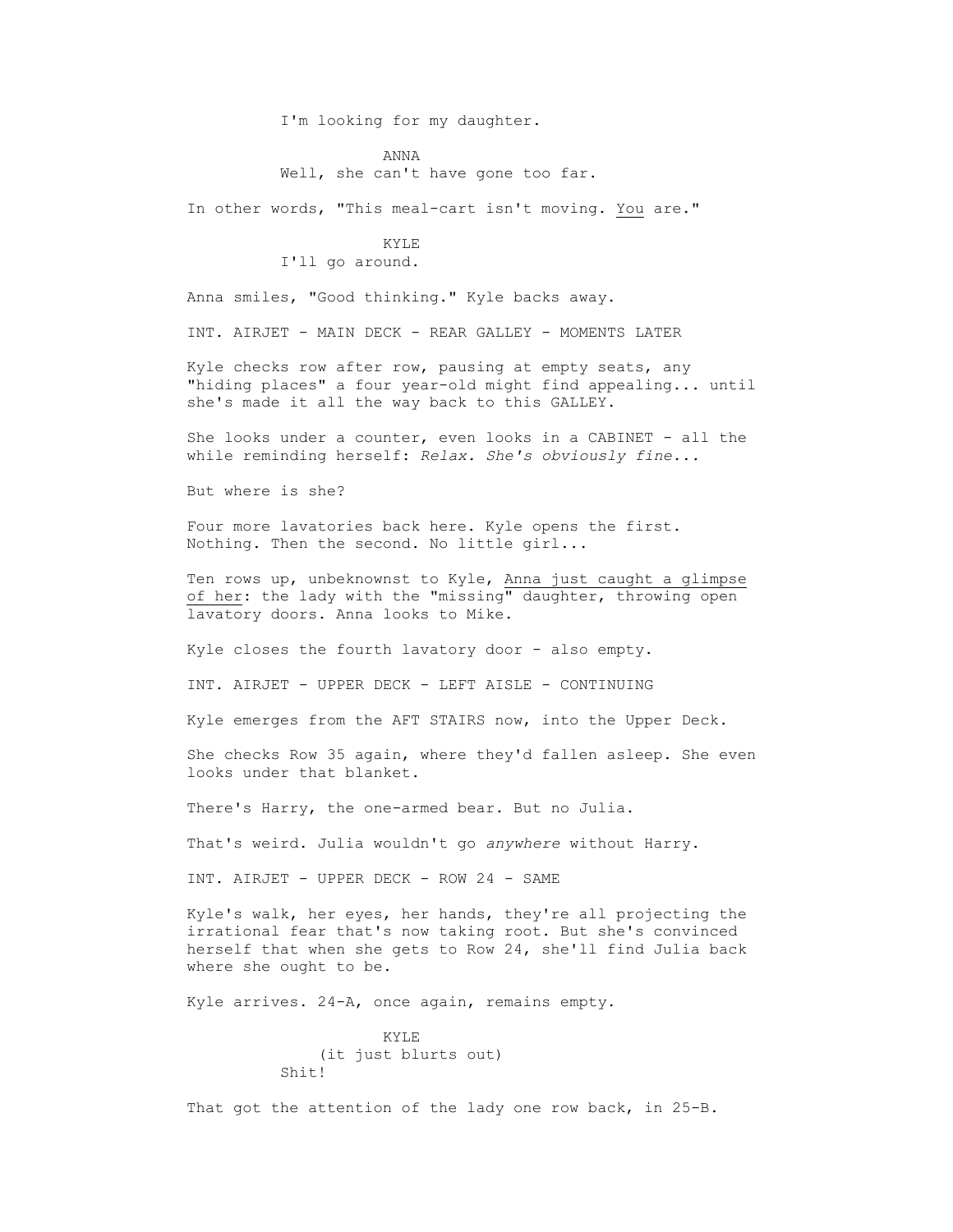I'm looking for my daughter.

ANNA
Well, she can't have gone too far.

In other words, "This meal-cart isn't moving. <u>You</u> are."

KYLE
I'll go around.

Anna smiles, "Good thinking." Kyle backs away.

INT. AIRJET - MAIN DECK - REAR GALLEY - MOMENTS LATER

Kyle checks row after row, pausing at empty seats, any "hiding places" a four year-old might find appealing... until she's made it all the way back to this GALLEY.

She looks under a counter, even looks in a CABINET - all the while reminding herself: *Relax. She's obviously fine...*

But where is she?

Four more lavatories back here. Kyle opens the first. Nothing. Then the second. No little girl...

Ten rows up, unbeknownst to Kyle, <u>Anna just caught a glimpse of her</u>: the lady with the "missing" daughter, throwing open lavatory doors. Anna looks to Mike.

Kyle closes the fourth lavatory door - also empty.

INT. AIRJET - UPPER DECK - LEFT AISLE - CONTINUING

Kyle emerges from the AFT STAIRS now, into the Upper Deck.

She checks Row 35 again, where they'd fallen asleep. She even looks under that blanket.

There's Harry, the one-armed bear. But no Julia.

That's weird. Julia wouldn't go *anywhere* without Harry.

INT. AIRJET - UPPER DECK - ROW 24 - SAME

Kyle's walk, her eyes, her hands, they're all projecting the irrational fear that's now taking root. But she's convinced herself that when she gets to Row 24, she'll find Julia back where she ought to be.

Kyle arrives. 24-A, once again, remains empty.

KYLE
(it just blurts out)
Shit!

That got the attention of the lady one row back, in 25-B.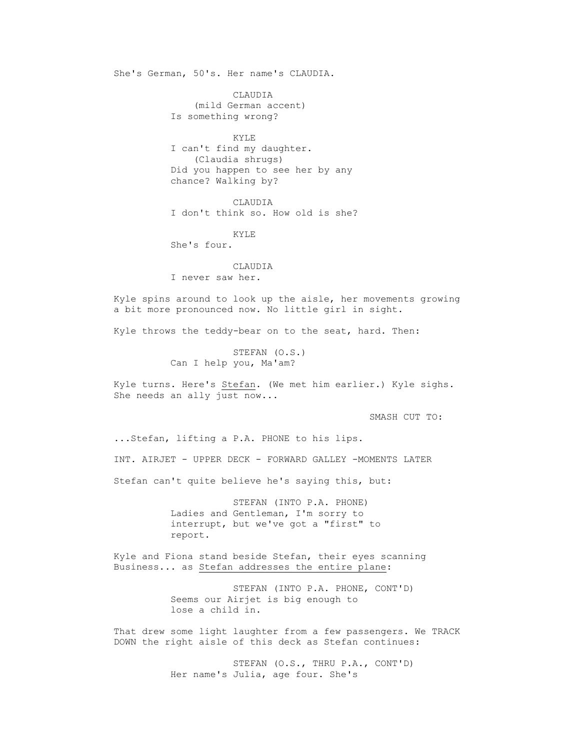She's German, 50's. Her name's CLAUDIA.

CLAUDIA
(mild German accent)
Is something wrong?

KYLE
I can't find my daughter.
(Claudia shrugs)
Did you happen to see her by any chance? Walking by?

CLAUDIA
I don't think so. How old is she?

KYLE
She's four.

CLAUDIA
I never saw her.

Kyle spins around to look up the aisle, her movements growing a bit more pronounced now. No little girl in sight.

Kyle throws the teddy-bear on to the seat, hard. Then:

STEFAN (O.S.)
Can I help you, Ma'am?

Kyle turns. Here's Stefan. (We met him earlier.) Kyle sighs. She needs an ally just now...

SMASH CUT TO:

...Stefan, lifting a P.A. PHONE to his lips.

INT. AIRJET - UPPER DECK - FORWARD GALLEY -MOMENTS LATER

Stefan can't quite believe he's saying this, but:

STEFAN (INTO P.A. PHONE)
Ladies and Gentleman, I'm sorry to interrupt, but we've got a "first" to report.

Kyle and Fiona stand beside Stefan, their eyes scanning Business... as Stefan addresses the entire plane:

STEFAN (INTO P.A. PHONE, CONT'D)
Seems our Airjet is big enough to lose a child in.

That drew some light laughter from a few passengers. We TRACK DOWN the right aisle of this deck as Stefan continues:

STEFAN (O.S., THRU P.A., CONT'D)
Her name's Julia, age four. She's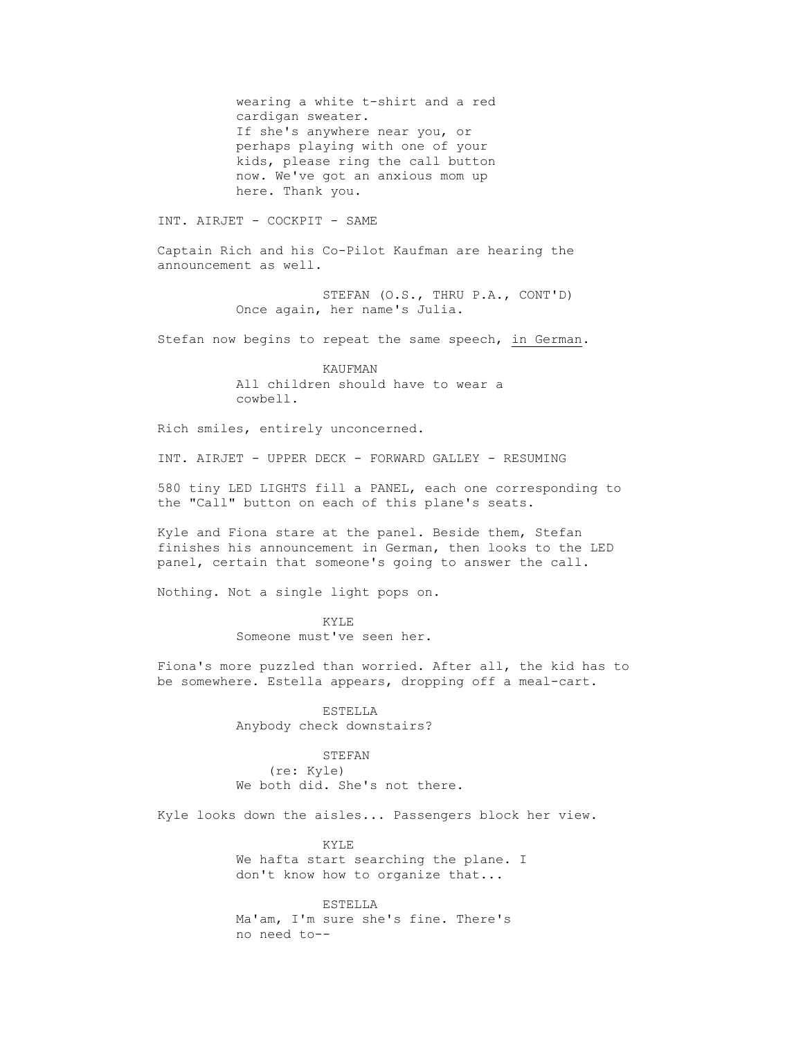wearing a white t-shirt and a red cardigan sweater.
If she's anywhere near you, or perhaps playing with one of your kids, please ring the call button now. We've got an anxious mom up here. Thank you.

INT. AIRJET - COCKPIT - SAME

Captain Rich and his Co-Pilot Kaufman are hearing the announcement as well.

STEFAN (O.S., THRU P.A., CONT'D)
Once again, her name's Julia.

Stefan now begins to repeat the same speech, <u>in German</u>.

KAUFMAN
All children should have to wear a cowbell.

Rich smiles, entirely unconcerned.

INT. AIRJET - UPPER DECK - FORWARD GALLEY - RESUMING

580 tiny LED LIGHTS fill a PANEL, each one corresponding to the "Call" button on each of this plane's seats.

Kyle and Fiona stare at the panel. Beside them, Stefan finishes his announcement in German, then looks to the LED panel, certain that someone's going to answer the call.

Nothing. Not a single light pops on.

KYLE
Someone must've seen her.

Fiona's more puzzled than worried. After all, the kid has to be somewhere. Estella appears, dropping off a meal-cart.

ESTELLA
Anybody check downstairs?

STEFAN
(re: Kyle)
We both did. She's not there.

Kyle looks down the aisles... Passengers block her view.

KYLE
We hafta start searching the plane. I don't know how to organize that...

ESTELLA
Ma'am, I'm sure she's fine. There's no need to--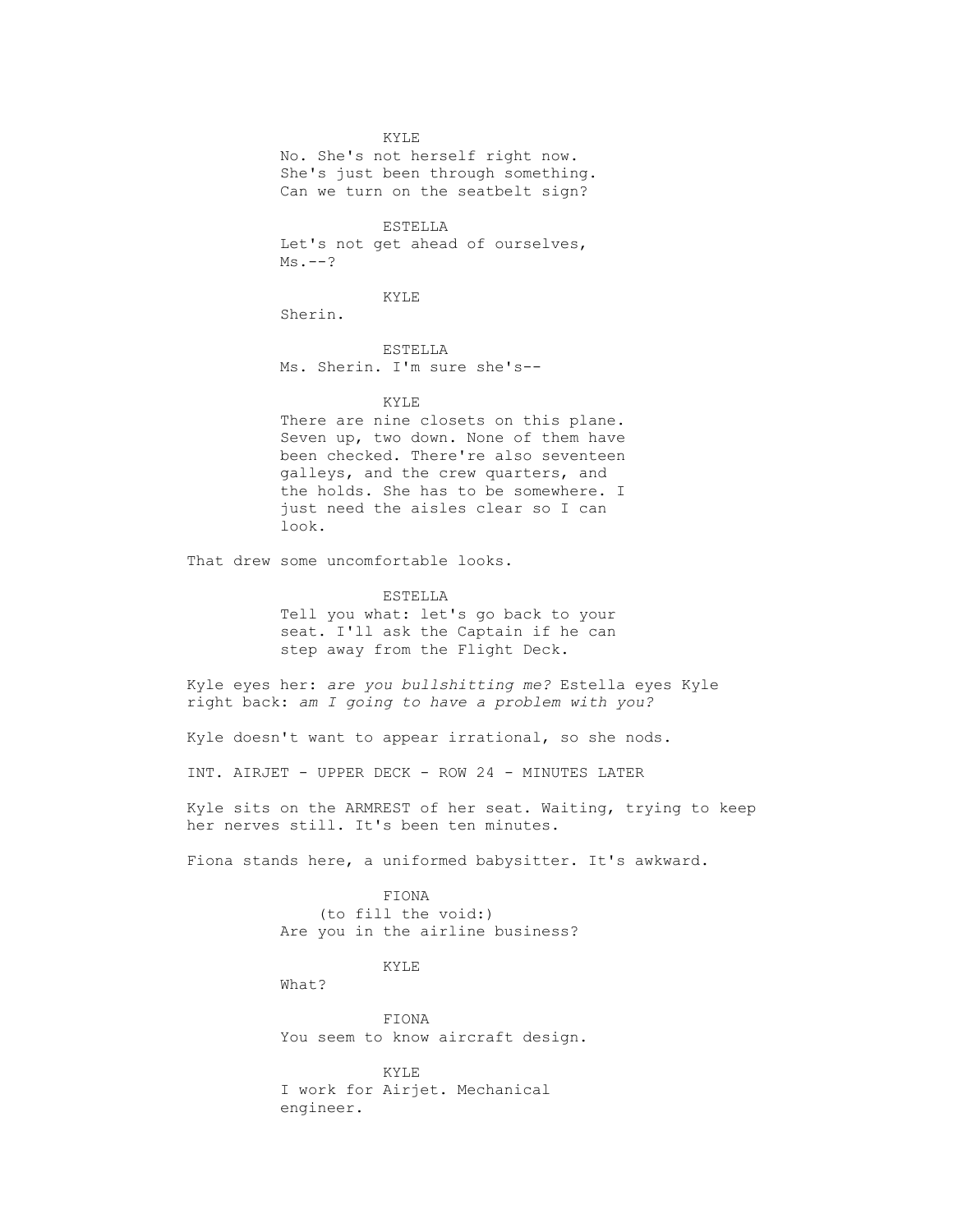KYLE
No. She's not herself right now. She's just been through something. Can we turn on the seatbelt sign?

ESTELLA
Let's not get ahead of ourselves, Ms.--?

KYLE
Sherin.

ESTELLA
Ms. Sherin. I'm sure she's--

KYLE
There are nine closets on this plane. Seven up, two down. None of them have been checked. There're also seventeen galleys, and the crew quarters, and the holds. She has to be somewhere. I just need the aisles clear so I can look.

That drew some uncomfortable looks.

ESTELLA
Tell you what: let's go back to your seat. I'll ask the Captain if he can step away from the Flight Deck.

Kyle eyes her: *are you bullshitting me?* Estella eyes Kyle right back: *am I going to have a problem with you?*

Kyle doesn't want to appear irrational, so she nods.

INT. AIRJET - UPPER DECK - ROW 24 - MINUTES LATER

Kyle sits on the ARMREST of her seat. Waiting, trying to keep her nerves still. It's been ten minutes.

Fiona stands here, a uniformed babysitter. It's awkward.

FIONA
(to fill the void:)
Are you in the airline business?

KYLE
What?

FIONA
You seem to know aircraft design.

KYLE
I work for Airjet. Mechanical engineer.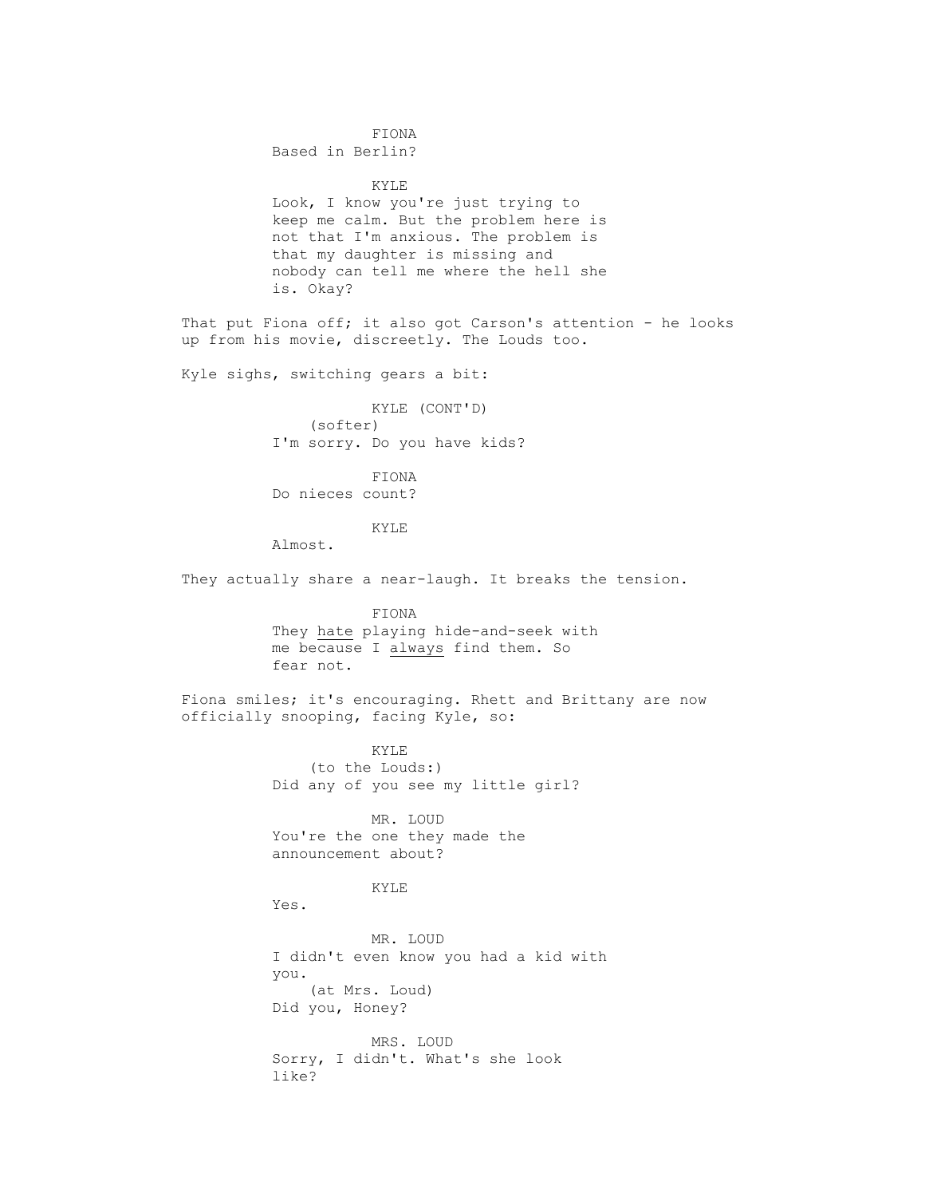FIONA
Based in Berlin?

KYLE
Look, I know you're just trying to keep me calm. But the problem here is not that I'm anxious. The problem is that my daughter is missing and nobody can tell me where the hell she is. Okay?

That put Fiona off; it also got Carson's attention - he looks up from his movie, discreetly. The Louds too.

Kyle sighs, switching gears a bit:

KYLE (CONT'D)
(softer)
I'm sorry. Do you have kids?

FIONA
Do nieces count?

KYLE
Almost.

They actually share a near-laugh. It breaks the tension.

FIONA
They <u>hate</u> playing hide-and-seek with me because I <u>always</u> find them. So fear not.

Fiona smiles; it's encouraging. Rhett and Brittany are now officially snooping, facing Kyle, so:

KYLE
(to the Louds:)
Did any of you see my little girl?

MR. LOUD
You're the one they made the announcement about?

KYLE
Yes.

MR. LOUD
I didn't even know you had a kid with you.
(at Mrs. Loud)
Did you, Honey?

MRS. LOUD
Sorry, I didn't. What's she look like?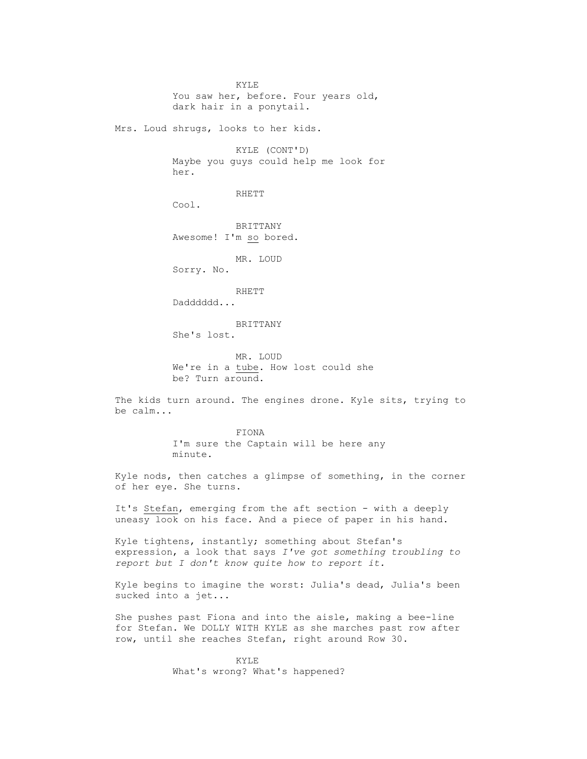KYLE
You saw her, before. Four years old, dark hair in a ponytail.

Mrs. Loud shrugs, looks to her kids.

KYLE (CONT'D)
Maybe you guys could help me look for her.

RHETT
Cool.

BRITTANY
Awesome! I'm <u>so</u> bored.

MR. LOUD
Sorry. No.

RHETT
Dadddddd...

BRITTANY
She's lost.

MR. LOUD
We're in a <u>tube</u>. How lost could she be? Turn around.

The kids turn around. The engines drone. Kyle sits, trying to be calm...

FIONA
I'm sure the Captain will be here any minute.

Kyle nods, then catches a glimpse of something, in the corner of her eye. She turns.

It's <u>Stefan</u>, emerging from the aft section - with a deeply uneasy look on his face. And a piece of paper in his hand.

Kyle tightens, instantly; something about Stefan's expression, a look that says *I've got something troubling to report but I don't know quite how to report it.*

Kyle begins to imagine the worst: Julia's dead, Julia's been sucked into a jet...

She pushes past Fiona and into the aisle, making a bee-line for Stefan. We DOLLY WITH KYLE as she marches past row after row, until she reaches Stefan, right around Row 30.

KYLE
What's wrong? What's happened?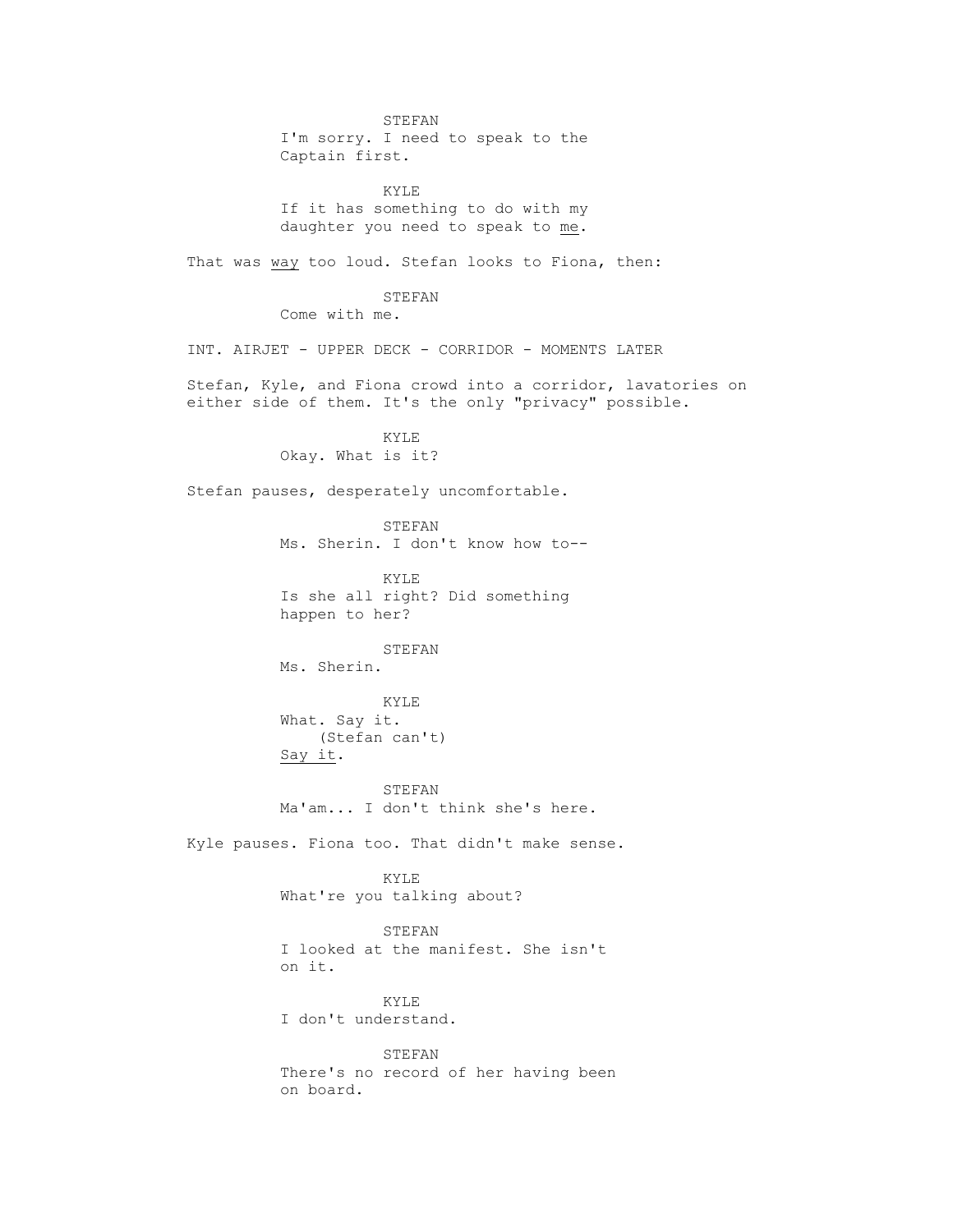STEFAN
I'm sorry. I need to speak to the Captain first.

KYLE
If it has something to do with my daughter you need to speak to <u>me</u>.

That was <u>way</u> too loud. Stefan looks to Fiona, then:

STEFAN
Come with me.

INT. AIRJET - UPPER DECK - CORRIDOR - MOMENTS LATER

Stefan, Kyle, and Fiona crowd into a corridor, lavatories on either side of them. It's the only "privacy" possible.

KYLE
Okay. What is it?

Stefan pauses, desperately uncomfortable.

STEFAN
Ms. Sherin. I don't know how to--

KYLE
Is she all right? Did something happen to her?

STEFAN
Ms. Sherin.

KYLE
What. Say it.
(Stefan can't)
<u>Say it</u>.

STEFAN
Ma'am... I don't think she's here.

Kyle pauses. Fiona too. That didn't make sense.

KYLE
What're you talking about?

STEFAN
I looked at the manifest. She isn't on it.

KYLE
I don't understand.

STEFAN
There's no record of her having been on board.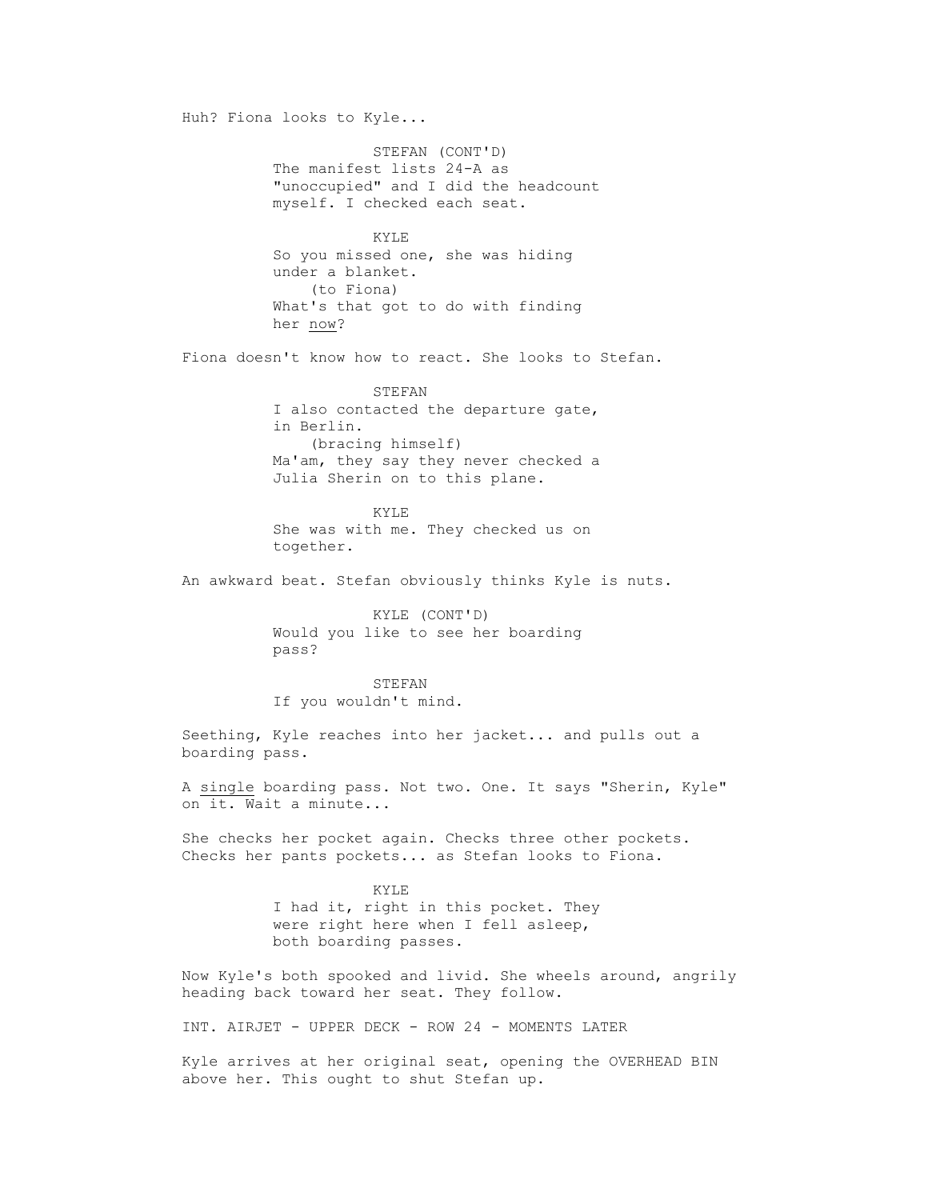Huh? Fiona looks to Kyle...

STEFAN (CONT'D)
The manifest lists 24-A as "unoccupied" and I did the headcount myself. I checked each seat.

KYLE
So you missed one, she was hiding under a blanket.
(to Fiona)
What's that got to do with finding her <u>now</u>?

Fiona doesn't know how to react. She looks to Stefan.

STEFAN
I also contacted the departure gate, in Berlin.
(bracing himself)
Ma'am, they say they never checked a Julia Sherin on to this plane.

KYLE
She was with me. They checked us on together.

An awkward beat. Stefan obviously thinks Kyle is nuts.

KYLE (CONT'D)
Would you like to see her boarding pass?

STEFAN
If you wouldn't mind.

Seething, Kyle reaches into her jacket... and pulls out a boarding pass.

A <u>single</u> boarding pass. Not two. One. It says "Sherin, Kyle" on it. Wait a minute...

She checks her pocket again. Checks three other pockets. Checks her pants pockets... as Stefan looks to Fiona.

KYLE
I had it, right in this pocket. They were right here when I fell asleep, both boarding passes.

Now Kyle's both spooked and livid. She wheels around, angrily heading back toward her seat. They follow.

INT. AIRJET - UPPER DECK - ROW 24 - MOMENTS LATER

Kyle arrives at her original seat, opening the OVERHEAD BIN above her. This ought to shut Stefan up.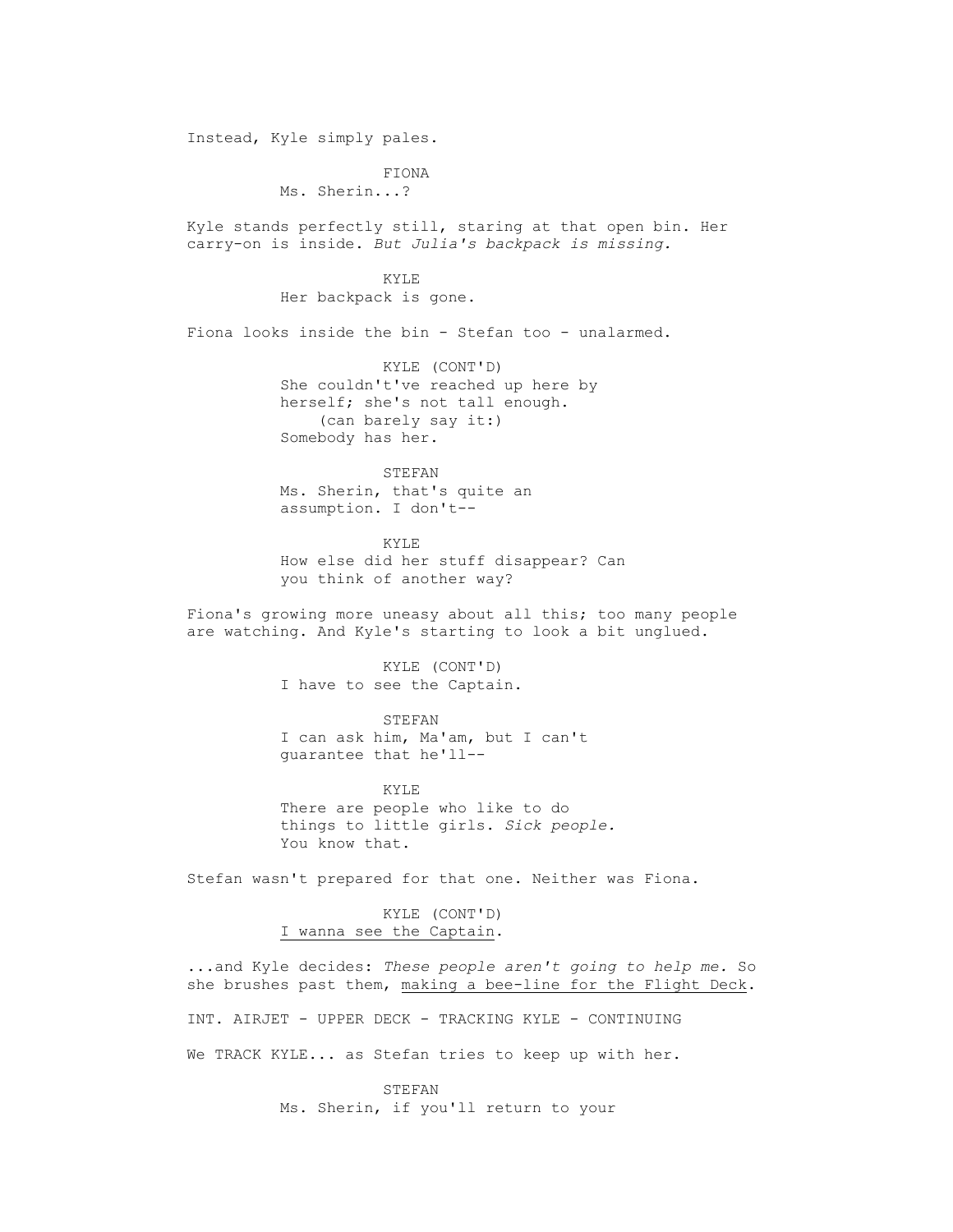Instead, Kyle simply pales.

FIONA
Ms. Sherin...?

Kyle stands perfectly still, staring at that open bin. Her carry-on is inside. *But Julia's backpack is missing.*

KYLE
Her backpack is gone.

Fiona looks inside the bin - Stefan too - unalarmed.

KYLE (CONT'D)
She couldn't've reached up here by herself; she's not tall enough.
(can barely say it:)
Somebody has her.

STEFAN
Ms. Sherin, that's quite an assumption. I don't--

KYLE
How else did her stuff disappear? Can you think of another way?

Fiona's growing more uneasy about all this; too many people are watching. And Kyle's starting to look a bit unglued.

KYLE (CONT'D)
I have to see the Captain.

STEFAN
I can ask him, Ma'am, but I can't guarantee that he'll--

KYLE
There are people who like to do things to little girls. *Sick people.* You know that.

Stefan wasn't prepared for that one. Neither was Fiona.

KYLE (CONT'D)
<u>I wanna see the Captain</u>.

...and Kyle decides: *These people aren't going to help me.* So she brushes past them, <u>making a bee-line for the Flight Deck</u>.

INT. AIRJET - UPPER DECK - TRACKING KYLE - CONTINUING

We TRACK KYLE... as Stefan tries to keep up with her.

STEFAN
Ms. Sherin, if you'll return to your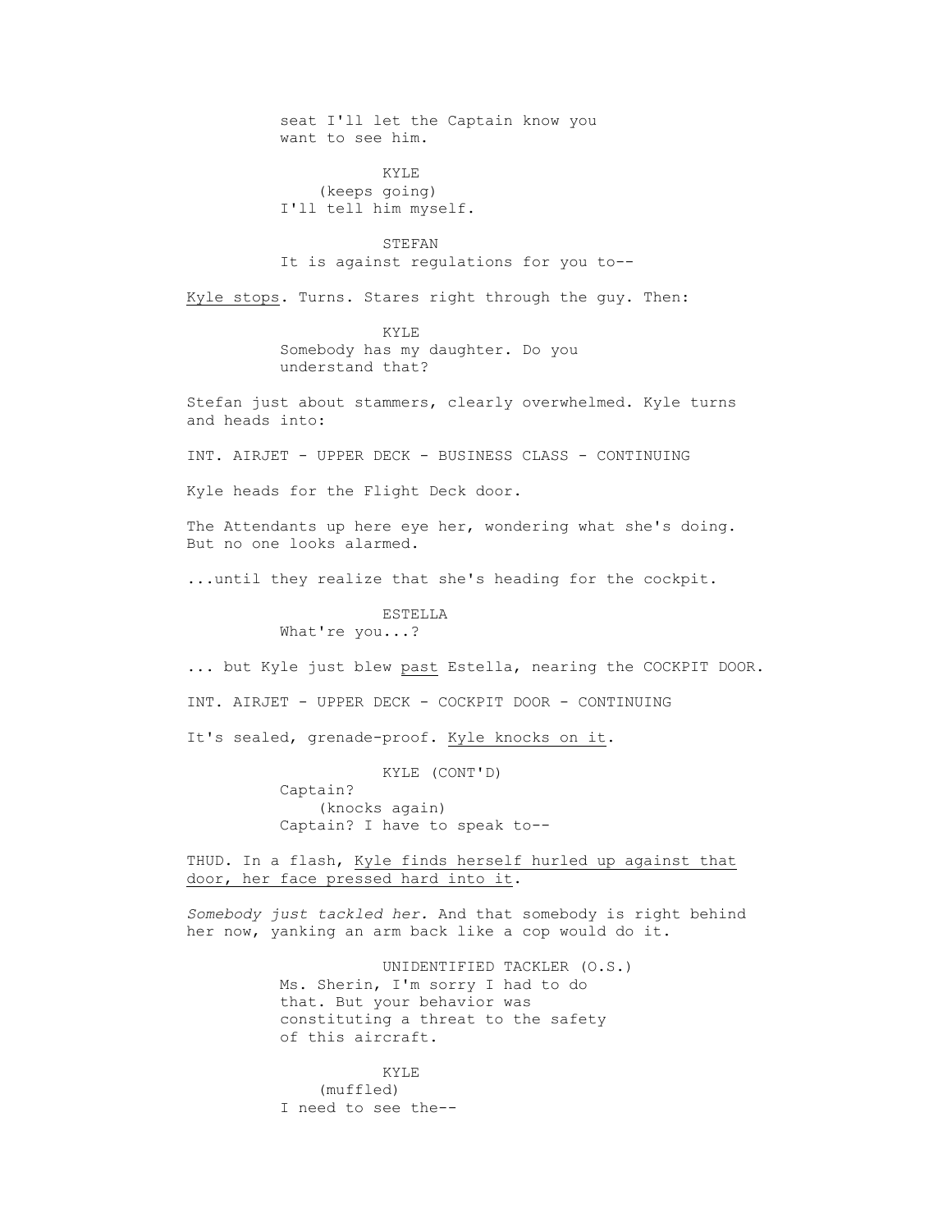seat I'll let the Captain know you want to see him.

KYLE
(keeps going)
I'll tell him myself.

STEFAN
It is against regulations for you to--

<u>Kyle stops</u>. Turns. Stares right through the guy. Then:

KYLE
Somebody has my daughter. Do you understand that?

Stefan just about stammers, clearly overwhelmed. Kyle turns and heads into:

INT. AIRJET - UPPER DECK - BUSINESS CLASS - CONTINUING

Kyle heads for the Flight Deck door.

The Attendants up here eye her, wondering what she's doing. But no one looks alarmed.

...until they realize that she's heading for the cockpit.

ESTELLA
What're you...?

... but Kyle just blew <u>past</u> Estella, nearing the COCKPIT DOOR.

INT. AIRJET - UPPER DECK - COCKPIT DOOR - CONTINUING

It's sealed, grenade-proof. <u>Kyle knocks on it</u>.

KYLE (CONT'D)
Captain?
(knocks again)
Captain? I have to speak to--

THUD. In a flash, <u>Kyle finds herself hurled up against that door, her face pressed hard into it</u>.

*Somebody just tackled her.* And that somebody is right behind her now, yanking an arm back like a cop would do it.

UNIDENTIFIED TACKLER (O.S.)
Ms. Sherin, I'm sorry I had to do that. But your behavior was constituting a threat to the safety of this aircraft.

KYLE
(muffled)
I need to see the--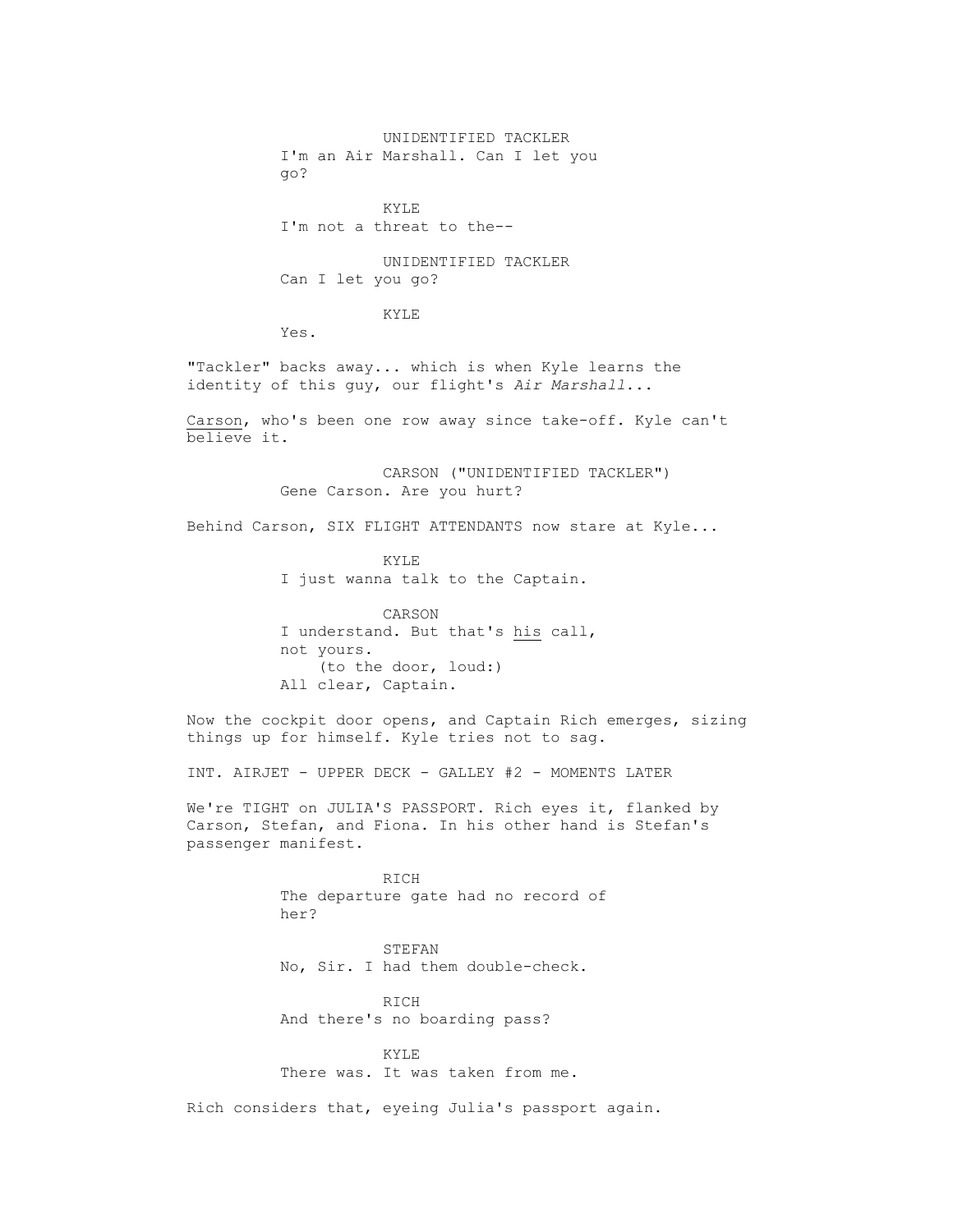UNIDENTIFIED TACKLER
I'm an Air Marshall. Can I let you go?

KYLE
I'm not a threat to the--

UNIDENTIFIED TACKLER
Can I let you go?

KYLE
Yes.

"Tackler" backs away... which is when Kyle learns the identity of this guy, our flight's *Air Marshall*...

Carson, who's been one row away since take-off. Kyle can't believe it.

CARSON ("UNIDENTIFIED TACKLER")
Gene Carson. Are you hurt?

Behind Carson, SIX FLIGHT ATTENDANTS now stare at Kyle...

KYLE
I just wanna talk to the Captain.

CARSON
I understand. But that's his call, not yours.
(to the door, loud:)
All clear, Captain.

Now the cockpit door opens, and Captain Rich emerges, sizing things up for himself. Kyle tries not to sag.

INT. AIRJET - UPPER DECK - GALLEY #2 - MOMENTS LATER

We're TIGHT on JULIA'S PASSPORT. Rich eyes it, flanked by Carson, Stefan, and Fiona. In his other hand is Stefan's passenger manifest.

RICH
The departure gate had no record of her?

STEFAN
No, Sir. I had them double-check.

RICH
And there's no boarding pass?

KYLE
There was. It was taken from me.

Rich considers that, eyeing Julia's passport again.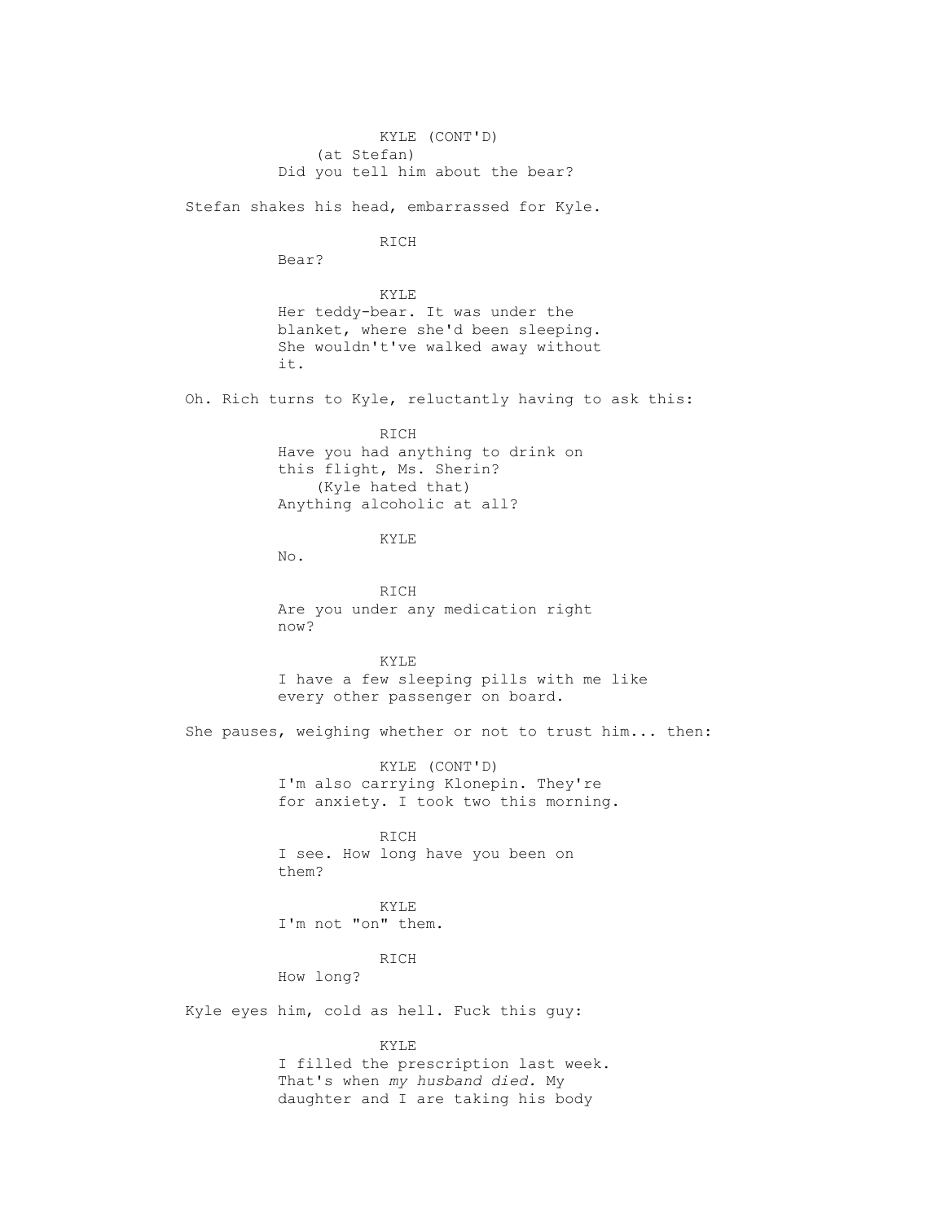KYLE (CONT'D)
(at Stefan)
Did you tell him about the bear?

Stefan shakes his head, embarrassed for Kyle.

RICH
Bear?

KYLE
Her teddy-bear. It was under the blanket, where she'd been sleeping. She wouldn't've walked away without it.

Oh. Rich turns to Kyle, reluctantly having to ask this:

RICH
Have you had anything to drink on this flight, Ms. Sherin?
(Kyle hated that)
Anything alcoholic at all?

KYLE
No.

RICH
Are you under any medication right now?

KYLE
I have a few sleeping pills with me like every other passenger on board.

She pauses, weighing whether or not to trust him... then:

KYLE (CONT'D)
I'm also carrying Klonepin. They're for anxiety. I took two this morning.

RICH
I see. How long have you been on them?

KYLE
I'm not "on" them.

RICH
How long?

Kyle eyes him, cold as hell. Fuck this guy:

KYLE
I filled the prescription last week. That's when *my husband died.* My daughter and I are taking his body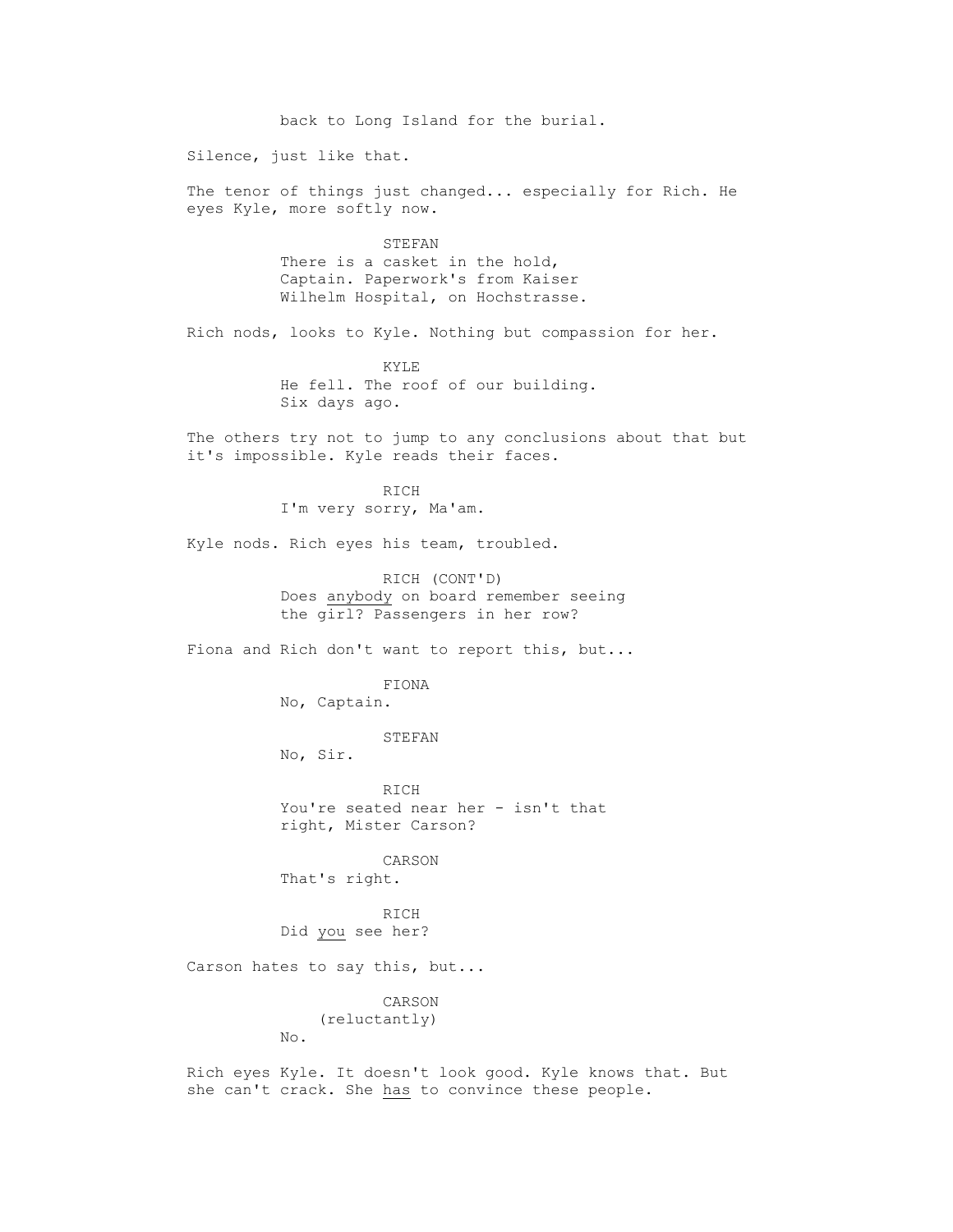back to Long Island for the burial.

Silence, just like that.

The tenor of things just changed... especially for Rich. He eyes Kyle, more softly now.

STEFAN

There is a casket in the hold, Captain. Paperwork's from Kaiser Wilhelm Hospital, on Hochstrasse.

Rich nods, looks to Kyle. Nothing but compassion for her.

KYLE

He fell. The roof of our building. Six days ago.

The others try not to jump to any conclusions about that but it's impossible. Kyle reads their faces.

RICH

I'm very sorry, Ma'am.

Kyle nods. Rich eyes his team, troubled.

RICH (CONT'D)

Does _anybody_ on board remember seeing the girl? Passengers in her row?

Fiona and Rich don't want to report this, but...

FIONA

No, Captain.

STEFAN

No, Sir.

RICH

You're seated near her - isn't that right, Mister Carson?

CARSON

That's right.

RICH

Did _you_ see her?

Carson hates to say this, but...

CARSON

(reluctantly)

No.

Rich eyes Kyle. It doesn't look good. Kyle knows that. But she can't crack. She _has_ to convince these people.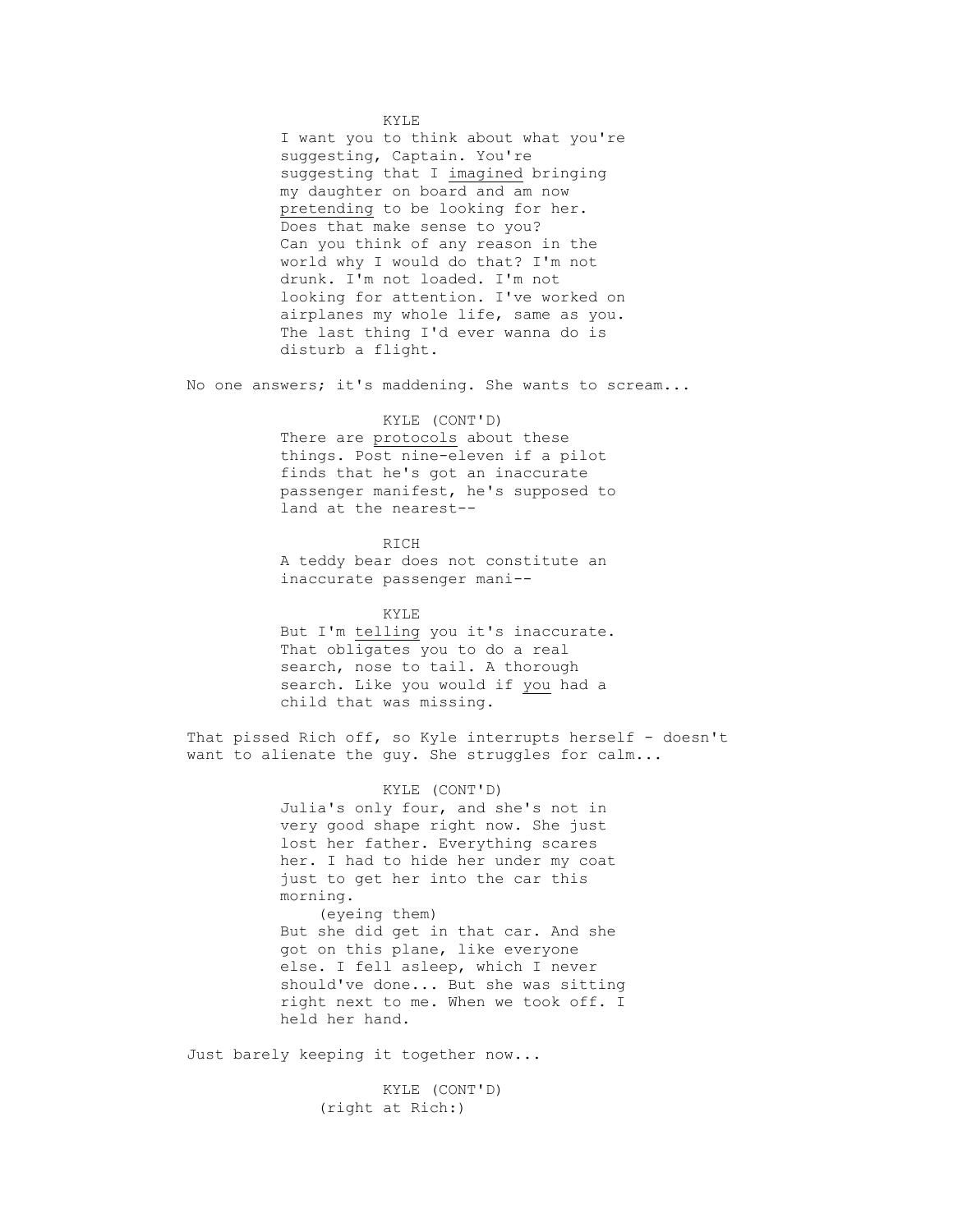KYLE

I want you to think about what you're suggesting, Captain. You're suggesting that I <u>imagined</u> bringing my daughter on board and am now <u>pretending</u> to be looking for her. Does that make sense to you? Can you think of any reason in the world why I would do that? I'm not drunk. I'm not loaded. I'm not looking for attention. I've worked on airplanes my whole life, same as you. The last thing I'd ever wanna do is disturb a flight.

No one answers; it's maddening. She wants to scream...

KYLE (CONT'D)

There are <u>protocols</u> about these things. Post nine-eleven if a pilot finds that he's got an inaccurate passenger manifest, he's supposed to land at the nearest--

RICH

A teddy bear does not constitute an inaccurate passenger mani--

KYLE

But I'm <u>telling</u> you it's inaccurate. That obligates you to do a real search, nose to tail. A thorough search. Like you would if <u>you</u> had a child that was missing.

That pissed Rich off, so Kyle interrupts herself - doesn't want to alienate the guy. She struggles for calm...

KYLE (CONT'D)

Julia's only four, and she's not in very good shape right now. She just lost her father. Everything scares her. I had to hide her under my coat just to get her into the car this morning.

(eyeing them)

But she did get in that car. And she got on this plane, like everyone else. I fell asleep, which I never should've done... But she was sitting right next to me. When we took off. I held her hand.

Just barely keeping it together now...

KYLE (CONT'D)

(right at Rich:)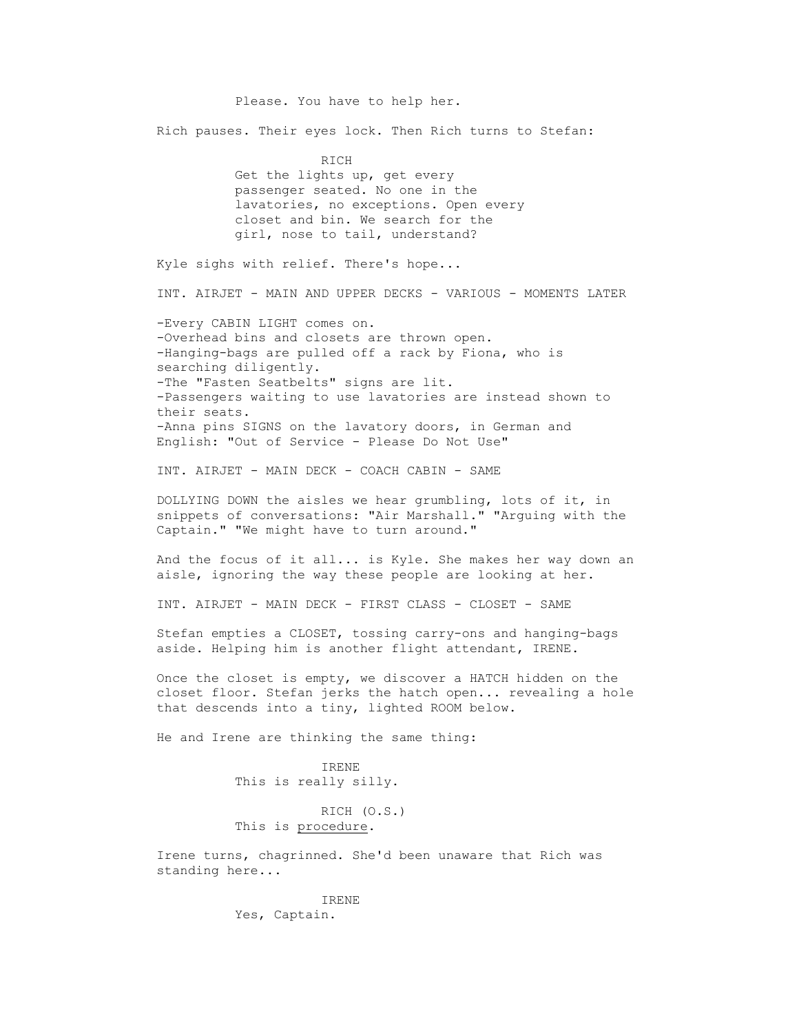Please. You have to help her.

Rich pauses. Their eyes lock. Then Rich turns to Stefan:

RICH
Get the lights up, get every passenger seated. No one in the lavatories, no exceptions. Open every closet and bin. We search for the girl, nose to tail, understand?

Kyle sighs with relief. There's hope...

INT. AIRJET - MAIN AND UPPER DECKS - VARIOUS - MOMENTS LATER

-Every CABIN LIGHT comes on.
-Overhead bins and closets are thrown open.
-Hanging-bags are pulled off a rack by Fiona, who is searching diligently.
-The "Fasten Seatbelts" signs are lit.
-Passengers waiting to use lavatories are instead shown to their seats.
-Anna pins SIGNS on the lavatory doors, in German and English: "Out of Service - Please Do Not Use"

INT. AIRJET - MAIN DECK - COACH CABIN - SAME

DOLLYING DOWN the aisles we hear grumbling, lots of it, in snippets of conversations: "Air Marshall." "Arguing with the Captain." "We might have to turn around."

And the focus of it all... is Kyle. She makes her way down an aisle, ignoring the way these people are looking at her.

INT. AIRJET - MAIN DECK - FIRST CLASS - CLOSET - SAME

Stefan empties a CLOSET, tossing carry-ons and hanging-bags aside. Helping him is another flight attendant, IRENE.

Once the closet is empty, we discover a HATCH hidden on the closet floor. Stefan jerks the hatch open... revealing a hole that descends into a tiny, lighted ROOM below.

He and Irene are thinking the same thing:

IRENE
This is really silly.

RICH (O.S.)
This is <u>procedure</u>.

Irene turns, chagrinned. She'd been unaware that Rich was standing here...

IRENE
Yes, Captain.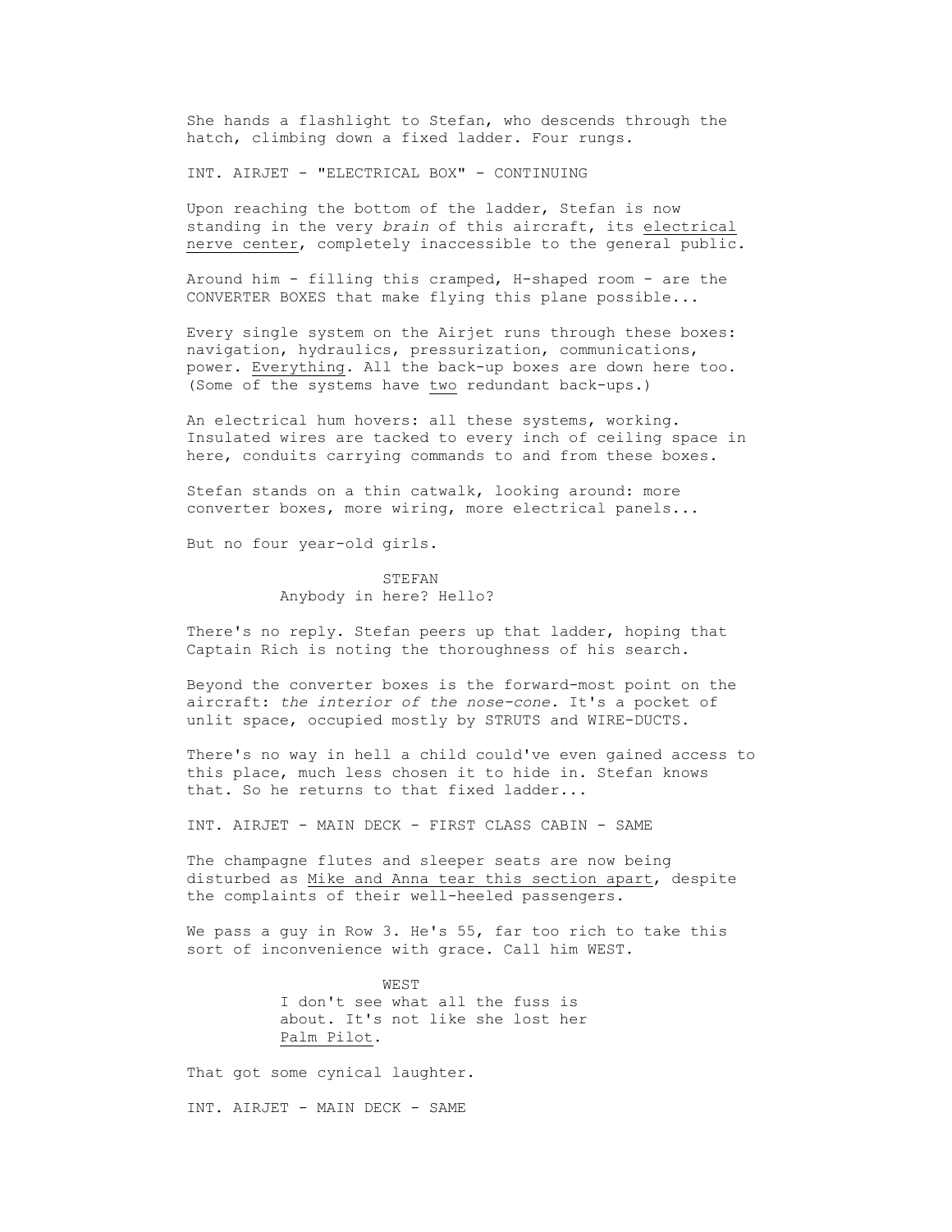She hands a flashlight to Stefan, who descends through the hatch, climbing down a fixed ladder. Four rungs.

INT. AIRJET - "ELECTRICAL BOX" - CONTINUING

Upon reaching the bottom of the ladder, Stefan is now standing in the very *brain* of this aircraft, its <u>electrical nerve center</u>, completely inaccessible to the general public.

Around him - filling this cramped, H-shaped room - are the CONVERTER BOXES that make flying this plane possible...

Every single system on the Airjet runs through these boxes: navigation, hydraulics, pressurization, communications, power. <u>Everything</u>. All the back-up boxes are down here too. (Some of the systems have <u>two</u> redundant back-ups.)

An electrical hum hovers: all these systems, working. Insulated wires are tacked to every inch of ceiling space in here, conduits carrying commands to and from these boxes.

Stefan stands on a thin catwalk, looking around: more converter boxes, more wiring, more electrical panels...

But no four year-old girls.

STEFAN
Anybody in here? Hello?

There's no reply. Stefan peers up that ladder, hoping that Captain Rich is noting the thoroughness of his search.

Beyond the converter boxes is the forward-most point on the aircraft: *the interior of the nose-cone.* It's a pocket of unlit space, occupied mostly by STRUTS and WIRE-DUCTS.

There's no way in hell a child could've even gained access to this place, much less chosen it to hide in. Stefan knows that. So he returns to that fixed ladder...

INT. AIRJET - MAIN DECK - FIRST CLASS CABIN - SAME

The champagne flutes and sleeper seats are now being disturbed as <u>Mike and Anna tear this section apart</u>, despite the complaints of their well-heeled passengers.

We pass a guy in Row 3. He's 55, far too rich to take this sort of inconvenience with grace. Call him WEST.

WEST
I don't see what all the fuss is about. It's not like she lost her <u>Palm Pilot</u>.

That got some cynical laughter.

INT. AIRJET - MAIN DECK - SAME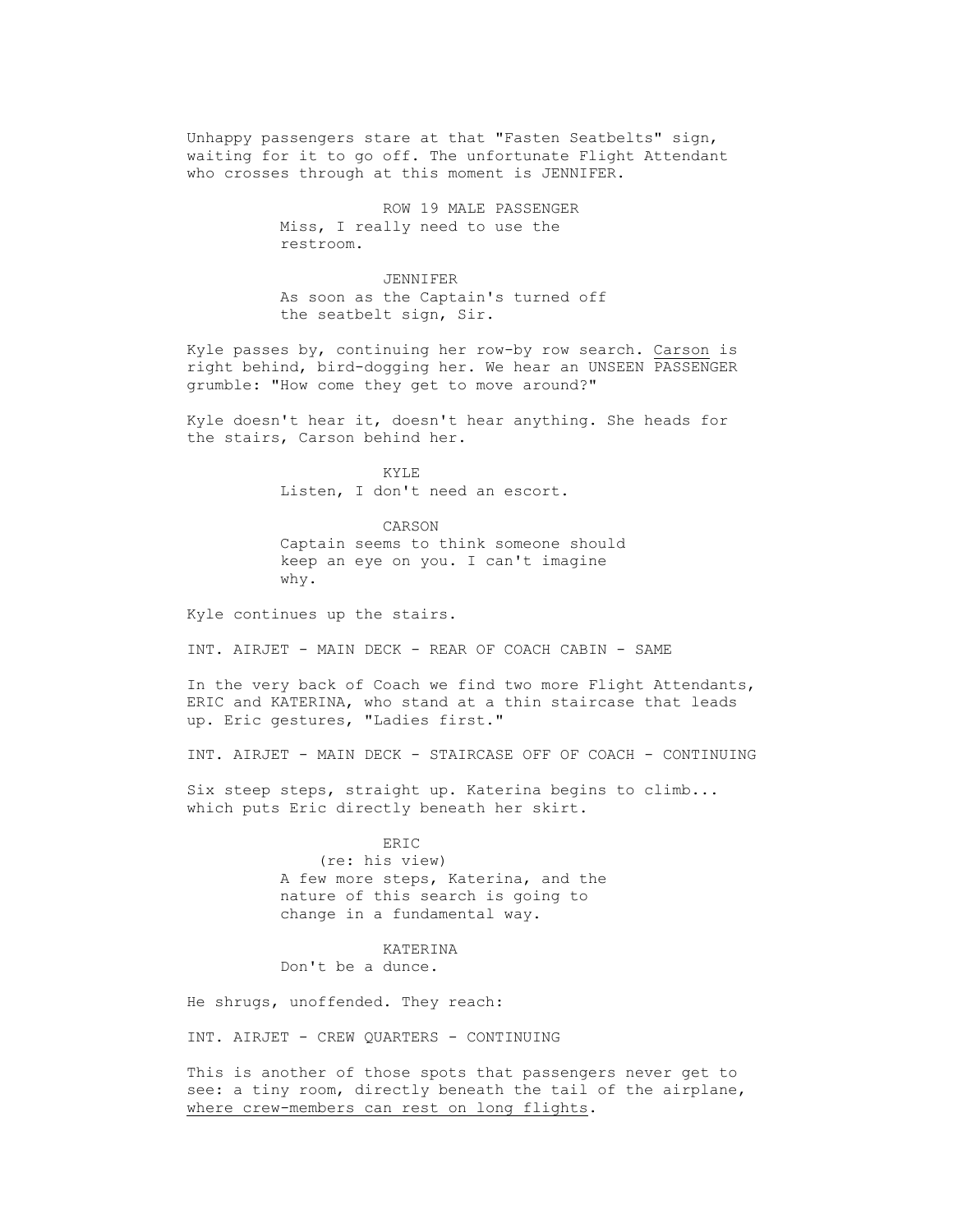Unhappy passengers stare at that "Fasten Seatbelts" sign, waiting for it to go off. The unfortunate Flight Attendant who crosses through at this moment is JENNIFER.

ROW 19 MALE PASSENGER
Miss, I really need to use the restroom.

JENNIFER
As soon as the Captain's turned off the seatbelt sign, Sir.

Kyle passes by, continuing her row-by row search. <u>Carson</u> is right behind, bird-dogging her. We hear an UNSEEN PASSENGER grumble: "How come they get to move around?"

Kyle doesn't hear it, doesn't hear anything. She heads for the stairs, Carson behind her.

KYLE
Listen, I don't need an escort.

CARSON
Captain seems to think someone should keep an eye on you. I can't imagine why.

Kyle continues up the stairs.

INT. AIRJET - MAIN DECK - REAR OF COACH CABIN - SAME

In the very back of Coach we find two more Flight Attendants, ERIC and KATERINA, who stand at a thin staircase that leads up. Eric gestures, "Ladies first."

INT. AIRJET - MAIN DECK - STAIRCASE OFF OF COACH - CONTINUING

Six steep steps, straight up. Katerina begins to climb... which puts Eric directly beneath her skirt.

ERIC
(re: his view)
A few more steps, Katerina, and the nature of this search is going to change in a fundamental way.

KATERINA
Don't be a dunce.

He shrugs, unoffended. They reach:

INT. AIRJET - CREW QUARTERS - CONTINUING

This is another of those spots that passengers never get to see: a tiny room, directly beneath the tail of the airplane, <u>where crew-members can rest on long flights</u>.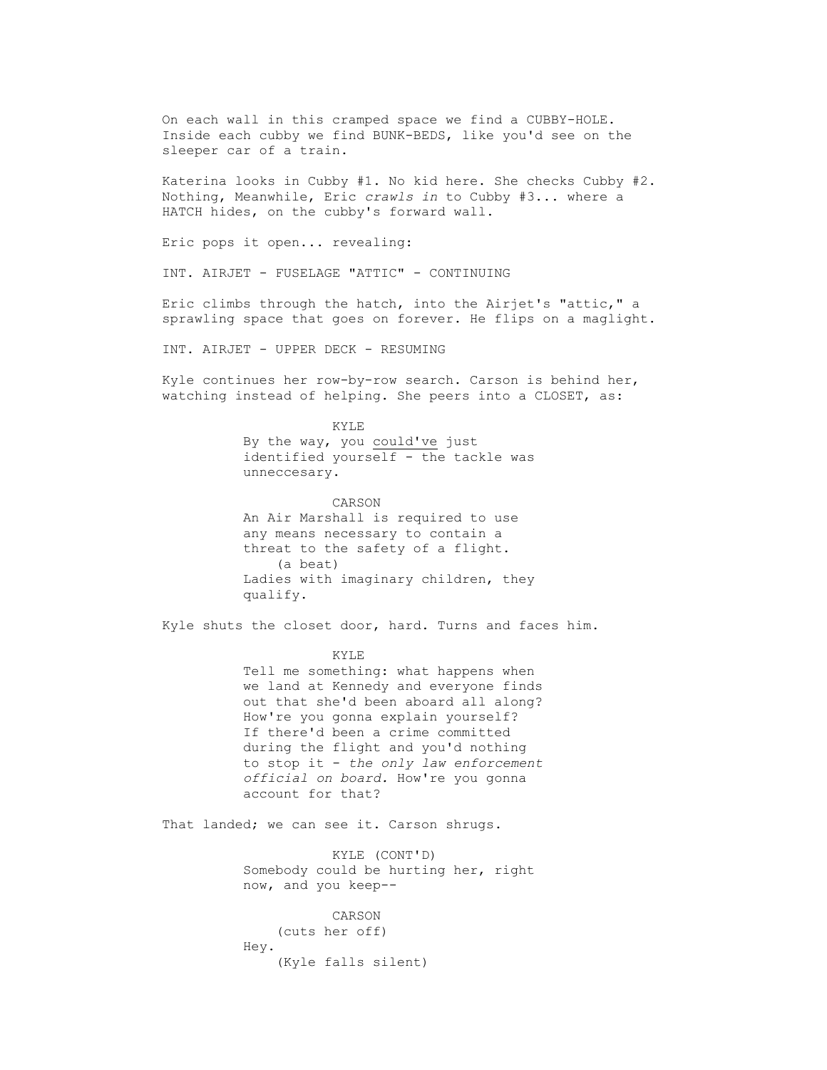On each wall in this cramped space we find a CUBBY-HOLE. Inside each cubby we find BUNK-BEDS, like you'd see on the sleeper car of a train.

Katerina looks in Cubby #1. No kid here. She checks Cubby #2. Nothing, Meanwhile, Eric *crawls in* to Cubby #3... where a HATCH hides, on the cubby's forward wall.

Eric pops it open... revealing:

INT. AIRJET - FUSELAGE "ATTIC" - CONTINUING

Eric climbs through the hatch, into the Airjet's "attic," a sprawling space that goes on forever. He flips on a maglight.

INT. AIRJET - UPPER DECK - RESUMING

Kyle continues her row-by-row search. Carson is behind her, watching instead of helping. She peers into a CLOSET, as:

KYLE
By the way, you could've just identified yourself - the tackle was unneccesary.

CARSON
An Air Marshall is required to use any means necessary to contain a threat to the safety of a flight.
(a beat)
Ladies with imaginary children, they qualify.

Kyle shuts the closet door, hard. Turns and faces him.

KYLE
Tell me something: what happens when we land at Kennedy and everyone finds out that she'd been aboard all along? How're you gonna explain yourself? If there'd been a crime committed during the flight and you'd nothing to stop it - *the only law enforcement official on board.* How're you gonna account for that?

That landed; we can see it. Carson shrugs.

KYLE (CONT'D)
Somebody could be hurting her, right now, and you keep--

CARSON
(cuts her off)
Hey.
(Kyle falls silent)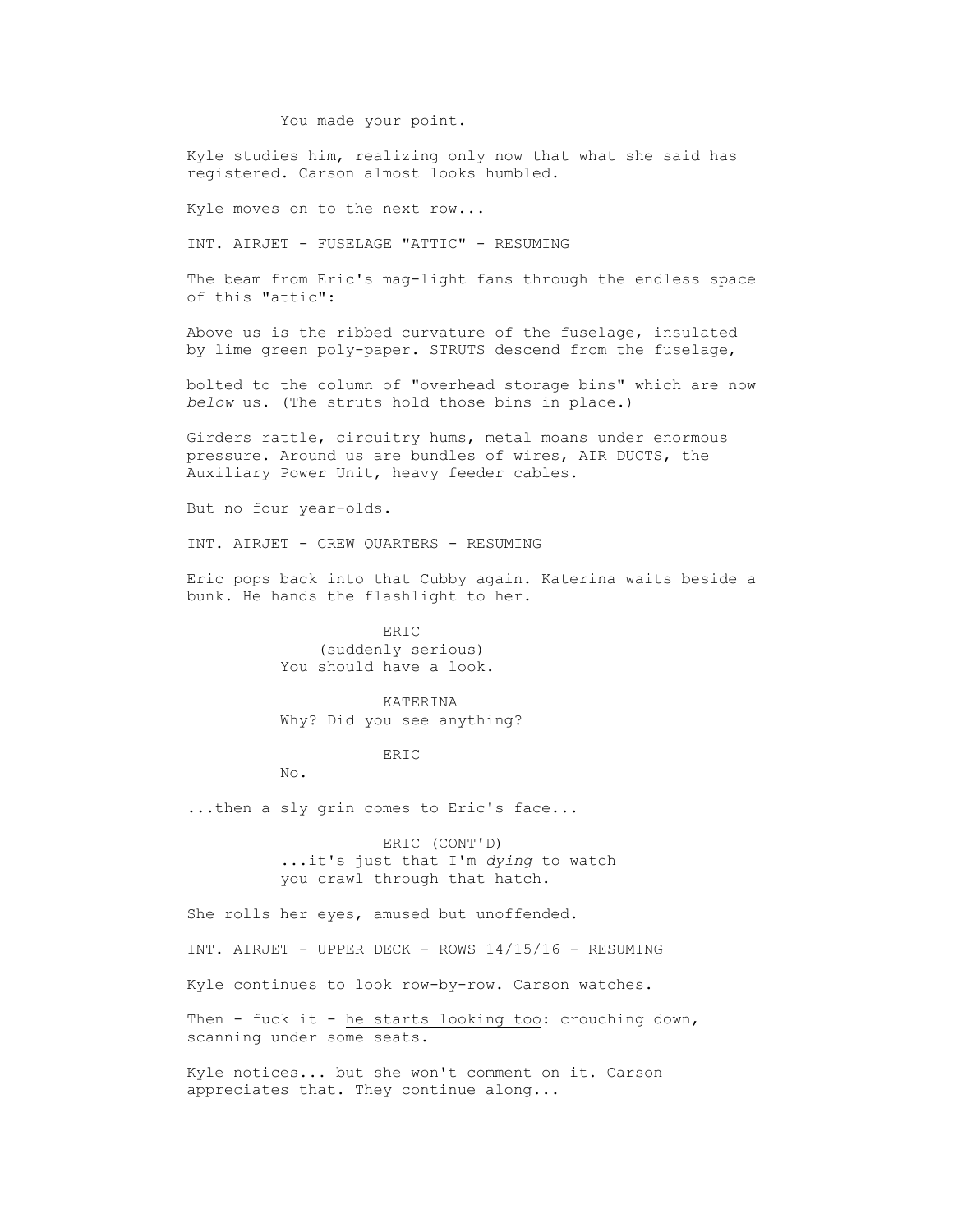You made your point.

Kyle studies him, realizing only now that what she said has registered. Carson almost looks humbled.

Kyle moves on to the next row...

INT. AIRJET - FUSELAGE "ATTIC" - RESUMING

The beam from Eric's mag-light fans through the endless space of this "attic":

Above us is the ribbed curvature of the fuselage, insulated by lime green poly-paper. STRUTS descend from the fuselage,

bolted to the column of "overhead storage bins" which are now *below* us. (The struts hold those bins in place.)

Girders rattle, circuitry hums, metal moans under enormous pressure. Around us are bundles of wires, AIR DUCTS, the Auxiliary Power Unit, heavy feeder cables.

But no four year-olds.

INT. AIRJET - CREW QUARTERS - RESUMING

Eric pops back into that Cubby again. Katerina waits beside a bunk. He hands the flashlight to her.

ERIC
(suddenly serious)
You should have a look.

KATERINA
Why? Did you see anything?

ERIC
No.

...then a sly grin comes to Eric's face...

ERIC (CONT'D)
...it's just that I'm *dying* to watch you crawl through that hatch.

She rolls her eyes, amused but unoffended.

INT. AIRJET - UPPER DECK - ROWS 14/15/16 - RESUMING

Kyle continues to look row-by-row. Carson watches.

Then - fuck it - <u>he starts looking too</u>: crouching down, scanning under some seats.

Kyle notices... but she won't comment on it. Carson appreciates that. They continue along...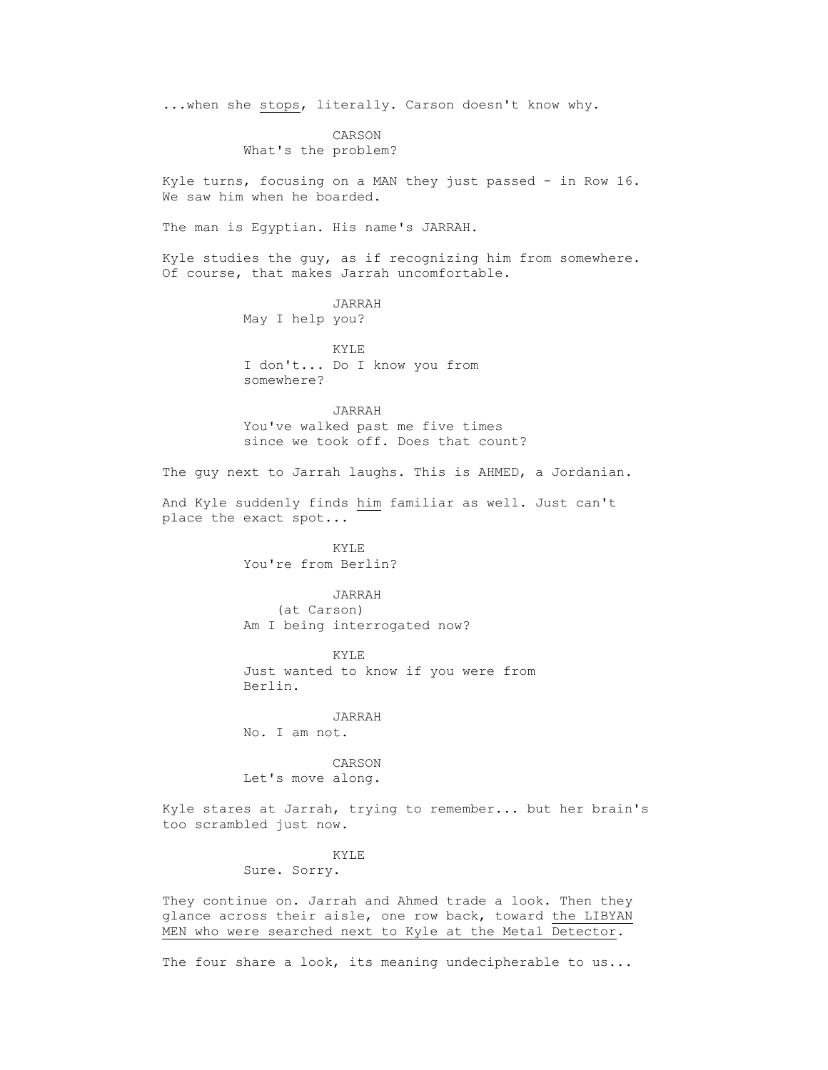...when she <u>stops</u>, literally. Carson doesn't know why.

CARSON
What's the problem?

Kyle turns, focusing on a MAN they just passed - in Row 16. We saw him when he boarded.

The man is Egyptian. His name's JARRAH.

Kyle studies the guy, as if recognizing him from somewhere. Of course, that makes Jarrah uncomfortable.

JARRAH
May I help you?

KYLE
I don't... Do I know you from somewhere?

JARRAH
You've walked past me five times since we took off. Does that count?

The guy next to Jarrah laughs. This is AHMED, a Jordanian.

And Kyle suddenly finds <u>him</u> familiar as well. Just can't place the exact spot...

KYLE
You're from Berlin?

JARRAH
(at Carson)
Am I being interrogated now?

KYLE
Just wanted to know if you were from Berlin.

JARRAH
No. I am not.

CARSON
Let's move along.

Kyle stares at Jarrah, trying to remember... but her brain's too scrambled just now.

KYLE
Sure. Sorry.

They continue on. Jarrah and Ahmed trade a look. Then they glance across their aisle, one row back, toward <u>the LIBYAN MEN who were searched next to Kyle at the Metal Detector</u>.

The four share a look, its meaning undecipherable to us...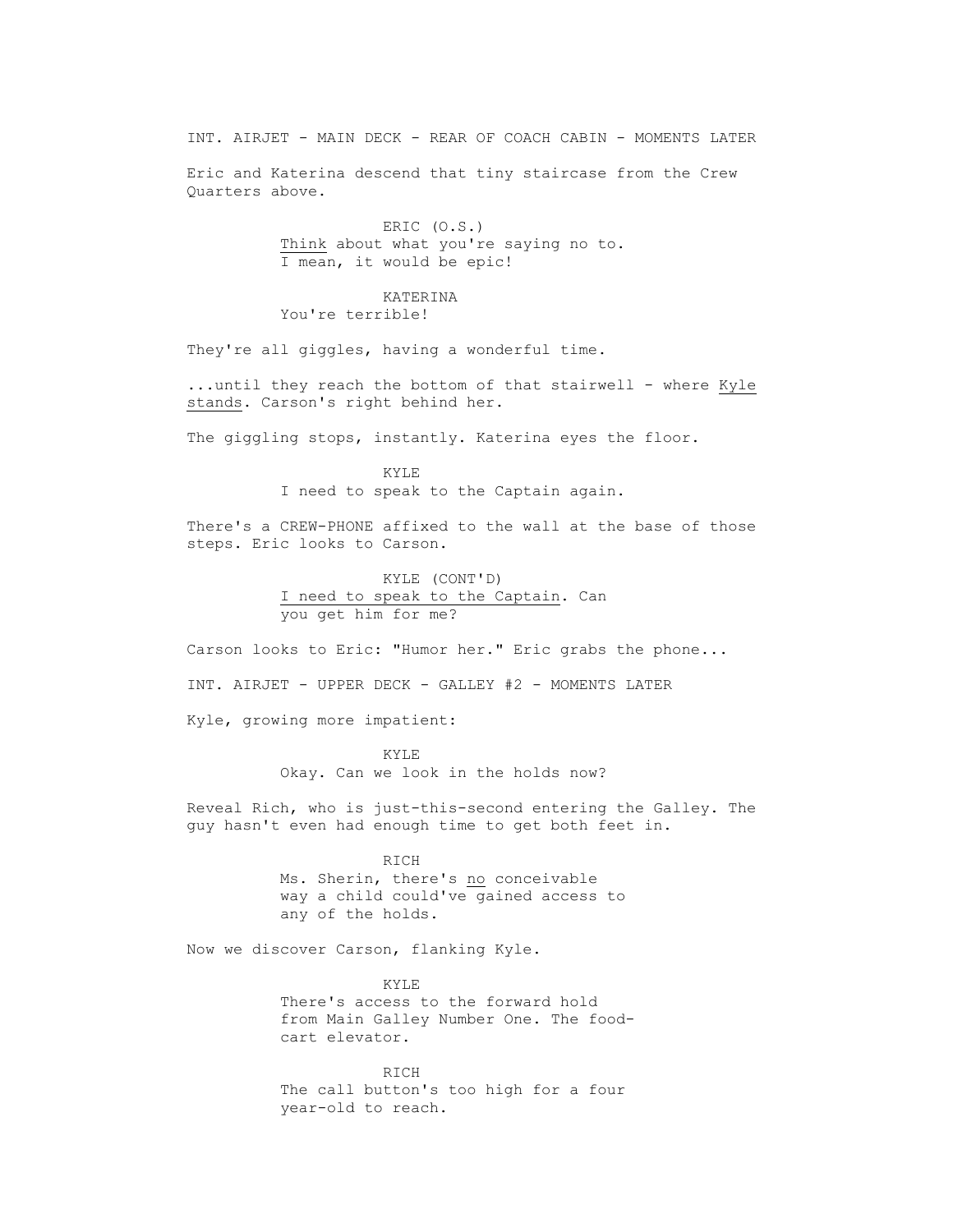INT. AIRJET - MAIN DECK - REAR OF COACH CABIN - MOMENTS LATER

Eric and Katerina descend that tiny staircase from the Crew Quarters above.

ERIC (O.S.)
Think about what you're saying no to. I mean, it would be epic!

KATERINA
You're terrible!

They're all giggles, having a wonderful time.

...until they reach the bottom of that stairwell - where Kyle stands. Carson's right behind her.

The giggling stops, instantly. Katerina eyes the floor.

KYLE
I need to speak to the Captain again.

There's a CREW-PHONE affixed to the wall at the base of those steps. Eric looks to Carson.

KYLE (CONT'D)
I need to speak to the Captain. Can you get him for me?

Carson looks to Eric: "Humor her." Eric grabs the phone...

INT. AIRJET - UPPER DECK - GALLEY #2 - MOMENTS LATER

Kyle, growing more impatient:

KYLE
Okay. Can we look in the holds now?

Reveal Rich, who is just-this-second entering the Galley. The guy hasn't even had enough time to get both feet in.

RICH
Ms. Sherin, there's no conceivable way a child could've gained access to any of the holds.

Now we discover Carson, flanking Kyle.

KYLE
There's access to the forward hold from Main Galley Number One. The food-cart elevator.

RICH
The call button's too high for a four year-old to reach.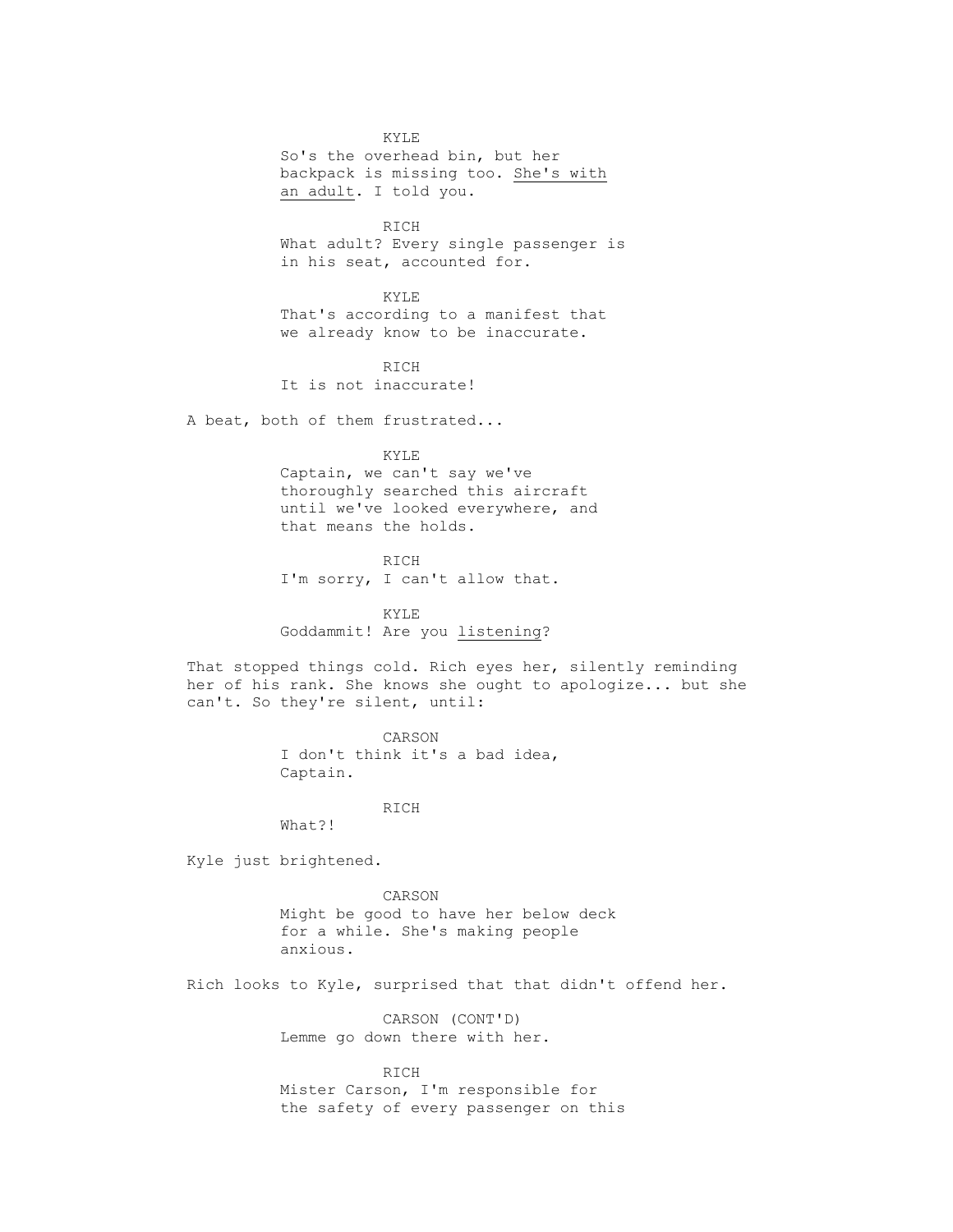KYLE

So's the overhead bin, but her backpack is missing too. <u>She's with an adult</u>. I told you.

RICH

What adult? Every single passenger is in his seat, accounted for.

KYLE

That's according to a manifest that we already know to be inaccurate.

RICH

It is not inaccurate!

A beat, both of them frustrated...

KYLE

Captain, we can't say we've thoroughly searched this aircraft until we've looked everywhere, and that means the holds.

RICH

I'm sorry, I can't allow that.

KYLE

Goddammit! Are you <u>listening</u>?

That stopped things cold. Rich eyes her, silently reminding her of his rank. She knows she ought to apologize... but she can't. So they're silent, until:

CARSON

I don't think it's a bad idea, Captain.

RICH

What?!

Kyle just brightened.

CARSON

Might be good to have her below deck for a while. She's making people anxious.

Rich looks to Kyle, surprised that that didn't offend her.

CARSON (CONT'D)

Lemme go down there with her.

RICH

Mister Carson, I'm responsible for the safety of every passenger on this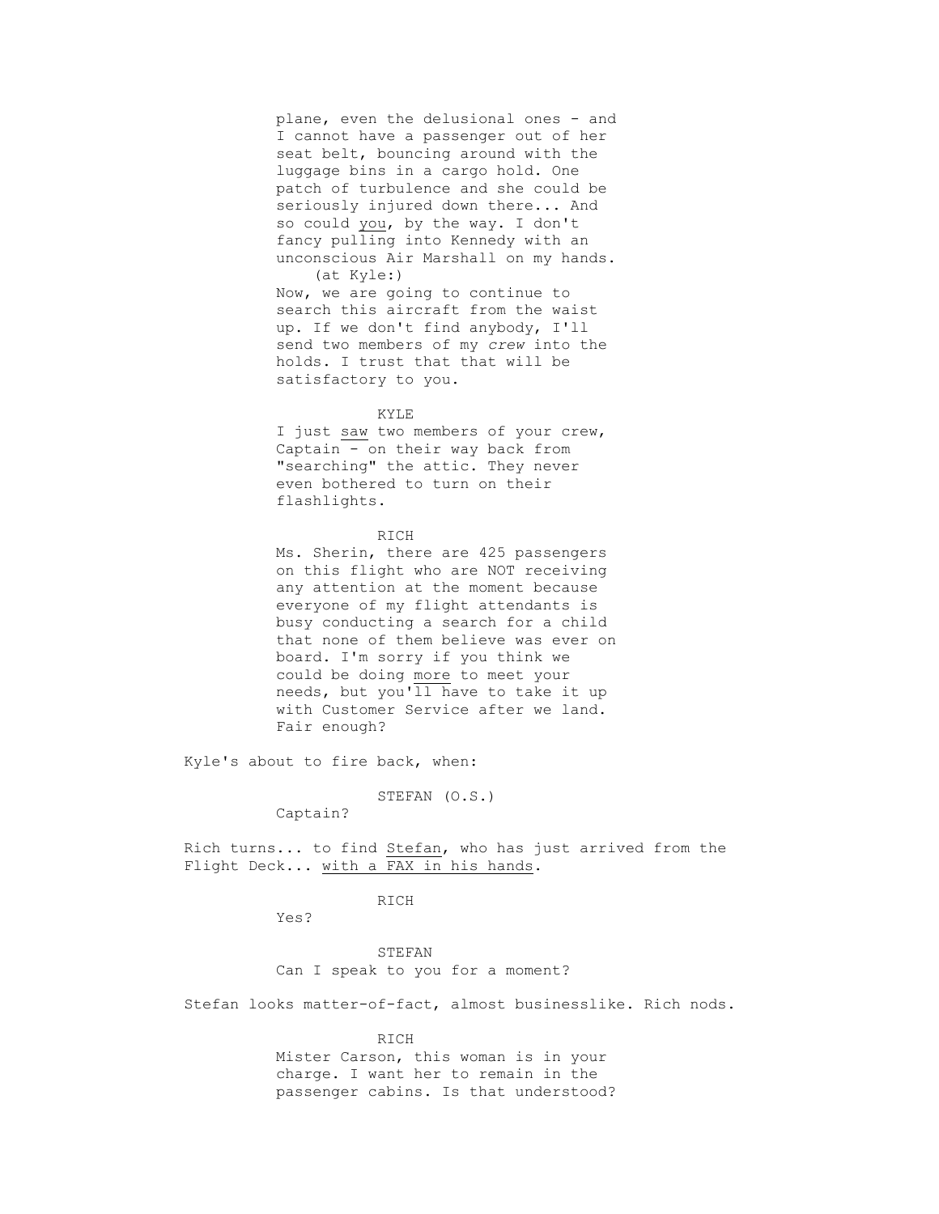plane, even the delusional ones - and I cannot have a passenger out of her seat belt, bouncing around with the luggage bins in a cargo hold. One patch of turbulence and she could be seriously injured down there... And so could you, by the way. I don't fancy pulling into Kennedy with an unconscious Air Marshall on my hands.

(at Kyle:)

Now, we are going to continue to search this aircraft from the waist up. If we don't find anybody, I'll send two members of my *crew* into the holds. I trust that that will be satisfactory to you.

KYLE

I just saw two members of your crew, Captain - on their way back from "searching" the attic. They never even bothered to turn on their flashlights.

RICH

Ms. Sherin, there are 425 passengers on this flight who are NOT receiving any attention at the moment because everyone of my flight attendants is busy conducting a search for a child that none of them believe was ever on board. I'm sorry if you think we could be doing more to meet your needs, but you'll have to take it up with Customer Service after we land. Fair enough?

Kyle's about to fire back, when:

STEFAN (O.S.)

Captain?

Rich turns... to find Stefan, who has just arrived from the Flight Deck... with a FAX in his hands.

RICH

Yes?

STEFAN

Can I speak to you for a moment?

Stefan looks matter-of-fact, almost businesslike. Rich nods.

RICH

Mister Carson, this woman is in your charge. I want her to remain in the passenger cabins. Is that understood?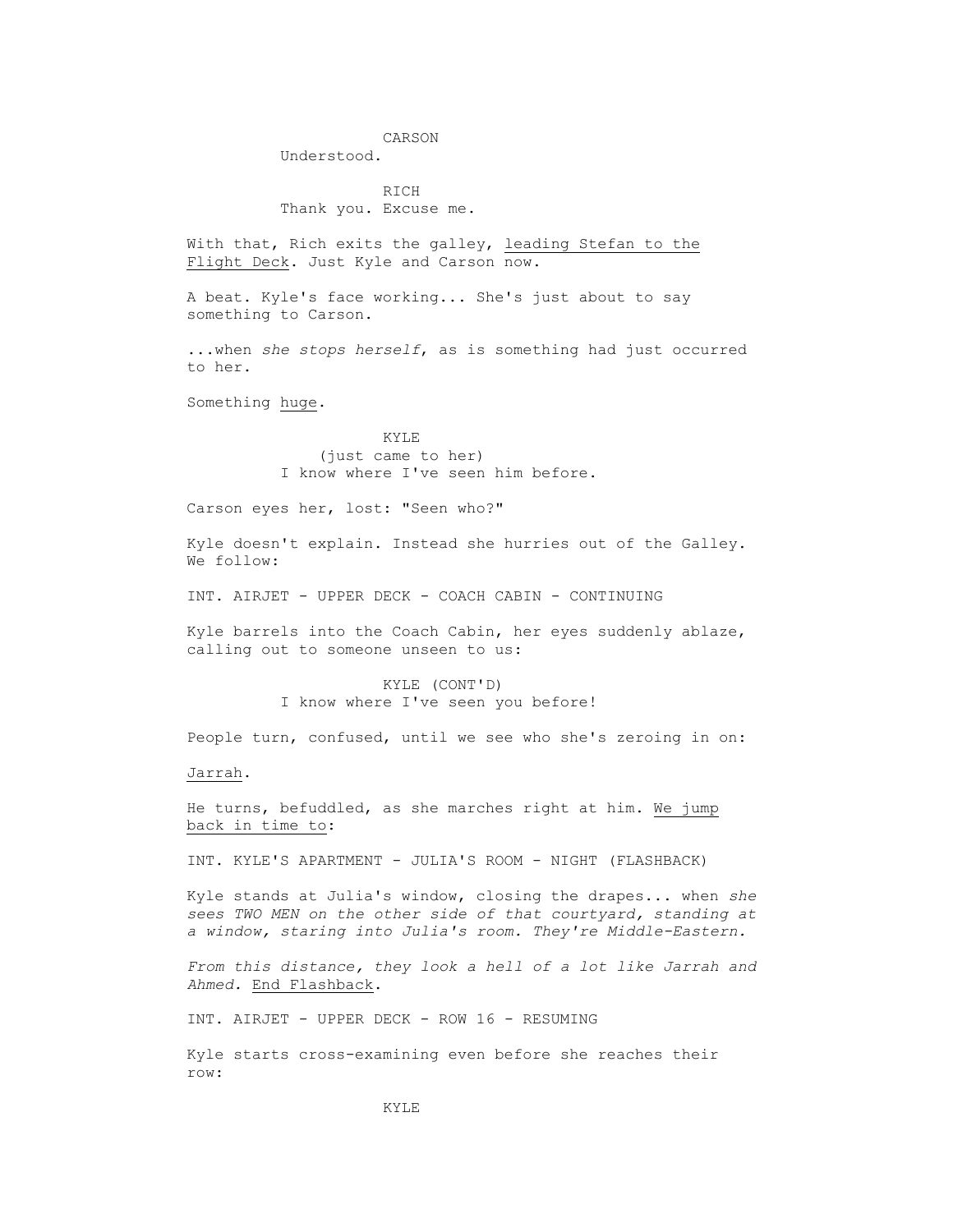CARSON
Understood.

RICH
Thank you. Excuse me.

With that, Rich exits the galley, <u>leading Stefan to the Flight Deck</u>. Just Kyle and Carson now.

A beat. Kyle's face working... She's just about to say something to Carson.

...when *she stops herself*, as is something had just occurred to her.

Something <u>huge</u>.

KYLE
(just came to her)
I know where I've seen him before.

Carson eyes her, lost: "Seen who?"

Kyle doesn't explain. Instead she hurries out of the Galley. We follow:

INT. AIRJET - UPPER DECK - COACH CABIN - CONTINUING

Kyle barrels into the Coach Cabin, her eyes suddenly ablaze, calling out to someone unseen to us:

KYLE (CONT'D)
I know where I've seen you before!

People turn, confused, until we see who she's zeroing in on:

<u>Jarrah</u>.

He turns, befuddled, as she marches right at him. <u>We jump back in time to</u>:

INT. KYLE'S APARTMENT - JULIA'S ROOM - NIGHT (FLASHBACK)

Kyle stands at Julia's window, closing the drapes... when *she sees TWO MEN on the other side of that courtyard, standing at a window, staring into Julia's room. They're Middle-Eastern.*

*From this distance, they look a hell of a lot like Jarrah and Ahmed.* <u>End Flashback</u>.

INT. AIRJET - UPPER DECK - ROW 16 - RESUMING

Kyle starts cross-examining even before she reaches their row:

KYLE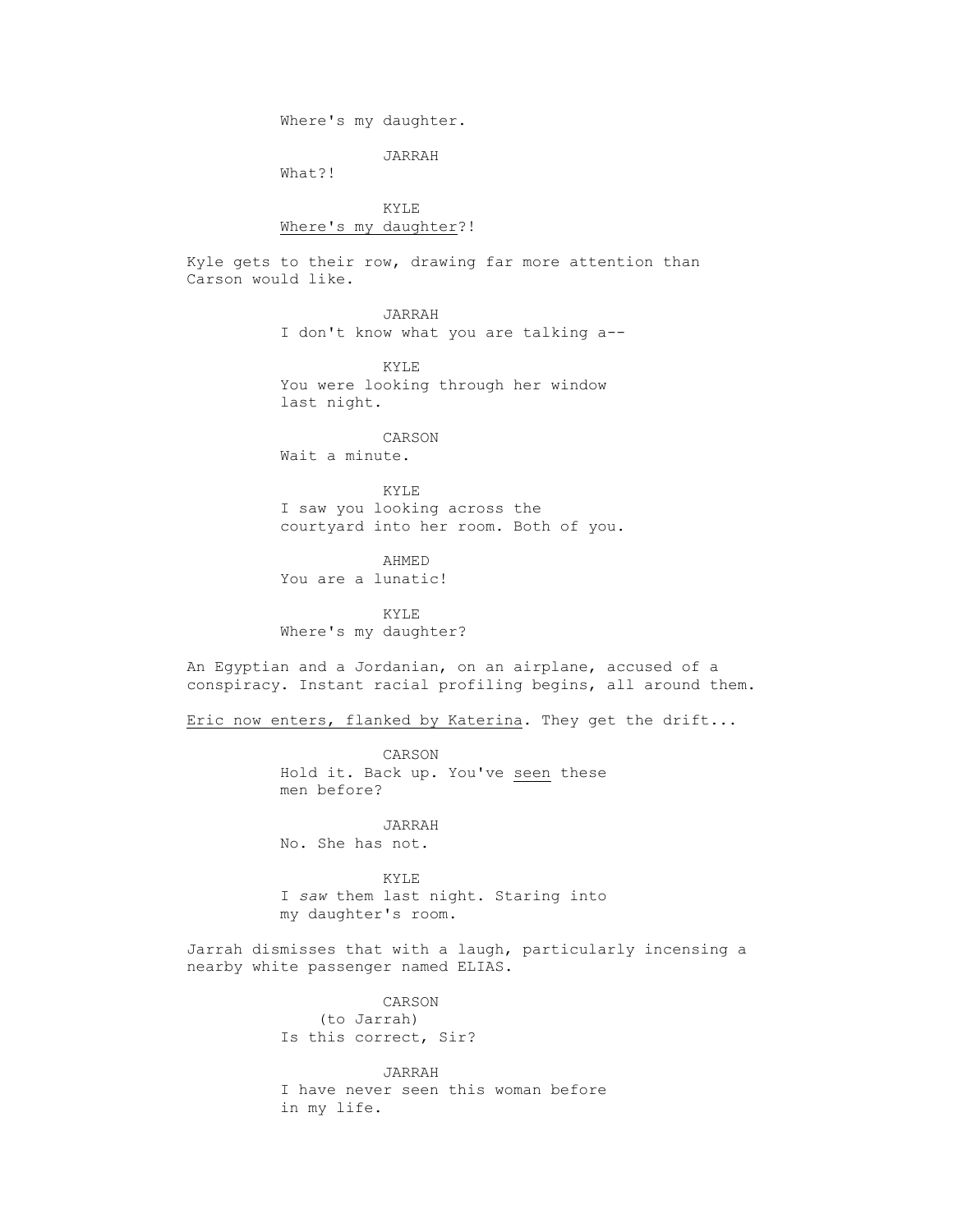Where's my daughter.

JARRAH

What?!

KYLE

<u>Where's my daughter</u>?!

Kyle gets to their row, drawing far more attention than Carson would like.

JARRAH

I don't know what you are talking a--

KYLE

You were looking through her window last night.

CARSON

Wait a minute.

KYLE

I saw you looking across the courtyard into her room. Both of you.

AHMED

You are a lunatic!

KYLE

Where's my daughter?

An Egyptian and a Jordanian, on an airplane, accused of a conspiracy. Instant racial profiling begins, all around them.

<u>Eric now enters, flanked by Katerina</u>. They get the drift...

CARSON

Hold it. Back up. You've <u>seen</u> these men before?

JARRAH

No. She has not.

KYLE

I *saw* them last night. Staring into my daughter's room.

Jarrah dismisses that with a laugh, particularly incensing a nearby white passenger named ELIAS.

CARSON

(to Jarrah)

Is this correct, Sir?

JARRAH

I have never seen this woman before in my life.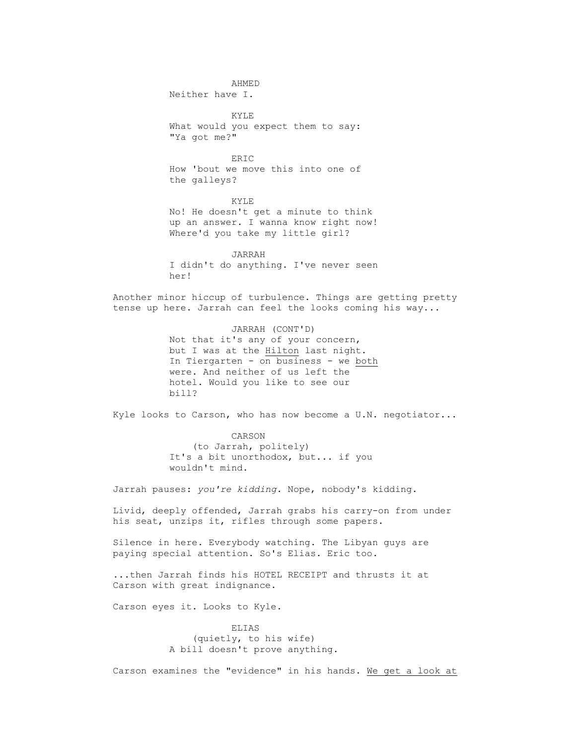AHMED
Neither have I.

KYLE
What would you expect them to say:
"Ya got me?"

ERIC
How 'bout we move this into one of
the galleys?

KYLE
No! He doesn't get a minute to think
up an answer. I wanna know right now!
Where'd you take my little girl?

JARRAH
I didn't do anything. I've never seen
her!

Another minor hiccup of turbulence. Things are getting pretty tense up here. Jarrah can feel the looks coming his way...

JARRAH (CONT'D)
Not that it's any of your concern,
but I was at the Hilton last night.
In Tiergarten - on business - we both
were. And neither of us left the
hotel. Would you like to see our
bill?

Kyle looks to Carson, who has now become a U.N. negotiator...

CARSON
(to Jarrah, politely)
It's a bit unorthodox, but... if you
wouldn't mind.

Jarrah pauses: *you're kidding.* Nope, nobody's kidding.

Livid, deeply offended, Jarrah grabs his carry-on from under his seat, unzips it, rifles through some papers.

Silence in here. Everybody watching. The Libyan guys are paying special attention. So's Elias. Eric too.

...then Jarrah finds his HOTEL RECEIPT and thrusts it at Carson with great indignance.

Carson eyes it. Looks to Kyle.

ELIAS
(quietly, to his wife)
A bill doesn't prove anything.

Carson examines the "evidence" in his hands. We get a look at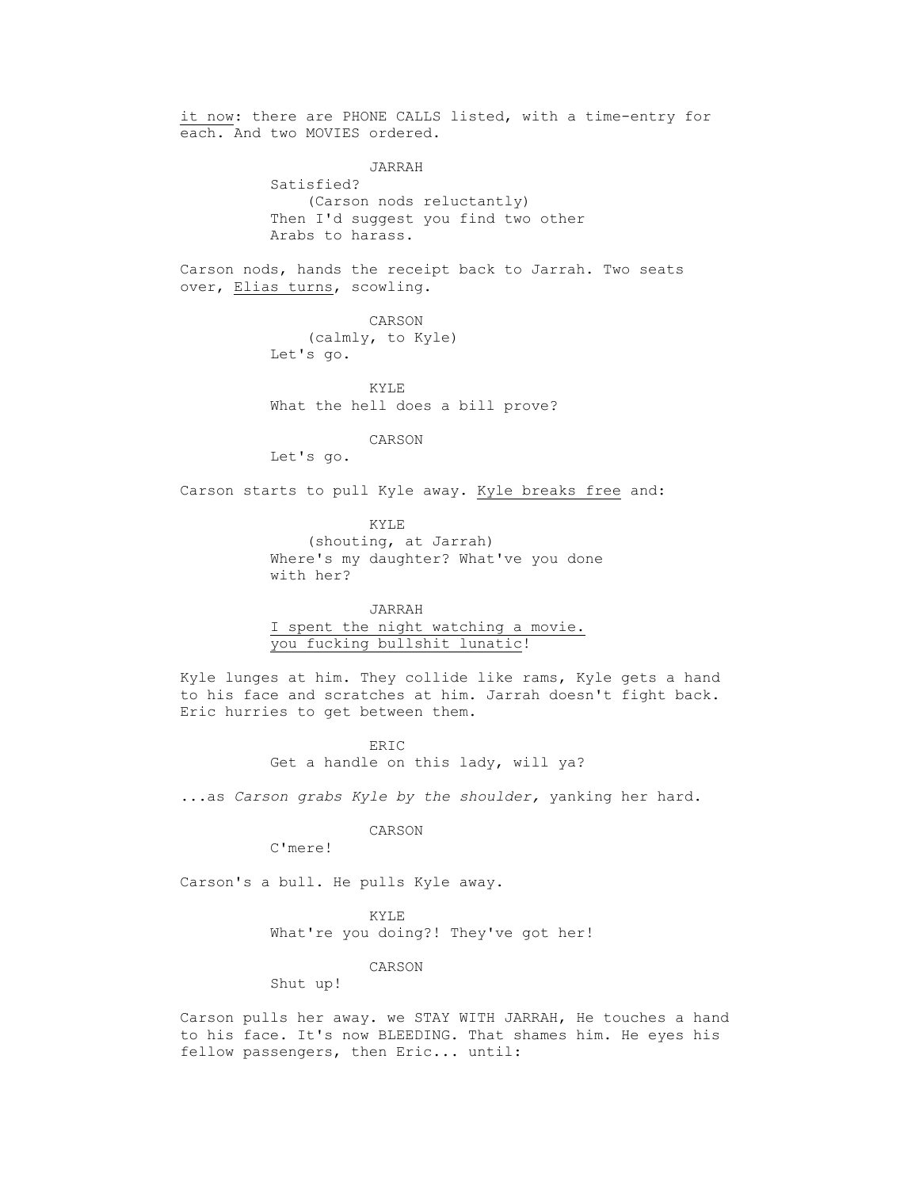<u>it now</u>: there are PHONE CALLS listed, with a time-entry for each. And two MOVIES ordered.

JARRAH
Satisfied?
(Carson nods reluctantly)
Then I'd suggest you find two other Arabs to harass.

Carson nods, hands the receipt back to Jarrah. Two seats over, <u>Elias turns</u>, scowling.

CARSON
(calmly, to Kyle)
Let's go.

KYLE
What the hell does a bill prove?

CARSON
Let's go.

Carson starts to pull Kyle away. <u>Kyle breaks free</u> and:

KYLE
(shouting, at Jarrah)
Where's my daughter? What've you done with her?

JARRAH
<u>I spent the night watching a movie. you fucking bullshit lunatic</u>!

Kyle lunges at him. They collide like rams, Kyle gets a hand to his face and scratches at him. Jarrah doesn't fight back. Eric hurries to get between them.

ERIC
Get a handle on this lady, will ya?

...as *Carson grabs Kyle by the shoulder,* yanking her hard.

CARSON
C'mere!

Carson's a bull. He pulls Kyle away.

KYLE
What're you doing?! They've got her!

CARSON
Shut up!

Carson pulls her away. we STAY WITH JARRAH, He touches a hand to his face. It's now BLEEDING. That shames him. He eyes his fellow passengers, then Eric... until: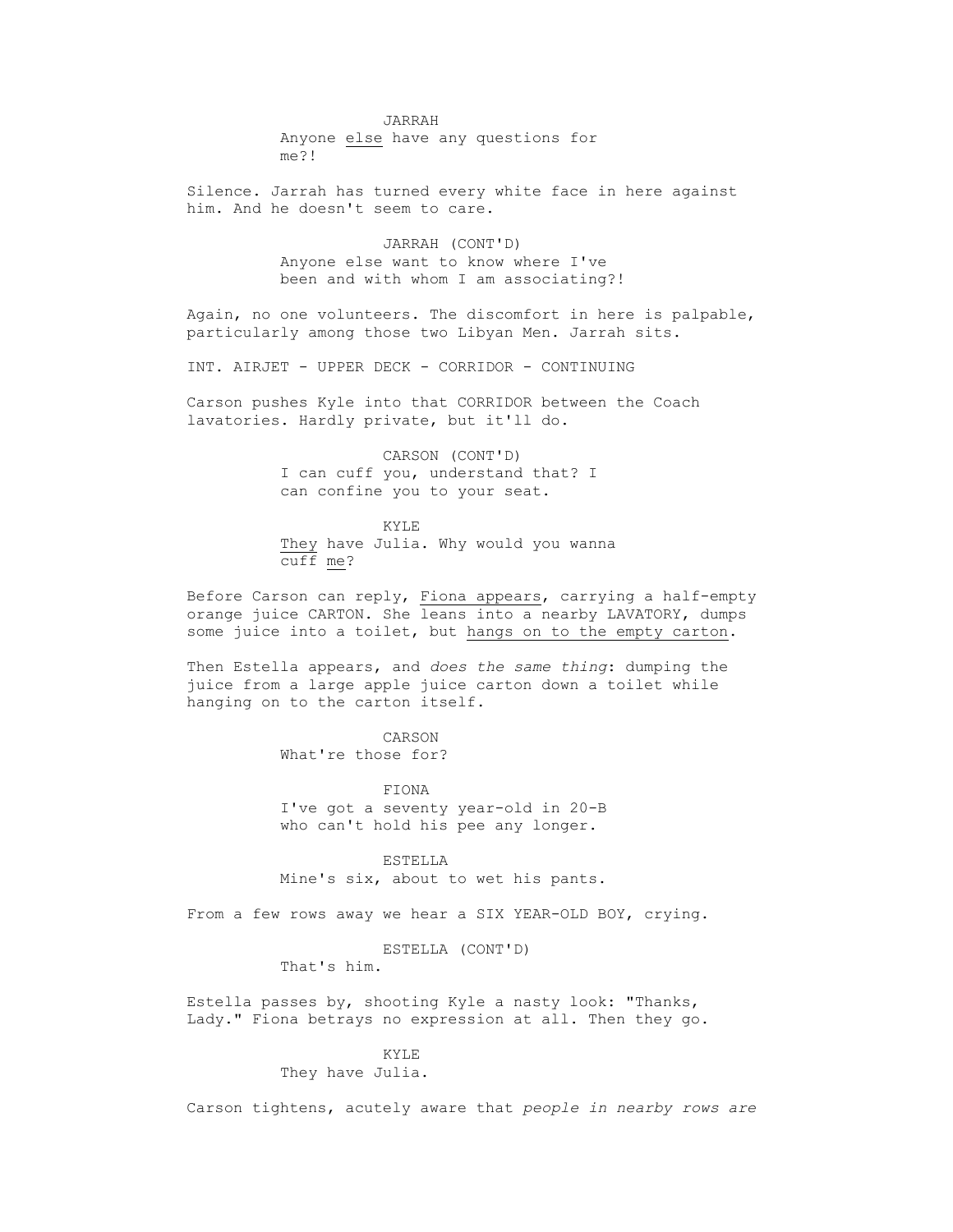JARRAH

Anyone <u>else</u> have any questions for me?!

Silence. Jarrah has turned every white face in here against him. And he doesn't seem to care.

JARRAH (CONT'D)

Anyone else want to know where I've been and with whom I am associating?!

Again, no one volunteers. The discomfort in here is palpable, particularly among those two Libyan Men. Jarrah sits.

INT. AIRJET - UPPER DECK - CORRIDOR - CONTINUING

Carson pushes Kyle into that CORRIDOR between the Coach lavatories. Hardly private, but it'll do.

CARSON (CONT'D)

I can cuff you, understand that? I can confine you to your seat.

KYLE

<u>They</u> have Julia. Why would you wanna cuff <u>me</u>?

Before Carson can reply, <u>Fiona appears</u>, carrying a half-empty orange juice CARTON. She leans into a nearby LAVATORY, dumps some juice into a toilet, but <u>hangs on to the empty carton</u>.

Then Estella appears, and *does the same thing*: dumping the juice from a large apple juice carton down a toilet while hanging on to the carton itself.

CARSON

What're those for?

FIONA

I've got a seventy year-old in 20-B who can't hold his pee any longer.

ESTELLA

Mine's six, about to wet his pants.

From a few rows away we hear a SIX YEAR-OLD BOY, crying.

ESTELLA (CONT'D)

That's him.

Estella passes by, shooting Kyle a nasty look: "Thanks, Lady." Fiona betrays no expression at all. Then they go.

KYLE

They have Julia.

Carson tightens, acutely aware that *people in nearby rows are*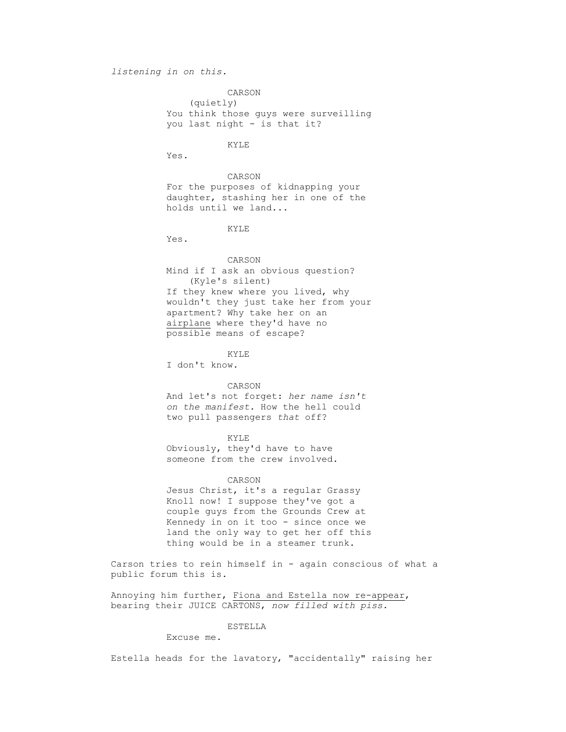*listening in on this.*

CARSON
(quietly)
You think those guys were surveilling you last night - is that it?

KYLE
Yes.

CARSON
For the purposes of kidnapping your daughter, stashing her in one of the holds until we land...

KYLE
Yes.

CARSON
Mind if I ask an obvious question?
(Kyle's silent)
If they knew where you lived, why wouldn't they just take her from your apartment? Why take her on an <u>airplane</u> where they'd have no possible means of escape?

KYLE
I don't know.

CARSON
And let's not forget: *her name isn't on the manifest.* How the hell could two pull passengers *that* off?

KYLE
Obviously, they'd have to have someone from the crew involved.

CARSON
Jesus Christ, it's a regular Grassy Knoll now! I suppose they've got a couple guys from the Grounds Crew at Kennedy in on it too - since once we land the only way to get her off this thing would be in a steamer trunk.

Carson tries to rein himself in - again conscious of what a public forum this is.

Annoying him further, <u>Fiona and Estella now re-appear</u>, bearing their JUICE CARTONS, *now filled with piss.*

ESTELLA
Excuse me.

Estella heads for the lavatory, "accidentally" raising her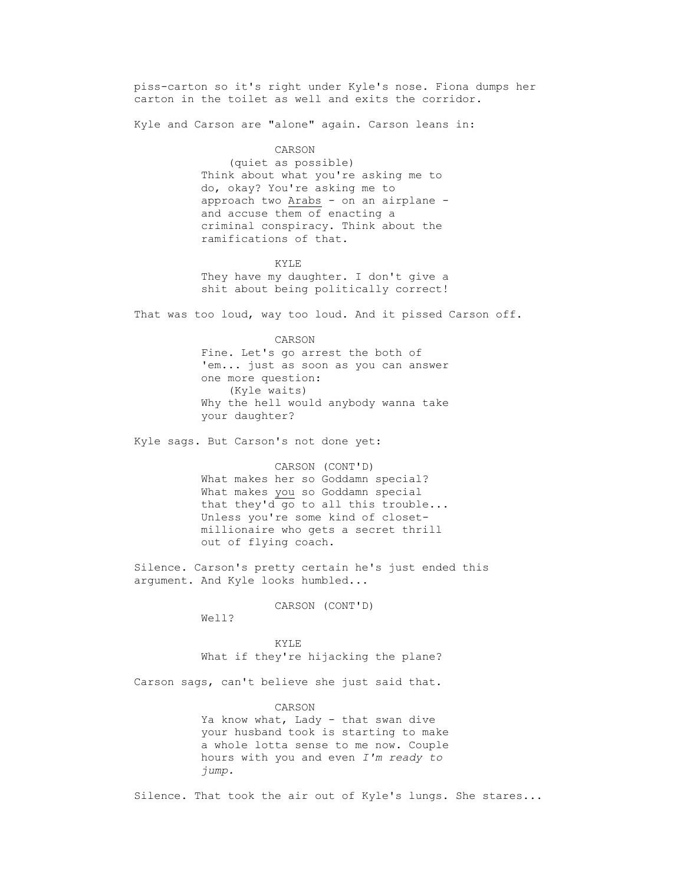piss-carton so it's right under Kyle's nose. Fiona dumps her carton in the toilet as well and exits the corridor.

Kyle and Carson are "alone" again. Carson leans in:

CARSON
(quiet as possible)
Think about what you're asking me to do, okay? You're asking me to approach two <u>Arabs</u> - on an airplane - and accuse them of enacting a criminal conspiracy. Think about the ramifications of that.

KYLE
They have my daughter. I don't give a shit about being politically correct!

That was too loud, way too loud. And it pissed Carson off.

CARSON
Fine. Let's go arrest the both of 'em... just as soon as you can answer one more question:
(Kyle waits)
Why the hell would anybody wanna take your daughter?

Kyle sags. But Carson's not done yet:

CARSON (CONT'D)
What makes her so Goddamn special? What makes <u>you</u> so Goddamn special that they'd go to all this trouble... Unless you're some kind of closet-millionaire who gets a secret thrill out of flying coach.

Silence. Carson's pretty certain he's just ended this argument. And Kyle looks humbled...

CARSON (CONT'D)
Well?

KYLE
What if they're hijacking the plane?

Carson sags, can't believe she just said that.

CARSON
Ya know what, Lady - that swan dive your husband took is starting to make a whole lotta sense to me now. Couple hours with you and even *I'm ready to jump.*

Silence. That took the air out of Kyle's lungs. She stares...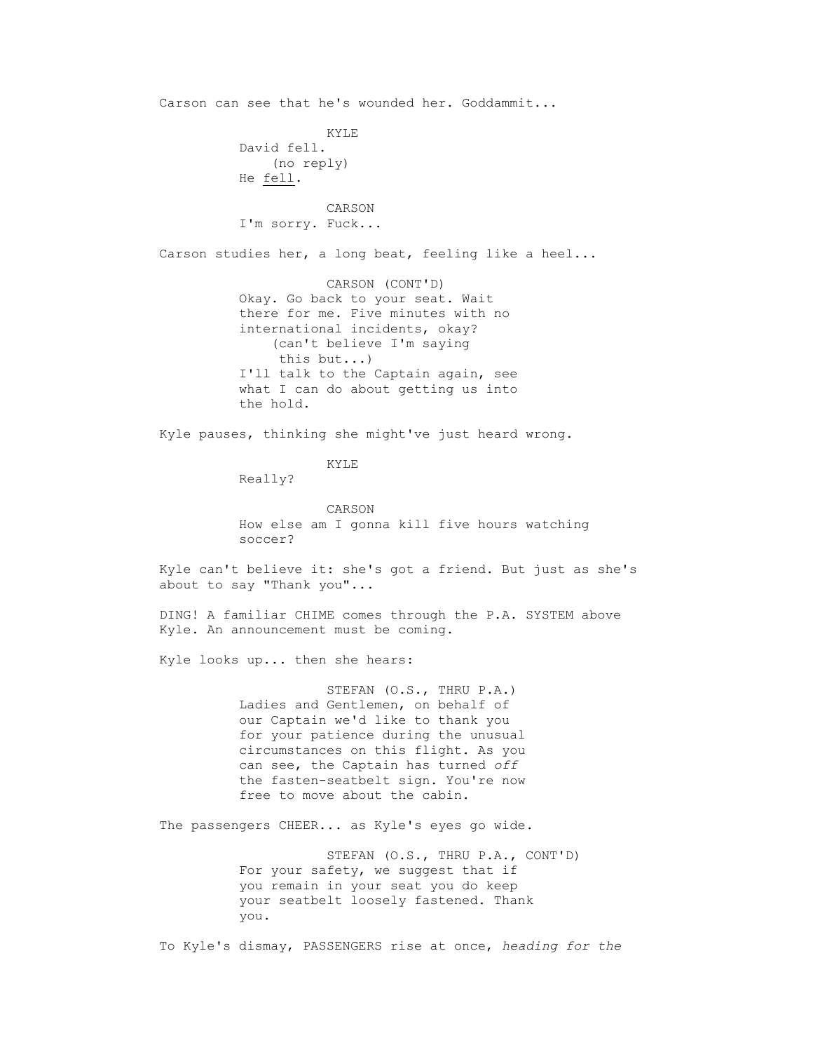Carson can see that he's wounded her. Goddammit...

KYLE
David fell.
(no reply)
He fell.

CARSON
I'm sorry. Fuck...

Carson studies her, a long beat, feeling like a heel...

CARSON (CONT'D)
Okay. Go back to your seat. Wait there for me. Five minutes with no international incidents, okay?
(can't believe I'm saying this but...)
I'll talk to the Captain again, see what I can do about getting us into the hold.

Kyle pauses, thinking she might've just heard wrong.

KYLE
Really?

CARSON
How else am I gonna kill five hours watching soccer?

Kyle can't believe it: she's got a friend. But just as she's about to say "Thank you"...

DING! A familiar CHIME comes through the P.A. SYSTEM above Kyle. An announcement must be coming.

Kyle looks up... then she hears:

STEFAN (O.S., THRU P.A.)
Ladies and Gentlemen, on behalf of our Captain we'd like to thank you for your patience during the unusual circumstances on this flight. As you can see, the Captain has turned *off* the fasten-seatbelt sign. You're now free to move about the cabin.

The passengers CHEER... as Kyle's eyes go wide.

STEFAN (O.S., THRU P.A., CONT'D)
For your safety, we suggest that if you remain in your seat you do keep your seatbelt loosely fastened. Thank you.

To Kyle's dismay, PASSENGERS rise at once, *heading for the*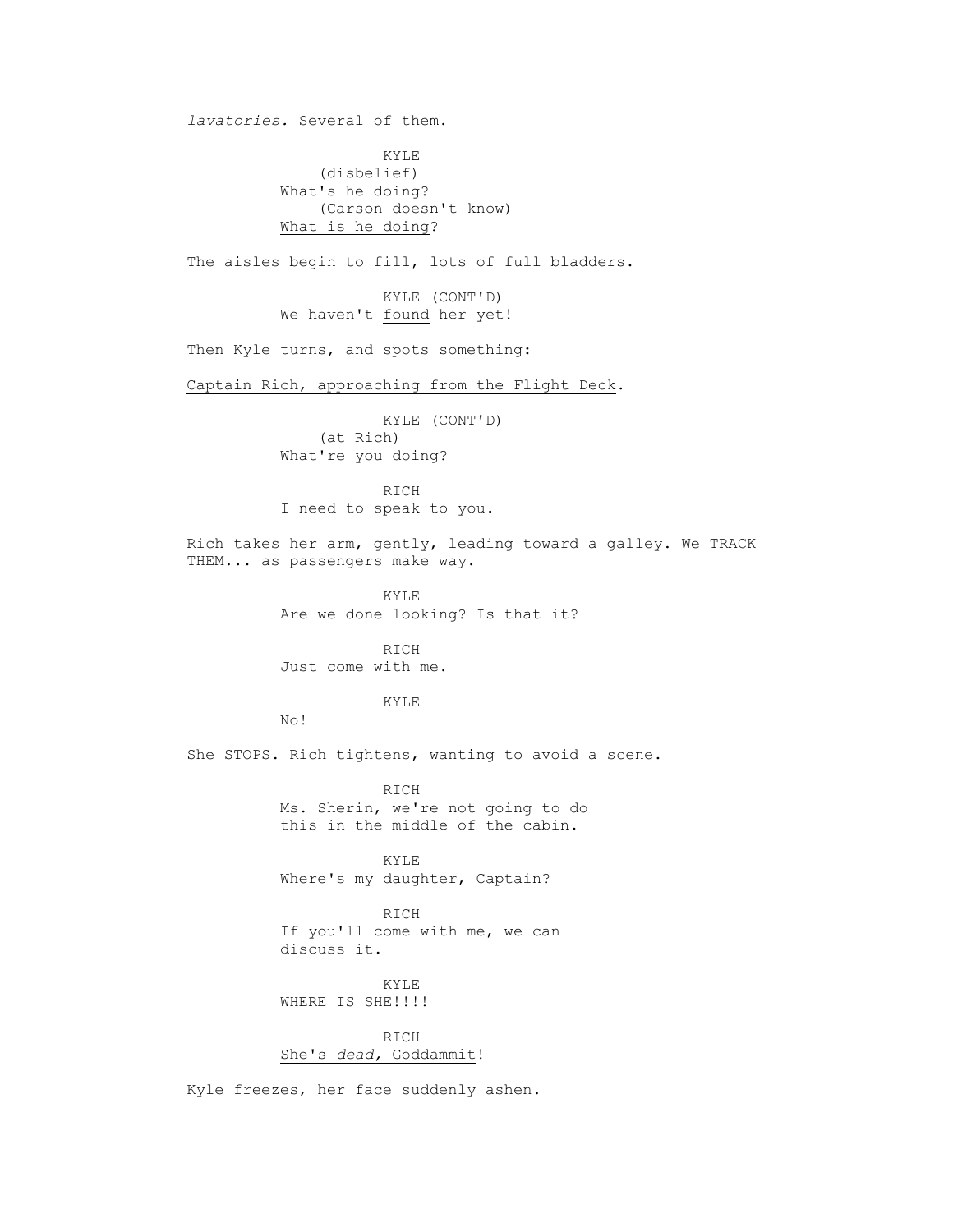*lavatories.* Several of them.

KYLE
(disbelief)
What's he doing?
(Carson doesn't know)
<u>What is he doing</u>?

The aisles begin to fill, lots of full bladders.

KYLE (CONT'D)
We haven't <u>found</u> her yet!

Then Kyle turns, and spots something:

<u>Captain Rich, approaching from the Flight Deck</u>.

KYLE (CONT'D)
(at Rich)
What're you doing?

RICH
I need to speak to you.

Rich takes her arm, gently, leading toward a galley. We TRACK THEM... as passengers make way.

KYLE
Are we done looking? Is that it?

RICH
Just come with me.

KYLE
No!

She STOPS. Rich tightens, wanting to avoid a scene.

RICH
Ms. Sherin, we're not going to do this in the middle of the cabin.

KYLE
Where's my daughter, Captain?

RICH
If you'll come with me, we can discuss it.

KYLE
WHERE IS SHE!!!!

RICH
<u>She's *dead,* Goddammit</u>!

Kyle freezes, her face suddenly ashen.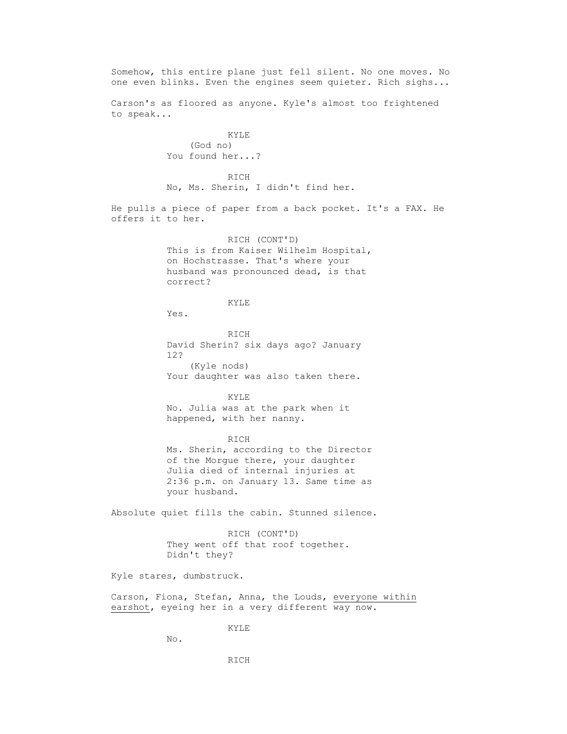Somehow, this entire plane just fell silent. No one moves. No one even blinks. Even the engines seem quieter. Rich sighs...

Carson's as floored as anyone. Kyle's almost too frightened to speak...

KYLE
(God no)
You found her...?

RICH
No, Ms. Sherin, I didn't find her.

He pulls a piece of paper from a back pocket. It's a FAX. He offers it to her.

RICH (CONT'D)
This is from Kaiser Wilhelm Hospital, on Hochstrasse. That's where your husband was pronounced dead, is that correct?

KYLE
Yes.

RICH
David Sherin? six days ago? January 12?
(Kyle nods)
Your daughter was also taken there.

KYLE
No. Julia was at the park when it happened, with her nanny.

RICH
Ms. Sherin, according to the Director of the Morgue there, your daughter Julia died of internal injuries at 2:36 p.m. on January 13. Same time as your husband.

Absolute quiet fills the cabin. Stunned silence.

RICH (CONT'D)
They went off that roof together. Didn't they?

Kyle stares, dumbstruck.

Carson, Fiona, Stefan, Anna, the Louds, <u>everyone within earshot</u>, eyeing her in a very different way now.

KYLE
No.

RICH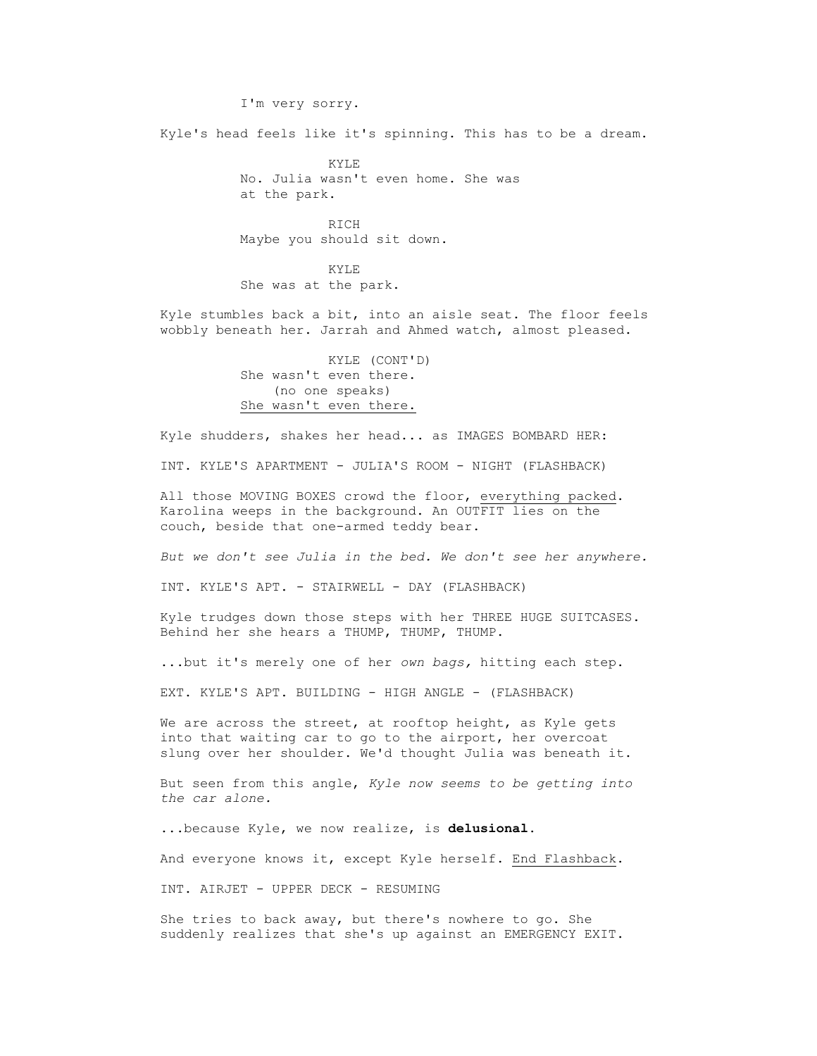I'm very sorry.

Kyle's head feels like it's spinning. This has to be a dream.

KYLE
No. Julia wasn't even home. She was at the park.

RICH
Maybe you should sit down.

KYLE
She was at the park.

Kyle stumbles back a bit, into an aisle seat. The floor feels wobbly beneath her. Jarrah and Ahmed watch, almost pleased.

KYLE (CONT'D)
She wasn't even there.
(no one speaks)
<u>She wasn't even there.</u>

Kyle shudders, shakes her head... as IMAGES BOMBARD HER:

INT. KYLE'S APARTMENT - JULIA'S ROOM - NIGHT (FLASHBACK)

All those MOVING BOXES crowd the floor, <u>everything packed</u>. Karolina weeps in the background. An OUTFIT lies on the couch, beside that one-armed teddy bear.

*But we don't see Julia in the bed. We don't see her anywhere.*

INT. KYLE'S APT. - STAIRWELL - DAY (FLASHBACK)

Kyle trudges down those steps with her THREE HUGE SUITCASES. Behind her she hears a THUMP, THUMP, THUMP.

...but it's merely one of her *own bags,* hitting each step.

EXT. KYLE'S APT. BUILDING - HIGH ANGLE - (FLASHBACK)

We are across the street, at rooftop height, as Kyle gets into that waiting car to go to the airport, her overcoat slung over her shoulder. We'd thought Julia was beneath it.

But seen from this angle, *Kyle now seems to be getting into the car alone.*

...because Kyle, we now realize, is **delusional.**

And everyone knows it, except Kyle herself. <u>End Flashback</u>.

INT. AIRJET - UPPER DECK - RESUMING

She tries to back away, but there's nowhere to go. She suddenly realizes that she's up against an EMERGENCY EXIT.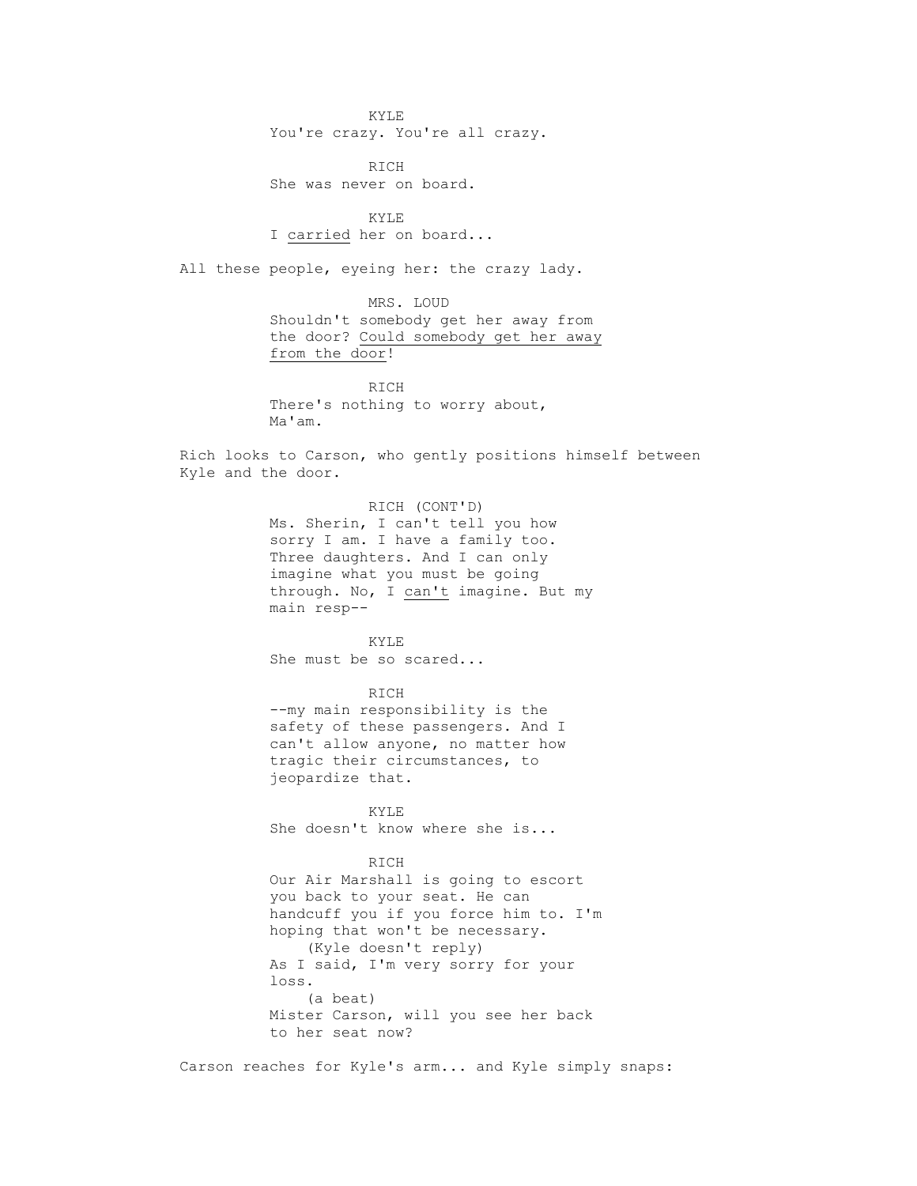KYLE
You're crazy. You're all crazy.

RICH
She was never on board.

KYLE
I <u>carried</u> her on board...

All these people, eyeing her: the crazy lady.

MRS. LOUD
Shouldn't somebody get her away from the door? <u>Could somebody get her away from the door</u>!

RICH
There's nothing to worry about, Ma'am.

Rich looks to Carson, who gently positions himself between Kyle and the door.

RICH (CONT'D)
Ms. Sherin, I can't tell you how sorry I am. I have a family too. Three daughters. And I can only imagine what you must be going through. No, I <u>can't</u> imagine. But my main resp--

KYLE
She must be so scared...

RICH
--my main responsibility is the safety of these passengers. And I can't allow anyone, no matter how tragic their circumstances, to jeopardize that.

KYLE
She doesn't know where she is...

RICH
Our Air Marshall is going to escort you back to your seat. He can handcuff you if you force him to. I'm hoping that won't be necessary.
(Kyle doesn't reply)
As I said, I'm very sorry for your loss.
(a beat)
Mister Carson, will you see her back to her seat now?

Carson reaches for Kyle's arm... and Kyle simply snaps: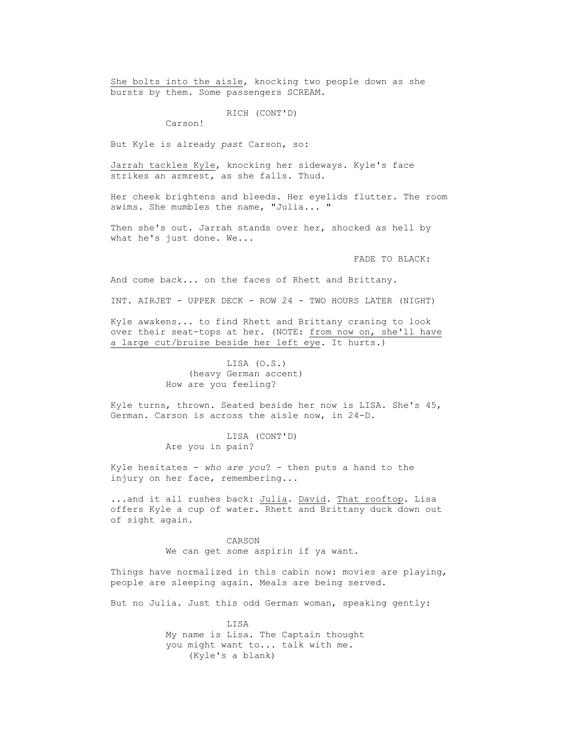<u>She bolts into the aisle</u>, knocking two people down as she bursts by them. Some passengers SCREAM.

RICH (CONT'D)
Carson!

But Kyle is already *past* Carson, so:

<u>Jarrah tackles Kyle</u>, knocking her sideways. Kyle's face strikes an armrest, as she falls. Thud.

Her cheek brightens and bleeds. Her eyelids flutter. The room swims. She mumbles the name, "Julia... "

Then she's out. Jarrah stands over her, shocked as hell by what he's just done. We...

FADE TO BLACK:

And come back... on the faces of Rhett and Brittany.

INT. AIRJET - UPPER DECK - ROW 24 - TWO HOURS LATER (NIGHT)

Kyle awakens... to find Rhett and Brittany craning to look over their seat-tops at her. (NOTE: <u>from now on, she'll have a large cut/bruise beside her left eye</u>. It hurts.)

LISA (O.S.)
(heavy German accent)
How are you feeling?

Kyle turns, thrown. Seated beside her now is LISA. She's 45, German. Carson is across the aisle now, in 24-D.

LISA (CONT'D)
Are you in pain?

Kyle hesitates - *who are you*? - then puts a hand to the injury on her face, remembering...

...and it all rushes back: <u>Julia</u>. <u>David</u>. <u>That rooftop</u>. Lisa offers Kyle a cup of water. Rhett and Brittany duck down out of sight again.

CARSON
We can get some aspirin if ya want.

Things have normalized in this cabin now: movies are playing, people are sleeping again. Meals are being served.

But no Julia. Just this odd German woman, speaking gently:

LISA
My name is Lisa. The Captain thought you might want to... talk with me.
(Kyle's a blank)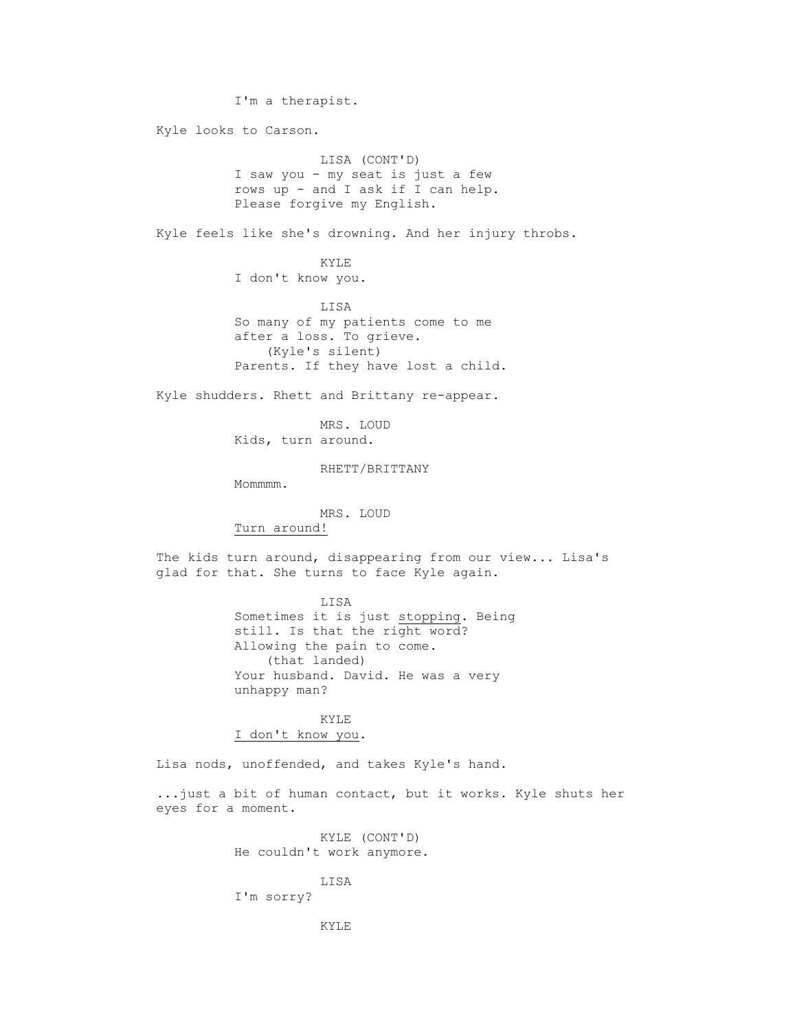I'm a therapist.

Kyle looks to Carson.

LISA (CONT'D)
I saw you - my seat is just a few rows up - and I ask if I can help. Please forgive my English.

Kyle feels like she's drowning. And her injury throbs.

KYLE
I don't know you.

LISA
So many of my patients come to me after a loss. To grieve.
(Kyle's silent)
Parents. If they have lost a child.

Kyle shudders. Rhett and Brittany re-appear.

MRS. LOUD
Kids, turn around.

RHETT/BRITTANY
Mommmm.

MRS. LOUD
<u>Turn around!</u>

The kids turn around, disappearing from our view... Lisa's glad for that. She turns to face Kyle again.

LISA
Sometimes it is just <u>stopping</u>. Being still. Is that the right word? Allowing the pain to come.
(that landed)
Your husband. David. He was a very unhappy man?

KYLE
<u>I don't know you</u>.

Lisa nods, unoffended, and takes Kyle's hand.

...just a bit of human contact, but it works. Kyle shuts her eyes for a moment.

KYLE (CONT'D)
He couldn't work anymore.

LISA
I'm sorry?

KYLE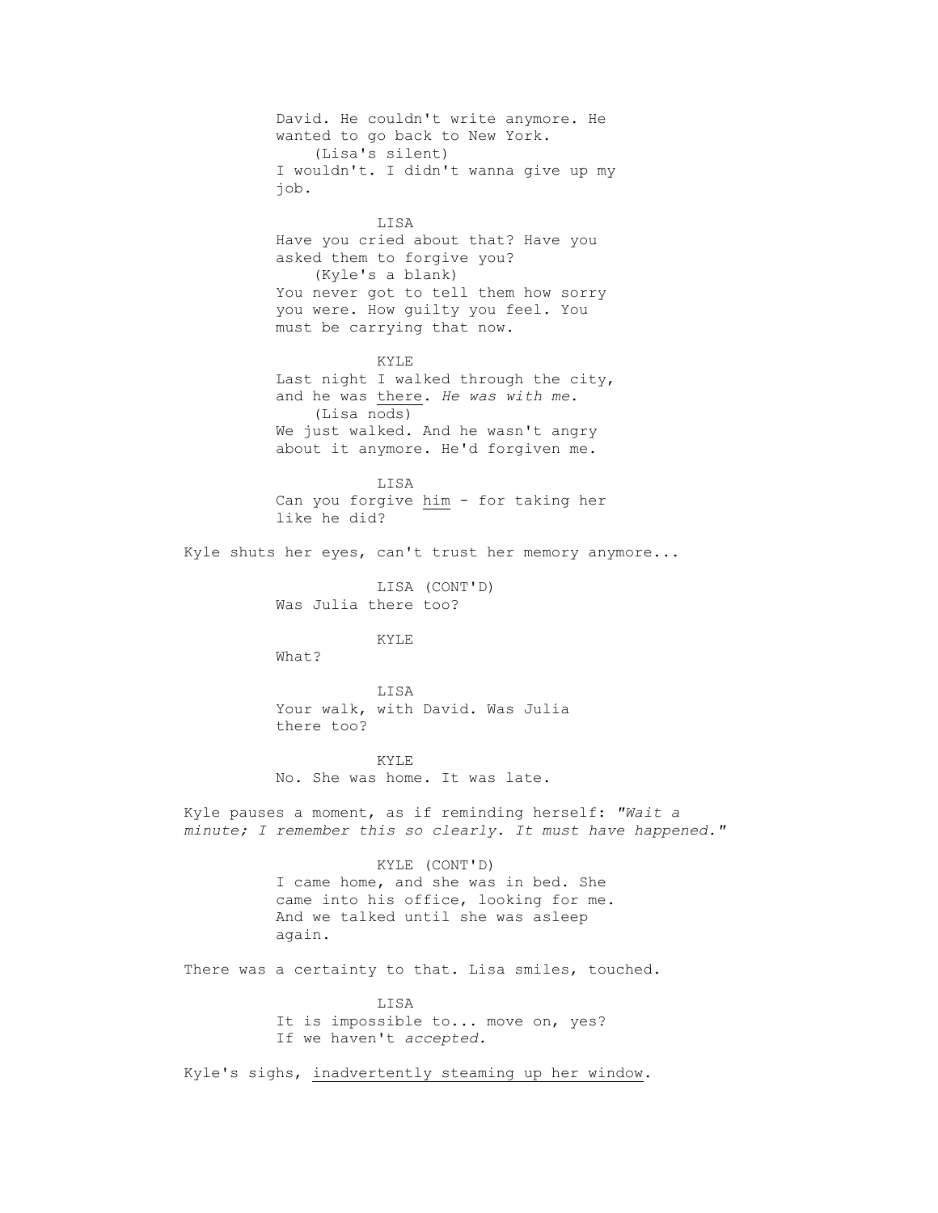David. He couldn't write anymore. He wanted to go back to New York.
(Lisa's silent)
I wouldn't. I didn't wanna give up my job.

LISA
Have you cried about that? Have you asked them to forgive you?
(Kyle's a blank)
You never got to tell them how sorry you were. How guilty you feel. You must be carrying that now.

KYLE
Last night I walked through the city, and he was <u>there</u>. *He was with me.*
(Lisa nods)
We just walked. And he wasn't angry about it anymore. He'd forgiven me.

LISA
Can you forgive <u>him</u> - for taking her like he did?

Kyle shuts her eyes, can't trust her memory anymore...

LISA (CONT'D)
Was Julia there too?

KYLE
What?

LISA
Your walk, with David. Was Julia there too?

KYLE
No. She was home. It was late.

Kyle pauses a moment, as if reminding herself: *"Wait a minute; I remember this so clearly. It must have happened."*

KYLE (CONT'D)
I came home, and she was in bed. She came into his office, looking for me. And we talked until she was asleep again.

There was a certainty to that. Lisa smiles, touched.

LISA
It is impossible to... move on, yes? If we haven't *accepted.*

Kyle's sighs, <u>inadvertently steaming up her window</u>.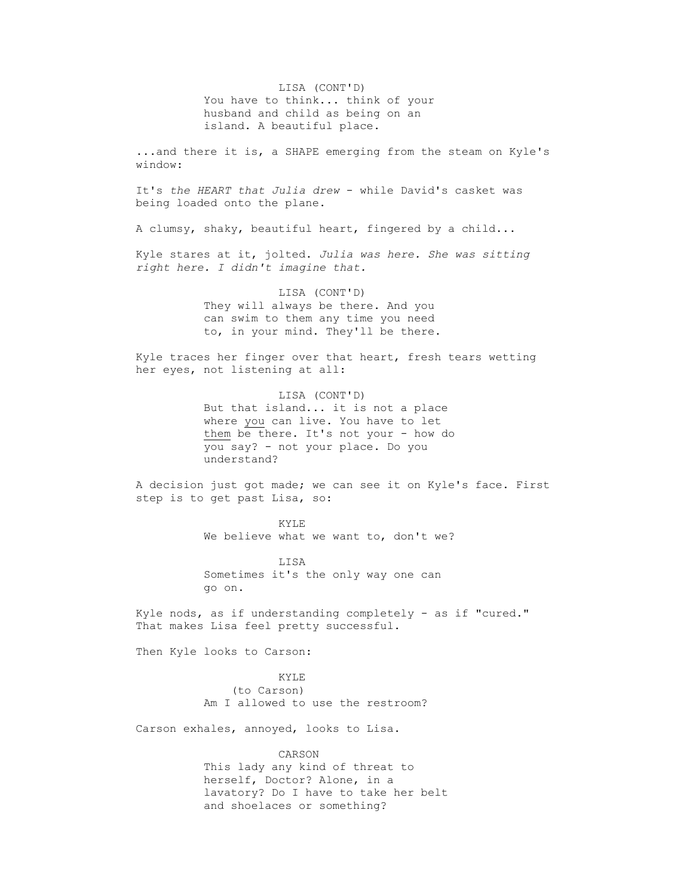LISA (CONT'D)
You have to think... think of your husband and child as being on an island. A beautiful place.

...and there it is, a SHAPE emerging from the steam on Kyle's window:

It's *the HEART that Julia drew* - while David's casket was being loaded onto the plane.

A clumsy, shaky, beautiful heart, fingered by a child...

Kyle stares at it, jolted. *Julia was here. She was sitting right here. I didn't imagine that.*

LISA (CONT'D)
They will always be there. And you can swim to them any time you need to, in your mind. They'll be there.

Kyle traces her finger over that heart, fresh tears wetting her eyes, not listening at all:

LISA (CONT'D)
But that island... it is not a place where <u>you</u> can live. You have to let <u>them</u> be there. It's not your - how do you say? - not your place. Do you understand?

A decision just got made; we can see it on Kyle's face. First step is to get past Lisa, so:

KYLE
We believe what we want to, don't we?

LISA
Sometimes it's the only way one can go on.

Kyle nods, as if understanding completely - as if "cured." That makes Lisa feel pretty successful.

Then Kyle looks to Carson:

KYLE
(to Carson)
Am I allowed to use the restroom?

Carson exhales, annoyed, looks to Lisa.

CARSON
This lady any kind of threat to herself, Doctor? Alone, in a lavatory? Do I have to take her belt and shoelaces or something?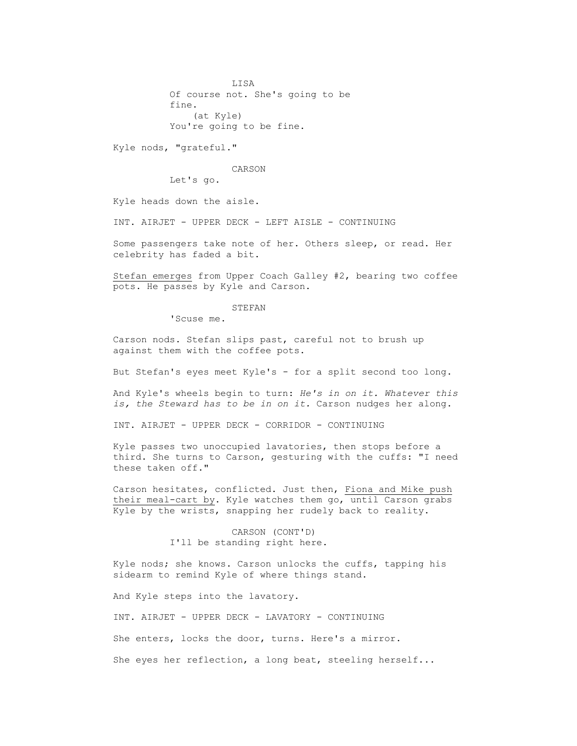LISA
Of course not. She's going to be fine.
(at Kyle)
You're going to be fine.

Kyle nods, "grateful."

CARSON
Let's go.

Kyle heads down the aisle.

INT. AIRJET - UPPER DECK - LEFT AISLE - CONTINUING

Some passengers take note of her. Others sleep, or read. Her celebrity has faded a bit.

<u>Stefan emerges</u> from Upper Coach Galley #2, bearing two coffee pots. He passes by Kyle and Carson.

STEFAN
'Scuse me.

Carson nods. Stefan slips past, careful not to brush up against them with the coffee pots.

But Stefan's eyes meet Kyle's - for a split second too long.

And Kyle's wheels begin to turn: *He's in on it. Whatever this is, the Steward has to be in on it.* Carson nudges her along.

INT. AIRJET - UPPER DECK - CORRIDOR - CONTINUING

Kyle passes two unoccupied lavatories, then stops before a third. She turns to Carson, gesturing with the cuffs: "I need these taken off."

Carson hesitates, conflicted. Just then, <u>Fiona and Mike push their meal-cart by</u>. Kyle watches them go, until Carson grabs Kyle by the wrists, snapping her rudely back to reality.

CARSON (CONT'D)
I'll be standing right here.

Kyle nods; she knows. Carson unlocks the cuffs, tapping his sidearm to remind Kyle of where things stand.

And Kyle steps into the lavatory.

INT. AIRJET - UPPER DECK - LAVATORY - CONTINUING

She enters, locks the door, turns. Here's a mirror.

She eyes her reflection, a long beat, steeling herself...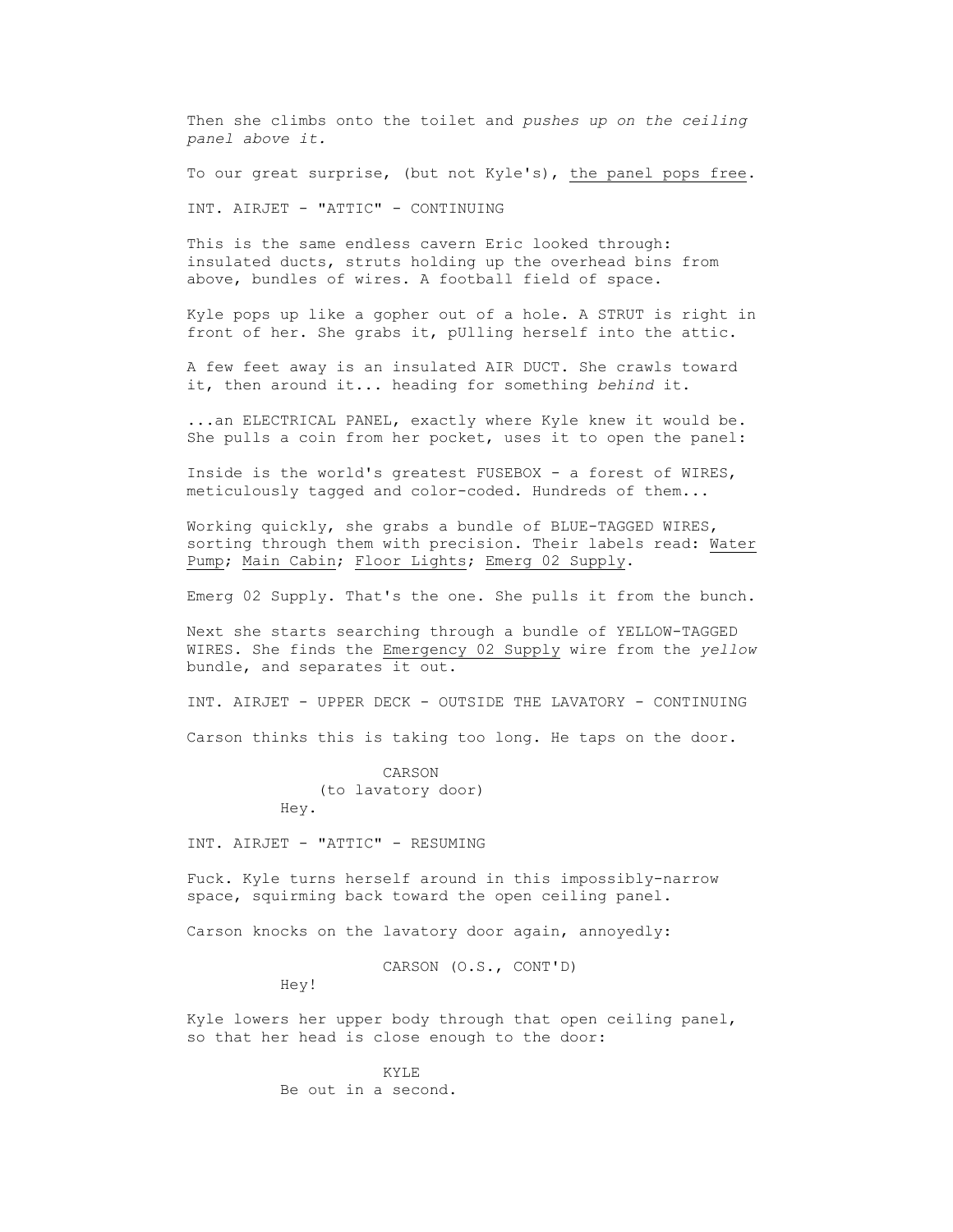Then she climbs onto the toilet and *pushes up on the ceiling panel above it.*

To our great surprise, (but not Kyle's), <u>the panel pops free</u>.

INT. AIRJET - "ATTIC" - CONTINUING

This is the same endless cavern Eric looked through: insulated ducts, struts holding up the overhead bins from above, bundles of wires. A football field of space.

Kyle pops up like a gopher out of a hole. A STRUT is right in front of her. She grabs it, pUlling herself into the attic.

A few feet away is an insulated AIR DUCT. She crawls toward it, then around it... heading for something *behind* it.

...an ELECTRICAL PANEL, exactly where Kyle knew it would be. She pulls a coin from her pocket, uses it to open the panel:

Inside is the world's greatest FUSEBOX - a forest of WIRES, meticulously tagged and color-coded. Hundreds of them...

Working quickly, she grabs a bundle of BLUE-TAGGED WIRES, sorting through them with precision. Their labels read: <u>Water Pump</u>; <u>Main Cabin</u>; <u>Floor Lights</u>; <u>Emerg 02 Supply</u>.

Emerg 02 Supply. That's the one. She pulls it from the bunch.

Next she starts searching through a bundle of YELLOW-TAGGED WIRES. She finds the <u>Emergency 02 Supply</u> wire from the *yellow* bundle, and separates it out.

INT. AIRJET - UPPER DECK - OUTSIDE THE LAVATORY - CONTINUING

Carson thinks this is taking too long. He taps on the door.

CARSON
(to lavatory door)
Hey.

INT. AIRJET - "ATTIC" - RESUMING

Fuck. Kyle turns herself around in this impossibly-narrow space, squirming back toward the open ceiling panel.

Carson knocks on the lavatory door again, annoyedly:

CARSON (O.S., CONT'D)
Hey!

Kyle lowers her upper body through that open ceiling panel, so that her head is close enough to the door:

KYLE
Be out in a second.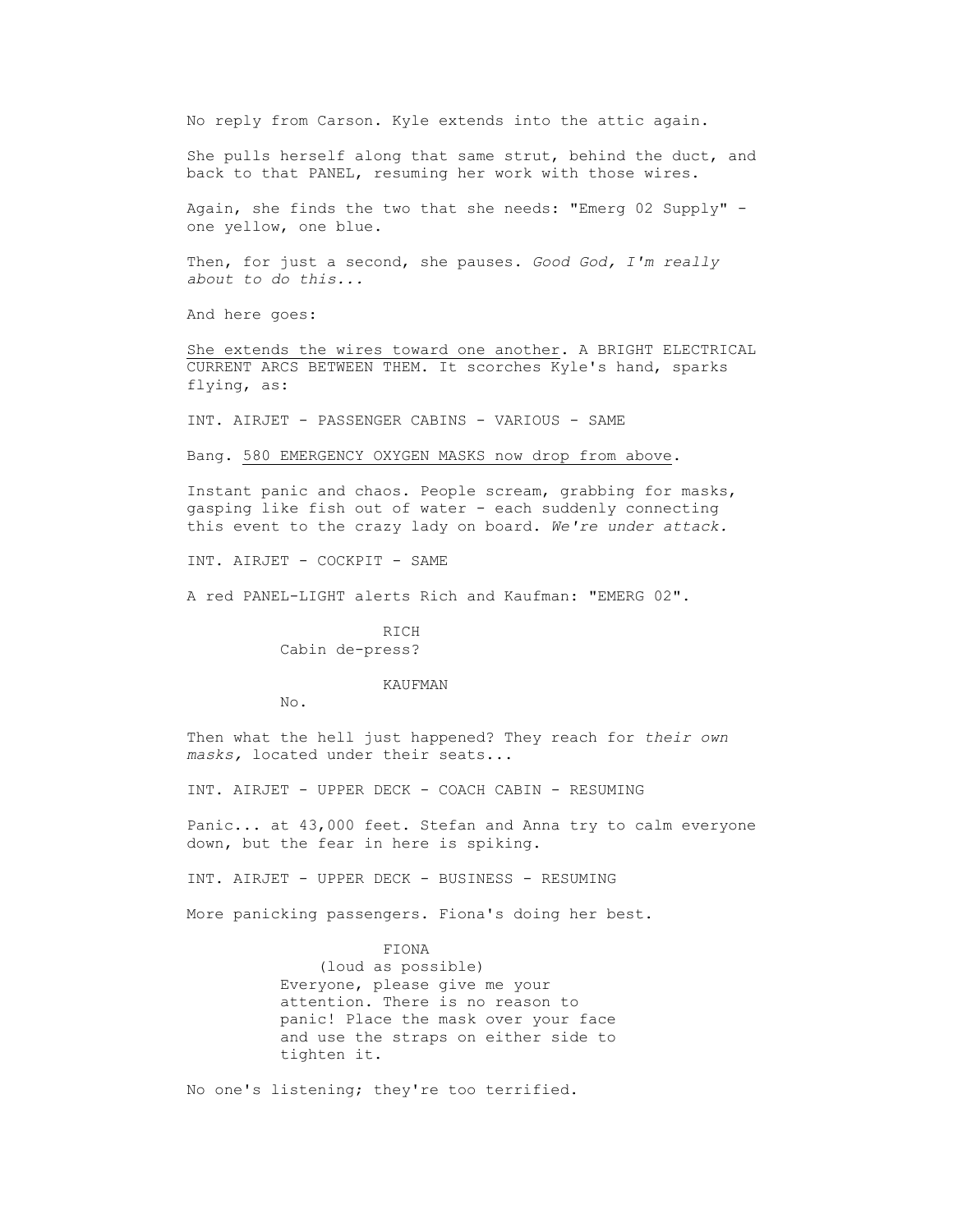No reply from Carson. Kyle extends into the attic again.

She pulls herself along that same strut, behind the duct, and back to that PANEL, resuming her work with those wires.

Again, she finds the two that she needs: "Emerg 02 Supply" - one yellow, one blue.

Then, for just a second, she pauses. *Good God, I'm really about to do this...*

And here goes:

<u>She extends the wires toward one another</u>. A BRIGHT ELECTRICAL CURRENT ARCS BETWEEN THEM. It scorches Kyle's hand, sparks flying, as:

INT. AIRJET - PASSENGER CABINS - VARIOUS - SAME

Bang. <u>580 EMERGENCY OXYGEN MASKS now drop from above</u>.

Instant panic and chaos. People scream, grabbing for masks, gasping like fish out of water - each suddenly connecting this event to the crazy lady on board. *We're under attack.*

INT. AIRJET - COCKPIT - SAME

A red PANEL-LIGHT alerts Rich and Kaufman: "EMERG 02".

RICH
Cabin de-press?

KAUFMAN
No.

Then what the hell just happened? They reach for *their own masks,* located under their seats...

INT. AIRJET - UPPER DECK - COACH CABIN - RESUMING

Panic... at 43,000 feet. Stefan and Anna try to calm everyone down, but the fear in here is spiking.

INT. AIRJET - UPPER DECK - BUSINESS - RESUMING

More panicking passengers. Fiona's doing her best.

FIONA
(loud as possible)
Everyone, please give me your attention. There is no reason to panic! Place the mask over your face and use the straps on either side to tighten it.

No one's listening; they're too terrified.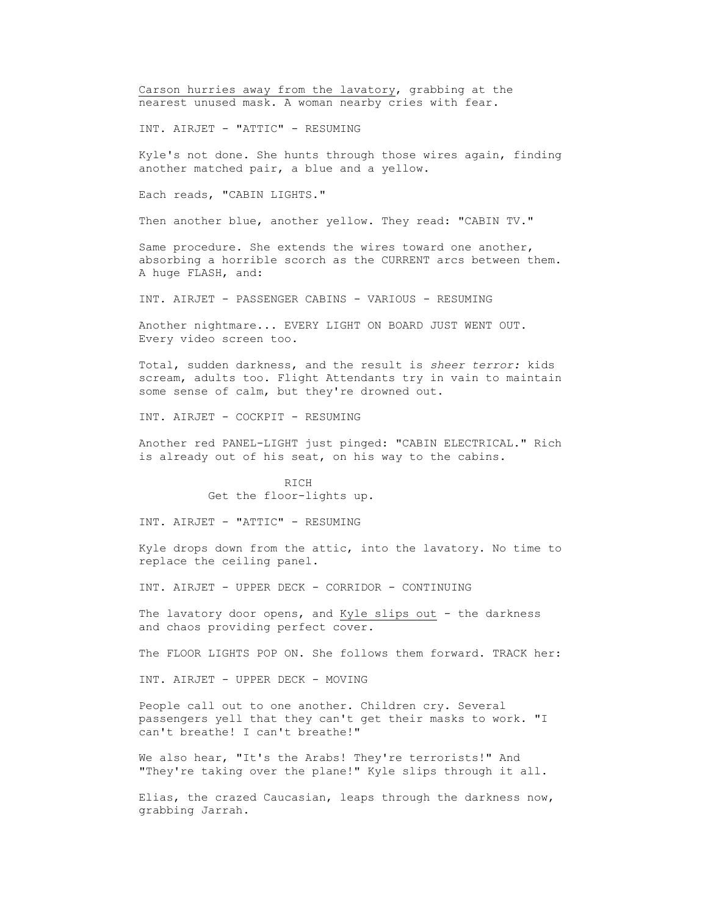<u>Carson hurries away from the lavatory</u>, grabbing at the nearest unused mask. A woman nearby cries with fear.

INT. AIRJET - "ATTIC" - RESUMING

Kyle's not done. She hunts through those wires again, finding another matched pair, a blue and a yellow.

Each reads, "CABIN LIGHTS."

Then another blue, another yellow. They read: "CABIN TV."

Same procedure. She extends the wires toward one another, absorbing a horrible scorch as the CURRENT arcs between them. A huge FLASH, and:

INT. AIRJET - PASSENGER CABINS - VARIOUS - RESUMING

Another nightmare... EVERY LIGHT ON BOARD JUST WENT OUT. Every video screen too.

Total, sudden darkness, and the result is *sheer terror:* kids scream, adults too. Flight Attendants try in vain to maintain some sense of calm, but they're drowned out.

INT. AIRJET - COCKPIT - RESUMING

Another red PANEL-LIGHT just pinged: "CABIN ELECTRICAL." Rich is already out of his seat, on his way to the cabins.

RICH
Get the floor-lights up.

INT. AIRJET - "ATTIC" - RESUMING

Kyle drops down from the attic, into the lavatory. No time to replace the ceiling panel.

INT. AIRJET - UPPER DECK - CORRIDOR - CONTINUING

The lavatory door opens, and <u>Kyle slips out</u> - the darkness and chaos providing perfect cover.

The FLOOR LIGHTS POP ON. She follows them forward. TRACK her:

INT. AIRJET - UPPER DECK - MOVING

People call out to one another. Children cry. Several passengers yell that they can't get their masks to work. "I can't breathe! I can't breathe!"

We also hear, "It's the Arabs! They're terrorists!" And "They're taking over the plane!" Kyle slips through it all.

Elias, the crazed Caucasian, leaps through the darkness now, grabbing Jarrah.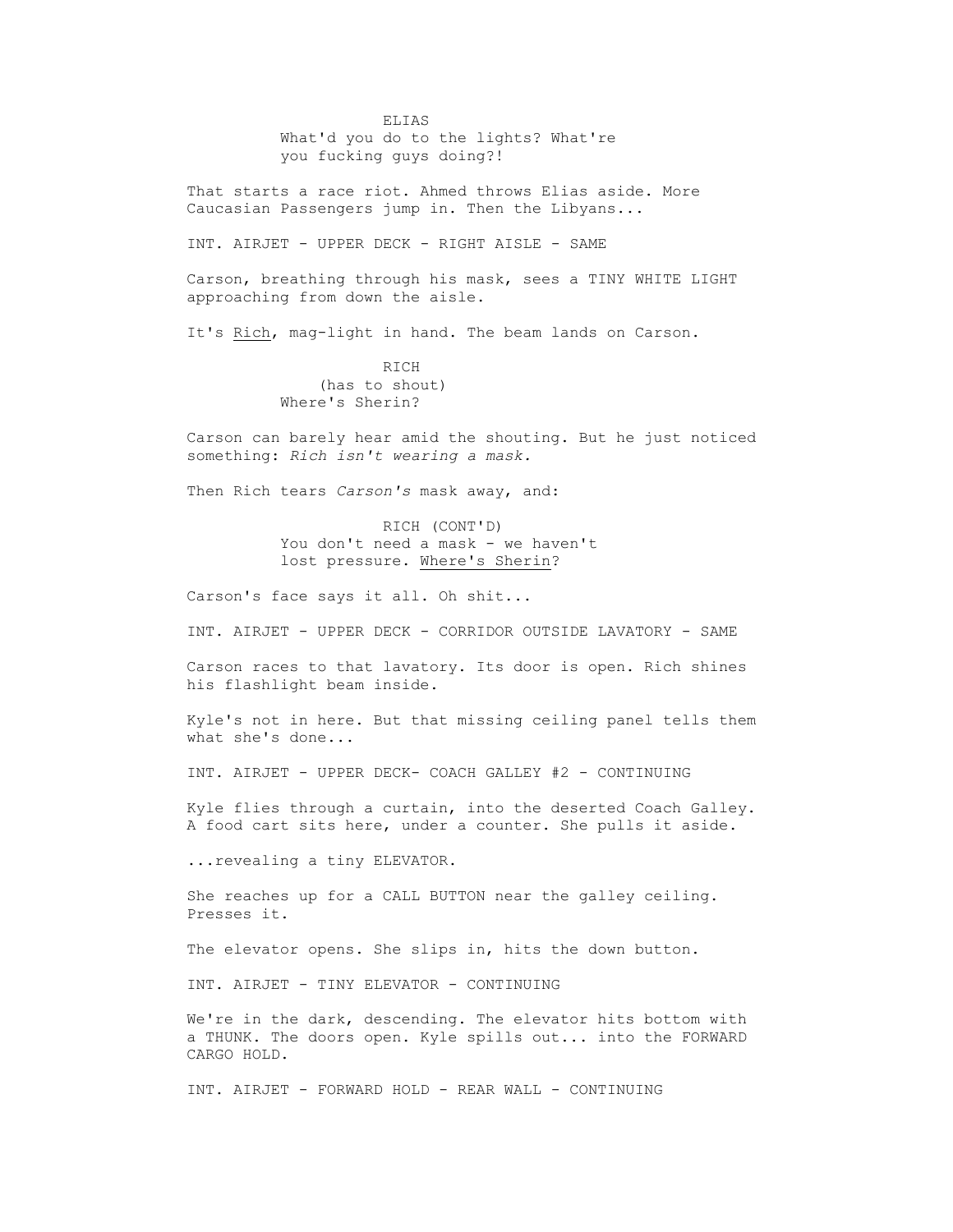ELIAS
What'd you do to the lights? What're you fucking guys doing?!

That starts a race riot. Ahmed throws Elias aside. More Caucasian Passengers jump in. Then the Libyans...

INT. AIRJET - UPPER DECK - RIGHT AISLE - SAME

Carson, breathing through his mask, sees a TINY WHITE LIGHT approaching from down the aisle.

It's Rich, mag-light in hand. The beam lands on Carson.

RICH
(has to shout)
Where's Sherin?

Carson can barely hear amid the shouting. But he just noticed something: *Rich isn't wearing a mask.*

Then Rich tears *Carson's* mask away, and:

RICH (CONT'D)
You don't need a mask - we haven't lost pressure. Where's Sherin?

Carson's face says it all. Oh shit...

INT. AIRJET - UPPER DECK - CORRIDOR OUTSIDE LAVATORY - SAME

Carson races to that lavatory. Its door is open. Rich shines his flashlight beam inside.

Kyle's not in here. But that missing ceiling panel tells them what she's done...

INT. AIRJET - UPPER DECK- COACH GALLEY #2 - CONTINUING

Kyle flies through a curtain, into the deserted Coach Galley. A food cart sits here, under a counter. She pulls it aside.

...revealing a tiny ELEVATOR.

She reaches up for a CALL BUTTON near the galley ceiling. Presses it.

The elevator opens. She slips in, hits the down button.

INT. AIRJET - TINY ELEVATOR - CONTINUING

We're in the dark, descending. The elevator hits bottom with a THUNK. The doors open. Kyle spills out... into the FORWARD CARGO HOLD.

INT. AIRJET - FORWARD HOLD - REAR WALL - CONTINUING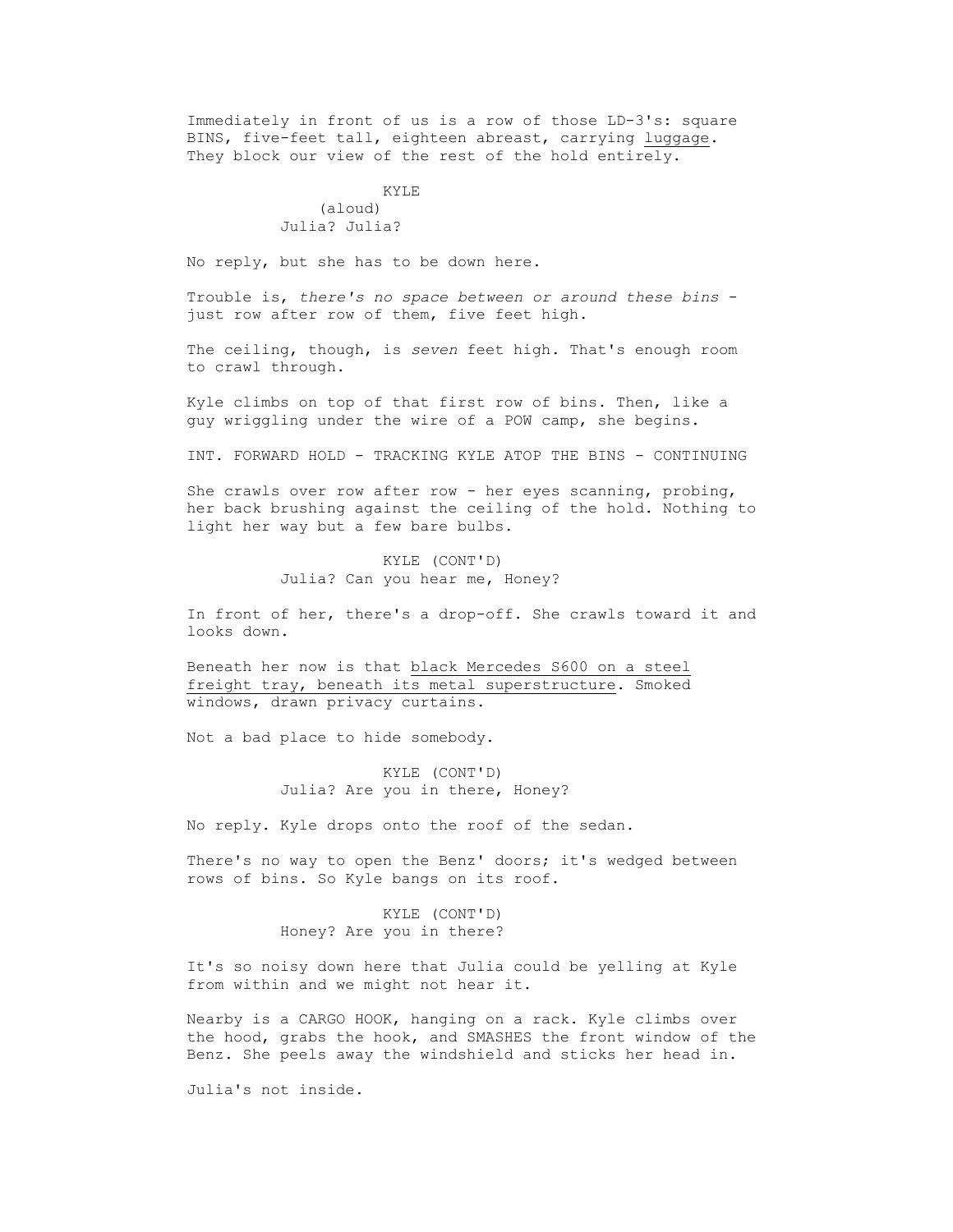Immediately in front of us is a row of those LD-3's: square BINS, five-feet tall, eighteen abreast, carrying luggage. They block our view of the rest of the hold entirely.

KYLE
(aloud)
Julia? Julia?

No reply, but she has to be down here.

Trouble is, *there's no space between or around these bins* - just row after row of them, five feet high.

The ceiling, though, is *seven* feet high. That's enough room to crawl through.

Kyle climbs on top of that first row of bins. Then, like a guy wriggling under the wire of a POW camp, she begins.

INT. FORWARD HOLD - TRACKING KYLE ATOP THE BINS - CONTINUING

She crawls over row after row - her eyes scanning, probing, her back brushing against the ceiling of the hold. Nothing to light her way but a few bare bulbs.

KYLE (CONT'D)
Julia? Can you hear me, Honey?

In front of her, there's a drop-off. She crawls toward it and looks down.

Beneath her now is that black Mercedes S600 on a steel freight tray, beneath its metal superstructure. Smoked windows, drawn privacy curtains.

Not a bad place to hide somebody.

KYLE (CONT'D)
Julia? Are you in there, Honey?

No reply. Kyle drops onto the roof of the sedan.

There's no way to open the Benz' doors; it's wedged between rows of bins. So Kyle bangs on its roof.

KYLE (CONT'D)
Honey? Are you in there?

It's so noisy down here that Julia could be yelling at Kyle from within and we might not hear it.

Nearby is a CARGO HOOK, hanging on a rack. Kyle climbs over the hood, grabs the hook, and SMASHES the front window of the Benz. She peels away the windshield and sticks her head in.

Julia's not inside.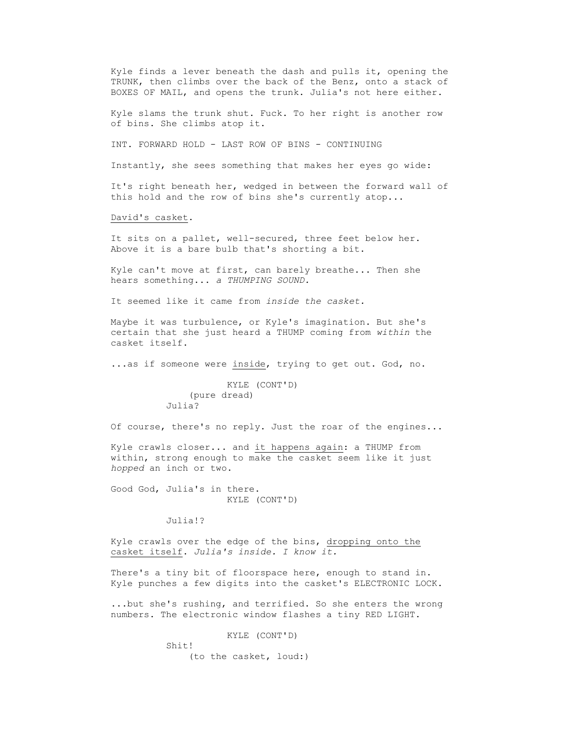Kyle finds a lever beneath the dash and pulls it, opening the TRUNK, then climbs over the back of the Benz, onto a stack of BOXES OF MAIL, and opens the trunk. Julia's not here either.

Kyle slams the trunk shut. Fuck. To her right is another row of bins. She climbs atop it.

INT. FORWARD HOLD - LAST ROW OF BINS - CONTINUING

Instantly, she sees something that makes her eyes go wide:

It's right beneath her, wedged in between the forward wall of this hold and the row of bins she's currently atop...

<u>David's casket</u>.

It sits on a pallet, well-secured, three feet below her. Above it is a bare bulb that's shorting a bit.

Kyle can't move at first, can barely breathe... Then she hears something... *a THUMPING SOUND.*

It seemed like it came from *inside the casket.*

Maybe it was turbulence, or Kyle's imagination. But she's certain that she just heard a THUMP coming from *within* the casket itself.

...as if someone were <u>inside</u>, trying to get out. God, no.

KYLE (CONT'D)
(pure dread)
Julia?

Of course, there's no reply. Just the roar of the engines...

Kyle crawls closer... and <u>it happens again</u>: a THUMP from within, strong enough to make the casket seem like it just *hopped* an inch or two.

Good God, Julia's in there.

KYLE (CONT'D)
Julia!?

Kyle crawls over the edge of the bins, <u>dropping onto the casket itself</u>. *Julia's inside. I know it.*

There's a tiny bit of floorspace here, enough to stand in. Kyle punches a few digits into the casket's ELECTRONIC LOCK.

...but she's rushing, and terrified. So she enters the wrong numbers. The electronic window flashes a tiny RED LIGHT.

KYLE (CONT'D)
Shit!
(to the casket, loud:)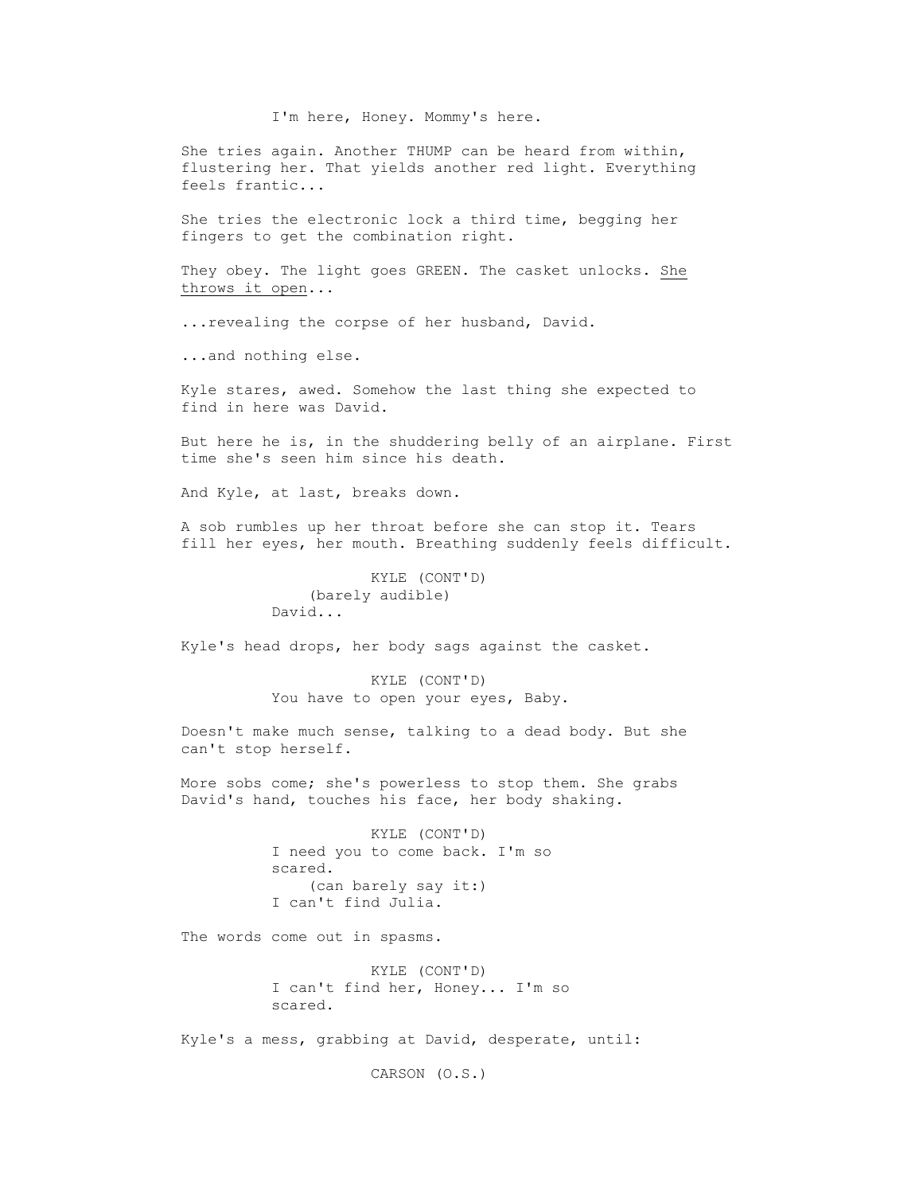I'm here, Honey. Mommy's here.

She tries again. Another THUMP can be heard from within, flustering her. That yields another red light. Everything feels frantic...

She tries the electronic lock a third time, begging her fingers to get the combination right.

They obey. The light goes GREEN. The casket unlocks. She throws it open...

...revealing the corpse of her husband, David.

...and nothing else.

Kyle stares, awed. Somehow the last thing she expected to find in here was David.

But here he is, in the shuddering belly of an airplane. First time she's seen him since his death.

And Kyle, at last, breaks down.

A sob rumbles up her throat before she can stop it. Tears fill her eyes, her mouth. Breathing suddenly feels difficult.

KYLE (CONT'D)
(barely audible)
David...

Kyle's head drops, her body sags against the casket.

KYLE (CONT'D)
You have to open your eyes, Baby.

Doesn't make much sense, talking to a dead body. But she can't stop herself.

More sobs come; she's powerless to stop them. She grabs David's hand, touches his face, her body shaking.

KYLE (CONT'D)
I need you to come back. I'm so scared.
(can barely say it:)
I can't find Julia.

The words come out in spasms.

KYLE (CONT'D)
I can't find her, Honey... I'm so scared.

Kyle's a mess, grabbing at David, desperate, until:

CARSON (O.S.)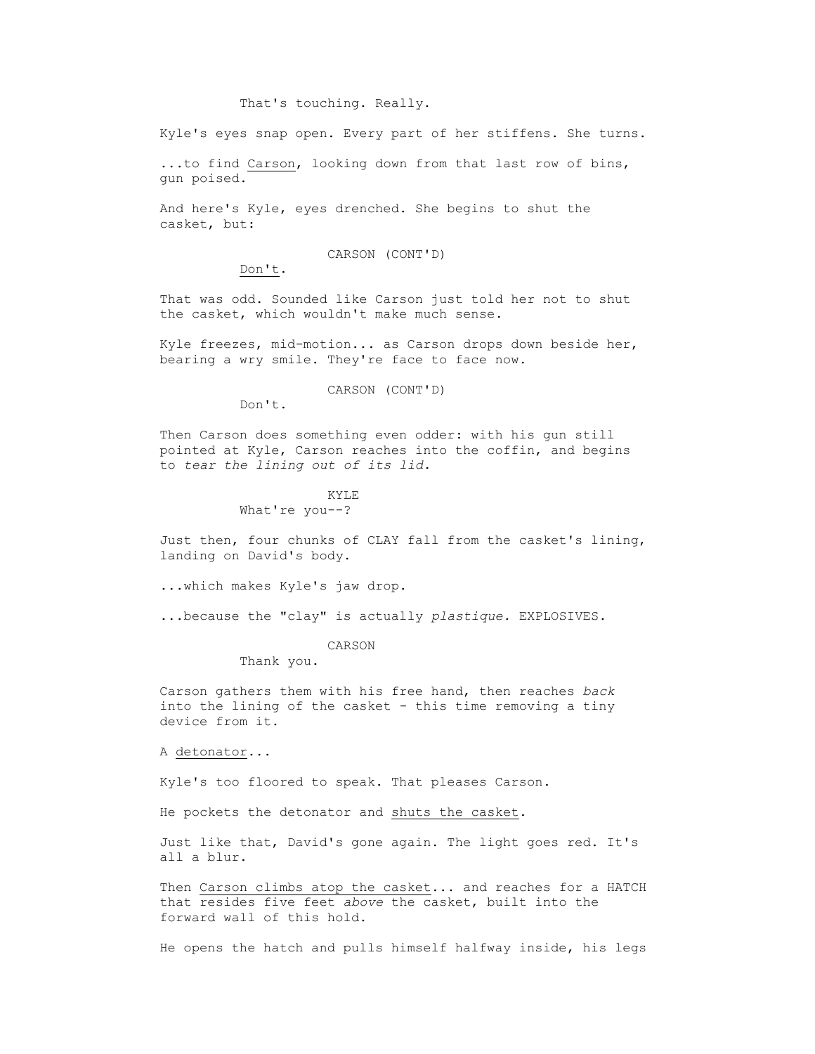That's touching. Really.

Kyle's eyes snap open. Every part of her stiffens. She turns.

...to find <u>Carson</u>, looking down from that last row of bins, gun poised.

And here's Kyle, eyes drenched. She begins to shut the casket, but:

CARSON (CONT'D)
<u>Don't</u>.

That was odd. Sounded like Carson just told her not to shut the casket, which wouldn't make much sense.

Kyle freezes, mid-motion... as Carson drops down beside her, bearing a wry smile. They're face to face now.

CARSON (CONT'D)
Don't.

Then Carson does something even odder: with his gun still pointed at Kyle, Carson reaches into the coffin, and begins to *tear the lining out of its lid.*

KYLE
What're you--?

Just then, four chunks of CLAY fall from the casket's lining, landing on David's body.

...which makes Kyle's jaw drop.

...because the "clay" is actually *plastique.* EXPLOSIVES.

CARSON
Thank you.

Carson gathers them with his free hand, then reaches *back* into the lining of the casket - this time removing a tiny device from it.

A <u>detonator</u>...

Kyle's too floored to speak. That pleases Carson.

He pockets the detonator and <u>shuts the casket</u>.

Just like that, David's gone again. The light goes red. It's all a blur.

Then <u>Carson climbs atop the casket</u>... and reaches for a HATCH that resides five feet *above* the casket, built into the forward wall of this hold.

He opens the hatch and pulls himself halfway inside, his legs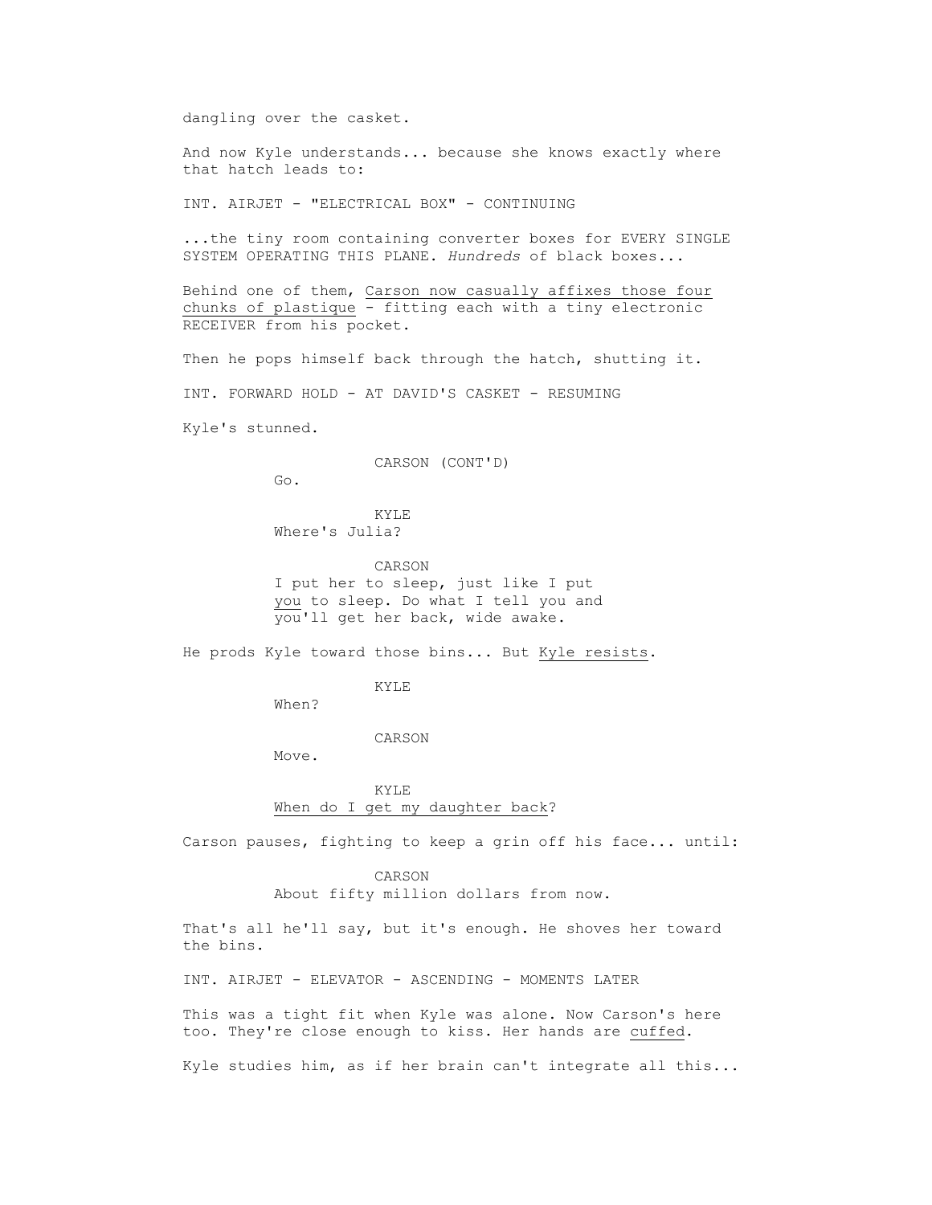dangling over the casket.

And now Kyle understands... because she knows exactly where that hatch leads to:

INT. AIRJET - "ELECTRICAL BOX" - CONTINUING

...the tiny room containing converter boxes for EVERY SINGLE SYSTEM OPERATING THIS PLANE. *Hundreds* of black boxes...

Behind one of them, <u>Carson now casually affixes those four chunks of plastique</u> - fitting each with a tiny electronic RECEIVER from his pocket.

Then he pops himself back through the hatch, shutting it.

INT. FORWARD HOLD - AT DAVID'S CASKET - RESUMING

Kyle's stunned.

CARSON (CONT'D)
Go.

KYLE
Where's Julia?

CARSON
I put her to sleep, just like I put <u>you</u> to sleep. Do what I tell you and you'll get her back, wide awake.

He prods Kyle toward those bins... But <u>Kyle resists</u>.

KYLE
When?

CARSON
Move.

KYLE
<u>When do I get my daughter back</u>?

Carson pauses, fighting to keep a grin off his face... until:

CARSON
About fifty million dollars from now.

That's all he'll say, but it's enough. He shoves her toward the bins.

INT. AIRJET - ELEVATOR - ASCENDING - MOMENTS LATER

This was a tight fit when Kyle was alone. Now Carson's here too. They're close enough to kiss. Her hands are <u>cuffed</u>.

Kyle studies him, as if her brain can't integrate all this...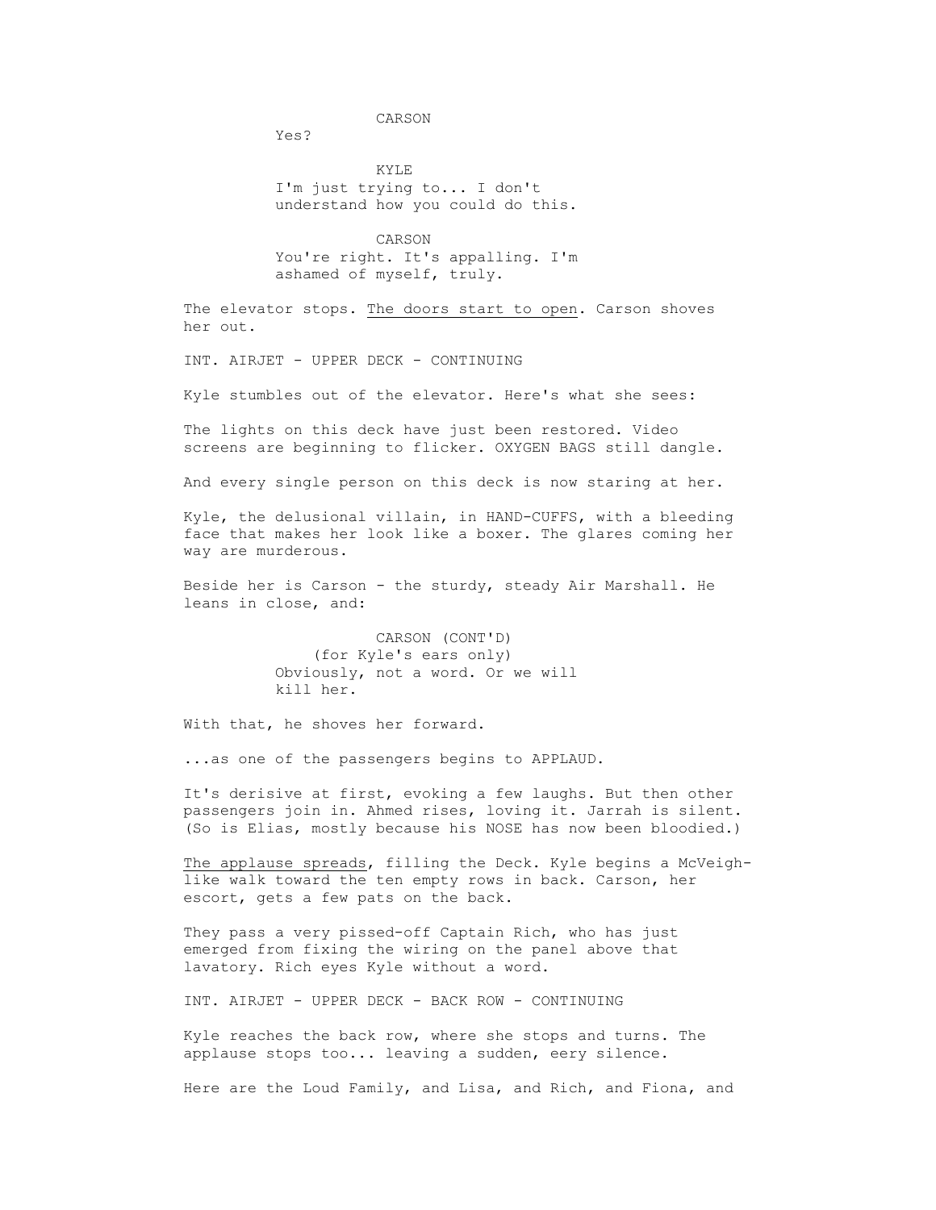CARSON

Yes?

KYLE

I'm just trying to... I don't understand how you could do this.

CARSON

You're right. It's appalling. I'm ashamed of myself, truly.

The elevator stops. <u>The doors start to open</u>. Carson shoves her out.

INT. AIRJET - UPPER DECK - CONTINUING

Kyle stumbles out of the elevator. Here's what she sees:

The lights on this deck have just been restored. Video screens are beginning to flicker. OXYGEN BAGS still dangle.

And every single person on this deck is now staring at her.

Kyle, the delusional villain, in HAND-CUFFS, with a bleeding face that makes her look like a boxer. The glares coming her way are murderous.

Beside her is Carson - the sturdy, steady Air Marshall. He leans in close, and:

CARSON (CONT'D)

(for Kyle's ears only)

Obviously, not a word. Or we will kill her.

With that, he shoves her forward.

...as one of the passengers begins to APPLAUD.

It's derisive at first, evoking a few laughs. But then other passengers join in. Ahmed rises, loving it. Jarrah is silent. (So is Elias, mostly because his NOSE has now been bloodied.)

<u>The applause spreads</u>, filling the Deck. Kyle begins a McVeigh-like walk toward the ten empty rows in back. Carson, her escort, gets a few pats on the back.

They pass a very pissed-off Captain Rich, who has just emerged from fixing the wiring on the panel above that lavatory. Rich eyes Kyle without a word.

INT. AIRJET - UPPER DECK - BACK ROW - CONTINUING

Kyle reaches the back row, where she stops and turns. The applause stops too... leaving a sudden, eery silence.

Here are the Loud Family, and Lisa, and Rich, and Fiona, and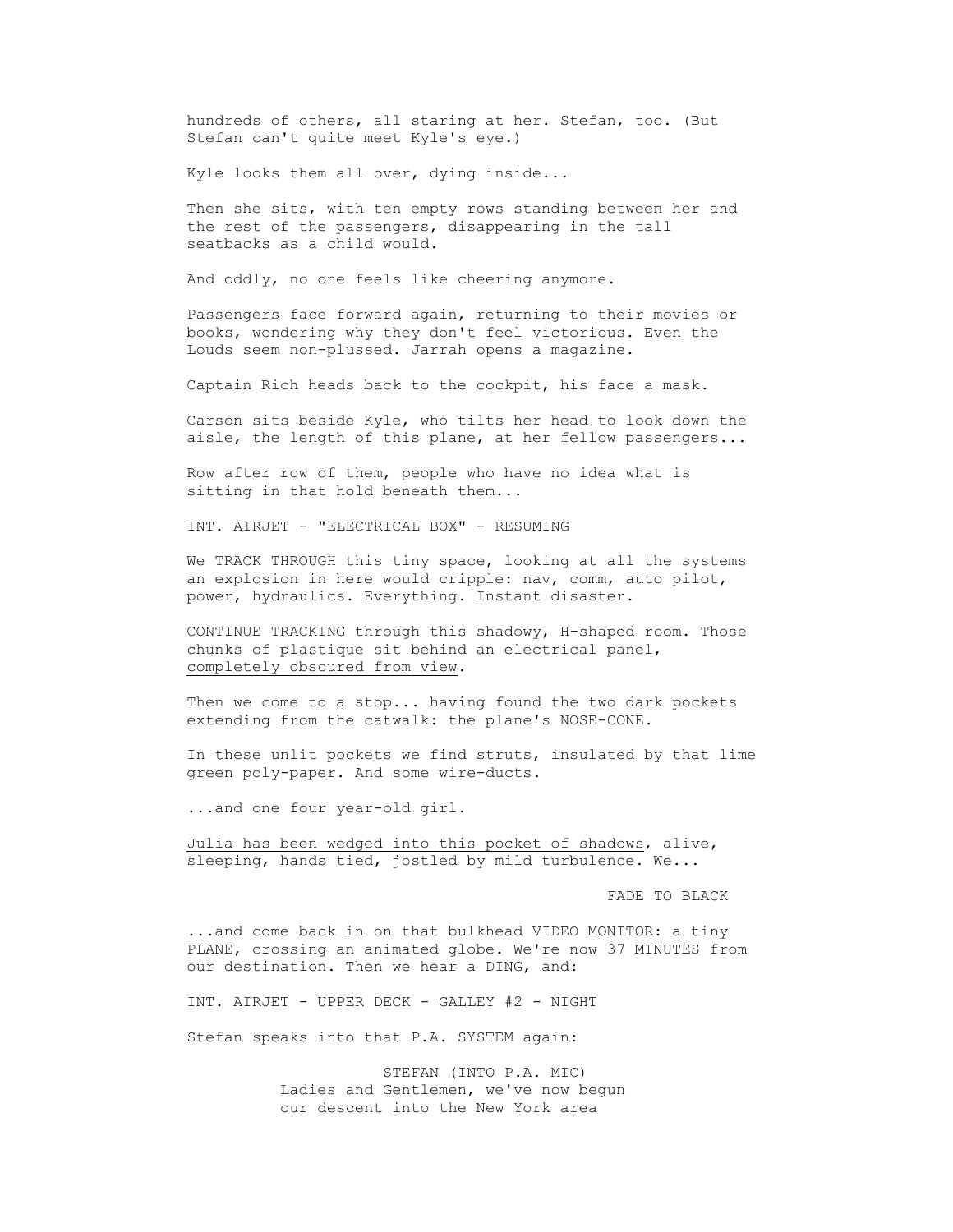hundreds of others, all staring at her. Stefan, too. (But Stefan can't quite meet Kyle's eye.)

Kyle looks them all over, dying inside...

Then she sits, with ten empty rows standing between her and the rest of the passengers, disappearing in the tall seatbacks as a child would.

And oddly, no one feels like cheering anymore.

Passengers face forward again, returning to their movies or books, wondering why they don't feel victorious. Even the Louds seem non-plussed. Jarrah opens a magazine.

Captain Rich heads back to the cockpit, his face a mask.

Carson sits beside Kyle, who tilts her head to look down the aisle, the length of this plane, at her fellow passengers...

Row after row of them, people who have no idea what is sitting in that hold beneath them...

INT. AIRJET - "ELECTRICAL BOX" - RESUMING

We TRACK THROUGH this tiny space, looking at all the systems an explosion in here would cripple: nav, comm, auto pilot, power, hydraulics. Everything. Instant disaster.

CONTINUE TRACKING through this shadowy, H-shaped room. Those chunks of plastique sit behind an electrical panel, <u>completely obscured from view</u>.

Then we come to a stop... having found the two dark pockets extending from the catwalk: the plane's NOSE-CONE.

In these unlit pockets we find struts, insulated by that lime green poly-paper. And some wire-ducts.

...and one four year-old girl.

<u>Julia has been wedged into this pocket of shadows</u>, alive, <u>sleeping, hands tied, jostled by mild turbulence.</u> We...

FADE TO BLACK

...and come back in on that bulkhead VIDEO MONITOR: a tiny PLANE, crossing an animated globe. We're now 37 MINUTES from our destination. Then we hear a DING, and:

INT. AIRJET - UPPER DECK - GALLEY #2 - NIGHT

Stefan speaks into that P.A. SYSTEM again:

STEFAN (INTO P.A. MIC)
Ladies and Gentlemen, we've now begun our descent into the New York area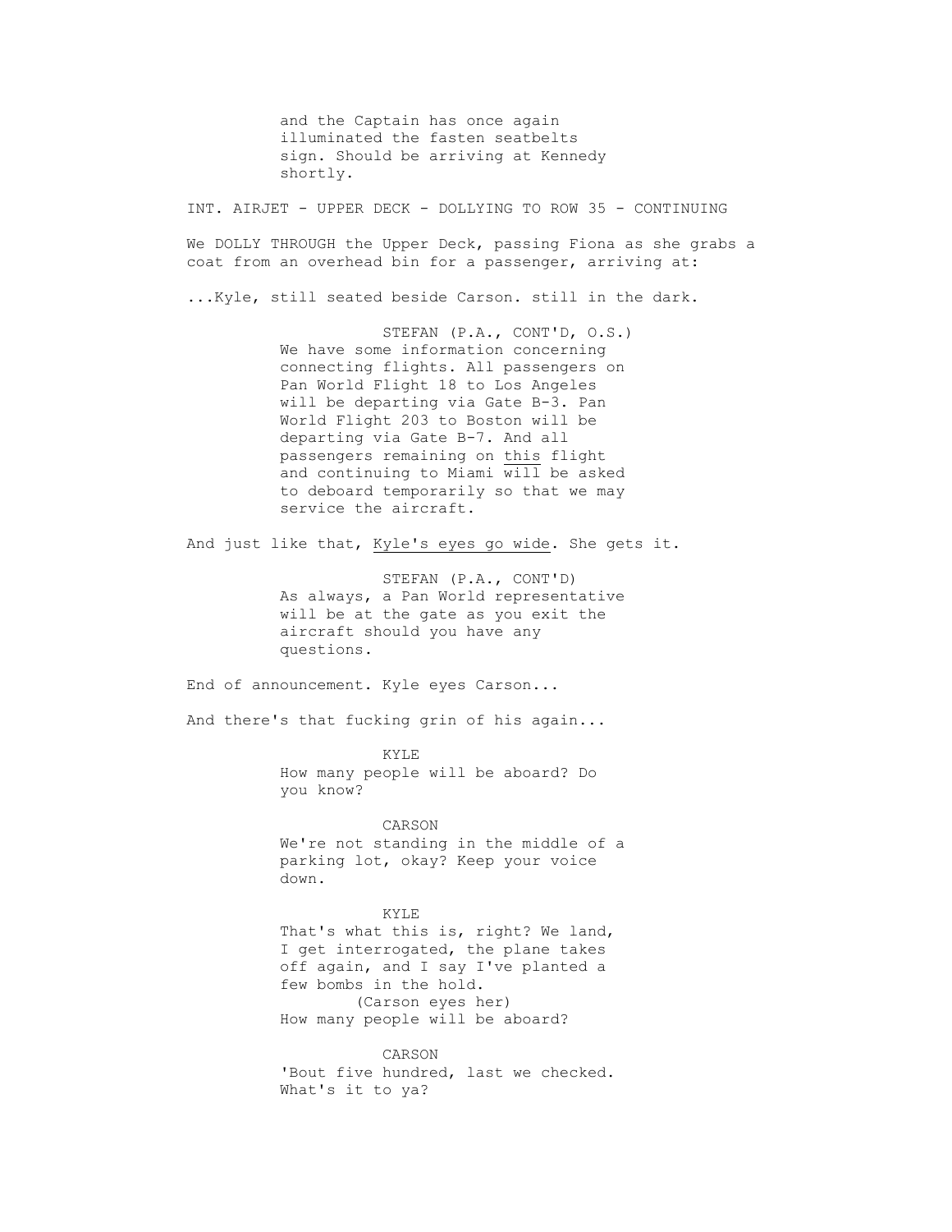and the Captain has once again illuminated the fasten seatbelts sign. Should be arriving at Kennedy shortly.

INT. AIRJET - UPPER DECK - DOLLYING TO ROW 35 - CONTINUING

We DOLLY THROUGH the Upper Deck, passing Fiona as she grabs a coat from an overhead bin for a passenger, arriving at:

...Kyle, still seated beside Carson. still in the dark.

STEFAN (P.A., CONT'D, O.S.)
We have some information concerning connecting flights. All passengers on Pan World Flight 18 to Los Angeles will be departing via Gate B-3. Pan World Flight 203 to Boston will be departing via Gate B-7. And all passengers remaining on <u>this</u> flight and continuing to Miami will be asked to deboard temporarily so that we may service the aircraft.

And just like that, <u>Kyle's eyes go wide</u>. She gets it.

STEFAN (P.A., CONT'D)
As always, a Pan World representative will be at the gate as you exit the aircraft should you have any questions.

End of announcement. Kyle eyes Carson...

And there's that fucking grin of his again...

KYLE
How many people will be aboard? Do you know?

CARSON
We're not standing in the middle of a parking lot, okay? Keep your voice down.

KYLE
That's what this is, right? We land, I get interrogated, the plane takes off again, and I say I've planted a few bombs in the hold.
(Carson eyes her)
How many people will be aboard?

CARSON
'Bout five hundred, last we checked. What's it to ya?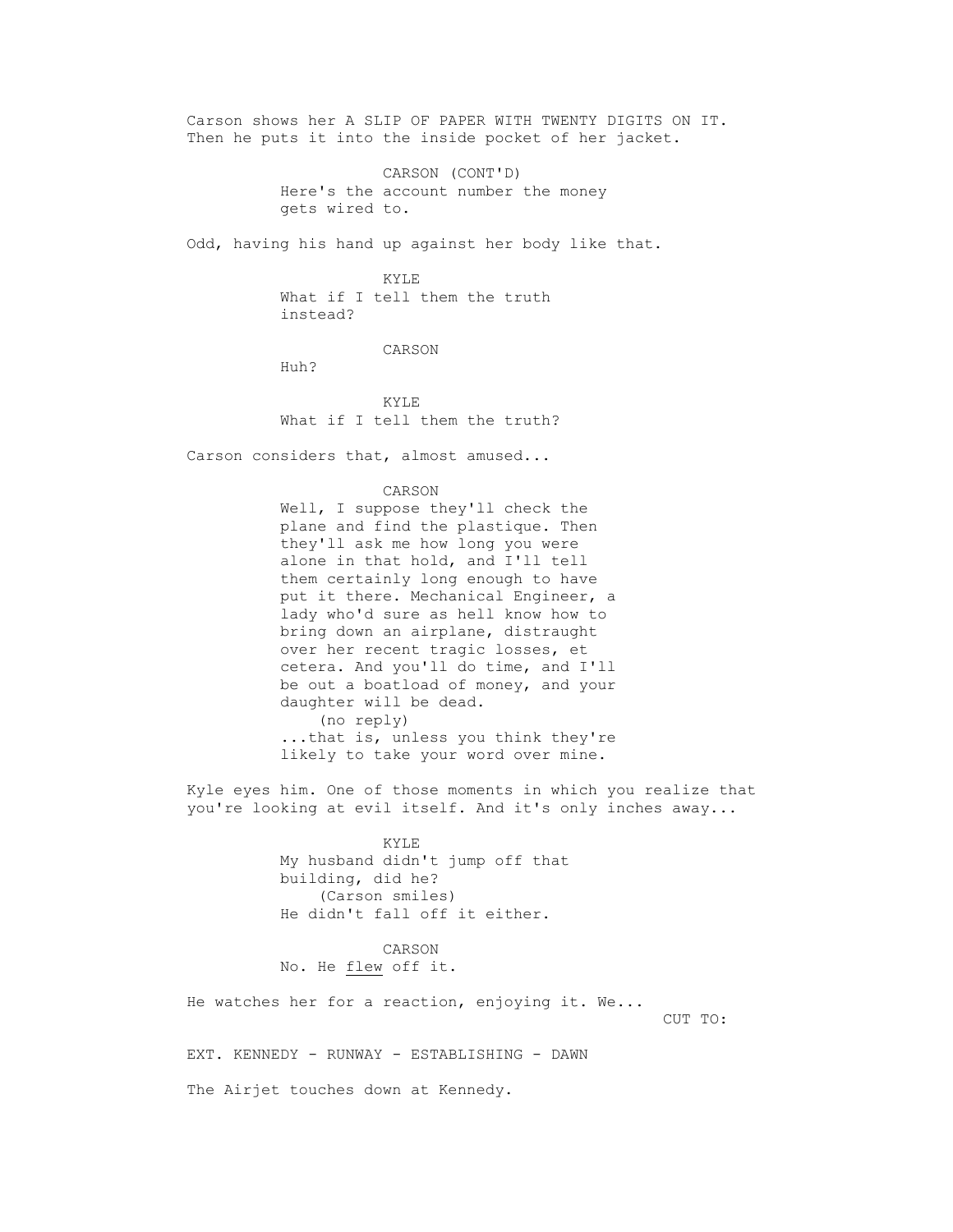Carson shows her A SLIP OF PAPER WITH TWENTY DIGITS ON IT. Then he puts it into the inside pocket of her jacket.

CARSON (CONT'D)
Here's the account number the money gets wired to.

Odd, having his hand up against her body like that.

KYLE
What if I tell them the truth instead?

CARSON
Huh?

KYLE
What if I tell them the truth?

Carson considers that, almost amused...

CARSON
Well, I suppose they'll check the plane and find the plastique. Then they'll ask me how long you were alone in that hold, and I'll tell them certainly long enough to have put it there. Mechanical Engineer, a lady who'd sure as hell know how to bring down an airplane, distraught over her recent tragic losses, et cetera. And you'll do time, and I'll be out a boatload of money, and your daughter will be dead.
(no reply)
...that is, unless you think they're likely to take your word over mine.

Kyle eyes him. One of those moments in which you realize that you're looking at evil itself. And it's only inches away...

KYLE
My husband didn't jump off that building, did he?
(Carson smiles)
He didn't fall off it either.

CARSON
No. He <u>flew</u> off it.

He watches her for a reaction, enjoying it. We...

CUT TO:

EXT. KENNEDY - RUNWAY - ESTABLISHING - DAWN

The Airjet touches down at Kennedy.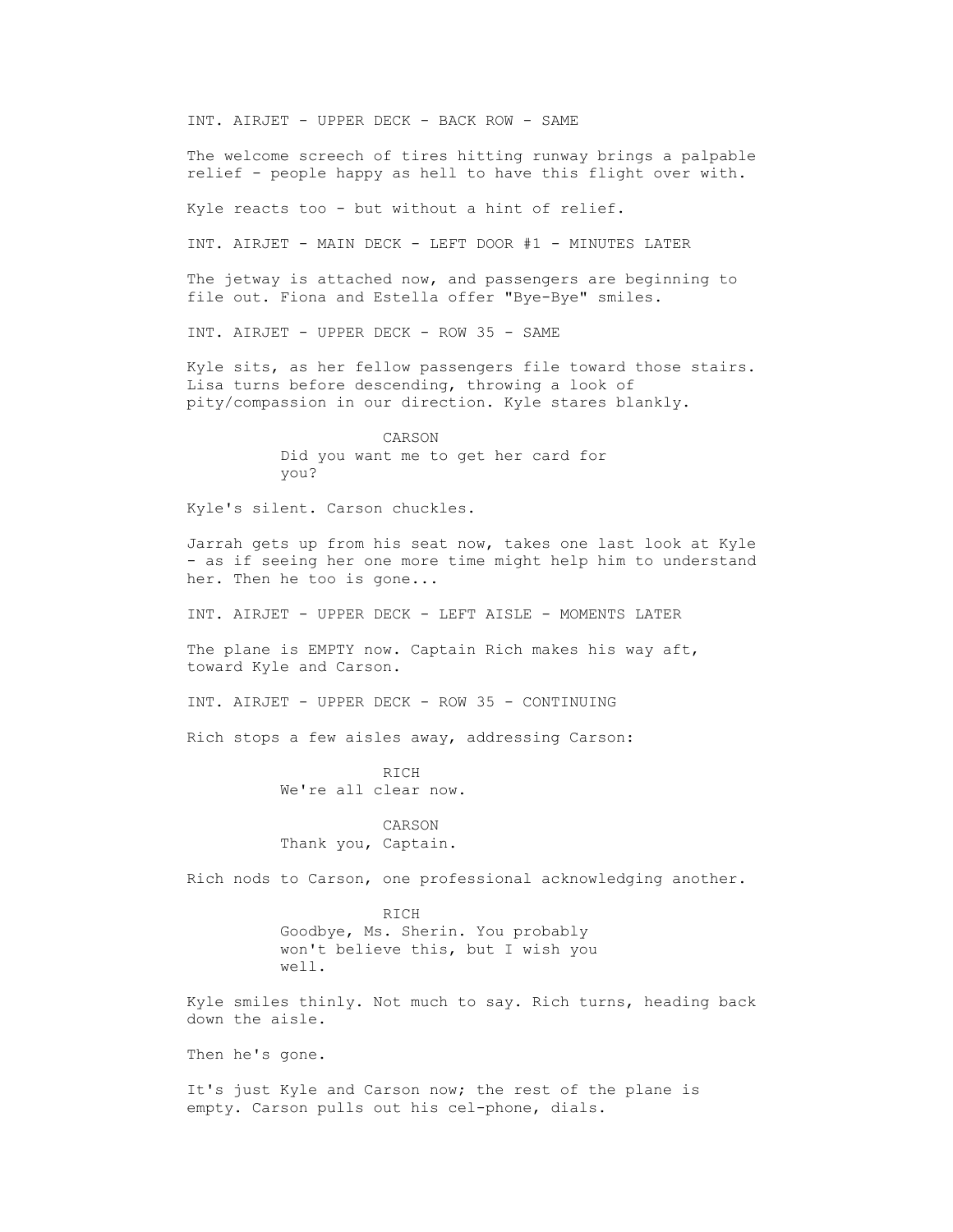INT. AIRJET - UPPER DECK - BACK ROW - SAME

The welcome screech of tires hitting runway brings a palpable relief - people happy as hell to have this flight over with.

Kyle reacts too - but without a hint of relief.

INT. AIRJET - MAIN DECK - LEFT DOOR #1 - MINUTES LATER

The jetway is attached now, and passengers are beginning to file out. Fiona and Estella offer "Bye-Bye" smiles.

INT. AIRJET - UPPER DECK - ROW 35 - SAME

Kyle sits, as her fellow passengers file toward those stairs. Lisa turns before descending, throwing a look of pity/compassion in our direction. Kyle stares blankly.

CARSON
Did you want me to get her card for you?

Kyle's silent. Carson chuckles.

Jarrah gets up from his seat now, takes one last look at Kyle - as if seeing her one more time might help him to understand her. Then he too is gone...

INT. AIRJET - UPPER DECK - LEFT AISLE - MOMENTS LATER

The plane is EMPTY now. Captain Rich makes his way aft, toward Kyle and Carson.

INT. AIRJET - UPPER DECK - ROW 35 - CONTINUING

Rich stops a few aisles away, addressing Carson:

RICH
We're all clear now.

CARSON
Thank you, Captain.

Rich nods to Carson, one professional acknowledging another.

RICH
Goodbye, Ms. Sherin. You probably won't believe this, but I wish you well.

Kyle smiles thinly. Not much to say. Rich turns, heading back down the aisle.

Then he's gone.

It's just Kyle and Carson now; the rest of the plane is empty. Carson pulls out his cel-phone, dials.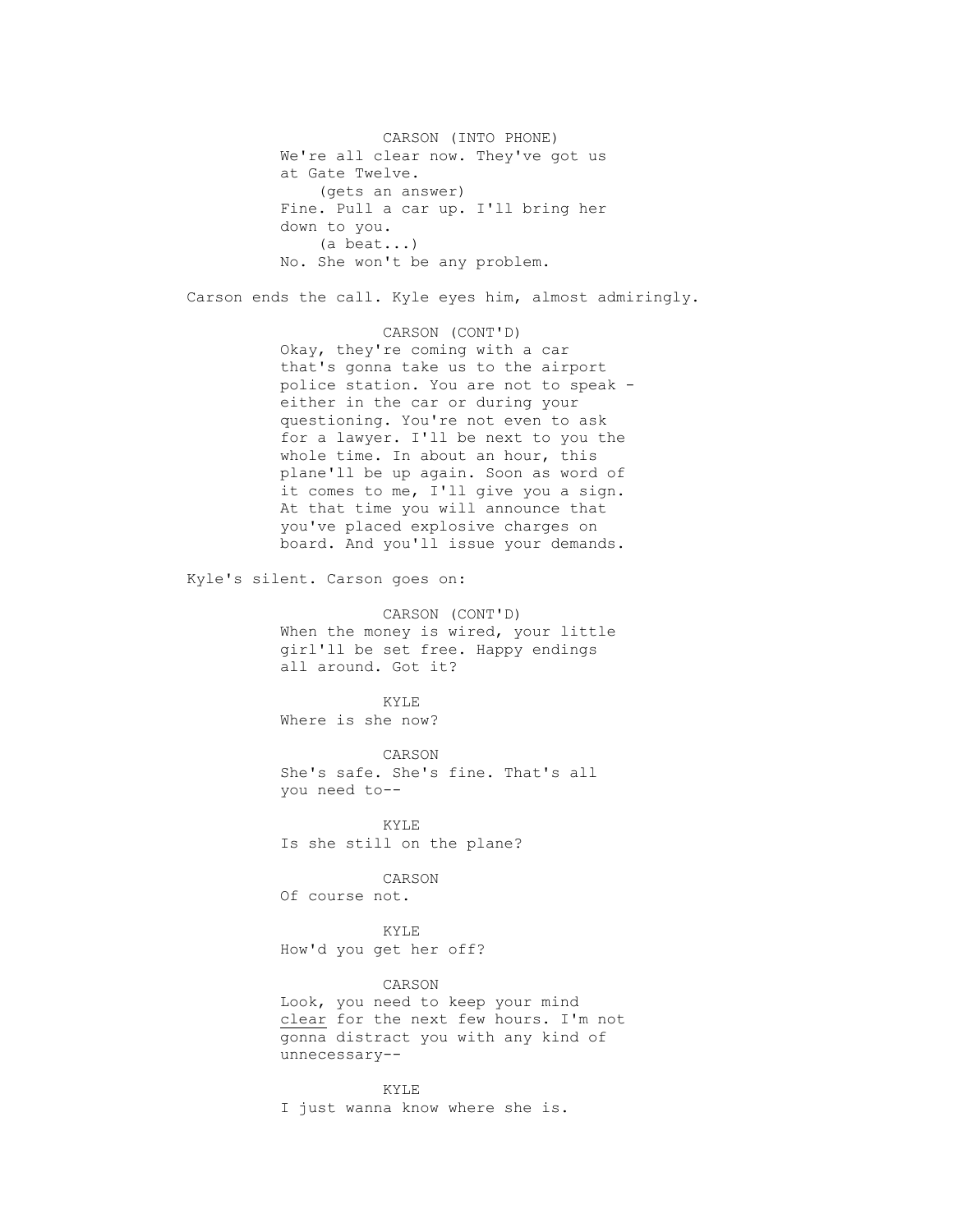CARSON (INTO PHONE)
We're all clear now. They've got us at Gate Twelve.
(gets an answer)
Fine. Pull a car up. I'll bring her down to you.
(a beat...)
No. She won't be any problem.

Carson ends the call. Kyle eyes him, almost admiringly.

CARSON (CONT'D)
Okay, they're coming with a car that's gonna take us to the airport police station. You are not to speak - either in the car or during your questioning. You're not even to ask for a lawyer. I'll be next to you the whole time. In about an hour, this plane'll be up again. Soon as word of it comes to me, I'll give you a sign. At that time you will announce that you've placed explosive charges on board. And you'll issue your demands.

Kyle's silent. Carson goes on:

CARSON (CONT'D)
When the money is wired, your little girl'll be set free. Happy endings all around. Got it?

KYLE
Where is she now?

CARSON
She's safe. She's fine. That's all you need to--

KYLE
Is she still on the plane?

CARSON
Of course not.

KYLE
How'd you get her off?

CARSON
Look, you need to keep your mind <u>clear</u> for the next few hours. I'm not gonna distract you with any kind of unnecessary--

KYLE
I just wanna know where she is.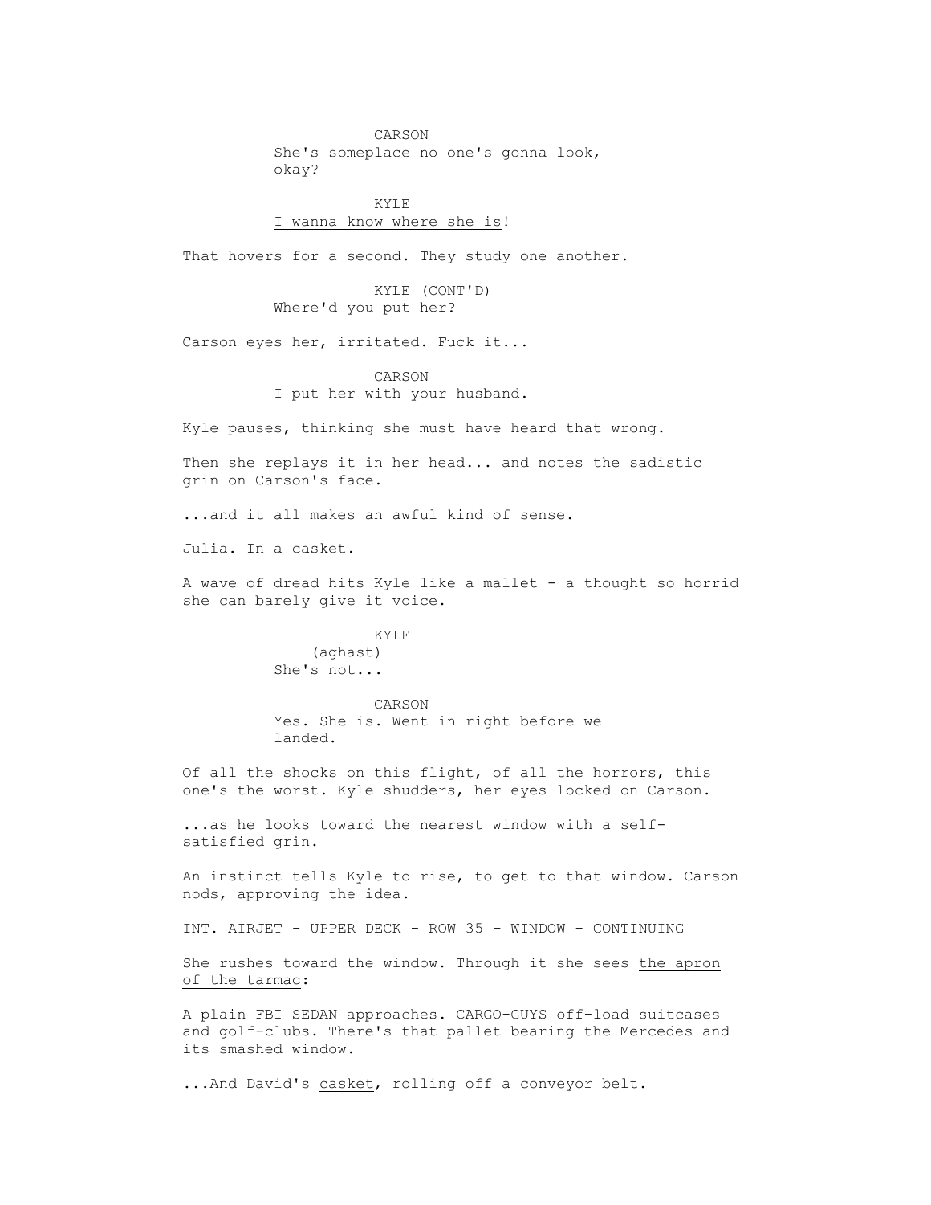CARSON
She's someplace no one's gonna look, okay?

KYLE
<u>I wanna know where she is</u>!

That hovers for a second. They study one another.

KYLE (CONT'D)
Where'd you put her?

Carson eyes her, irritated. Fuck it...

CARSON
I put her with your husband.

Kyle pauses, thinking she must have heard that wrong.

Then she replays it in her head... and notes the sadistic grin on Carson's face.

...and it all makes an awful kind of sense.

Julia. In a casket.

A wave of dread hits Kyle like a mallet - a thought so horrid she can barely give it voice.

KYLE
(aghast)
She's not...

CARSON
Yes. She is. Went in right before we landed.

Of all the shocks on this flight, of all the horrors, this one's the worst. Kyle shudders, her eyes locked on Carson.

...as he looks toward the nearest window with a self-satisfied grin.

An instinct tells Kyle to rise, to get to that window. Carson nods, approving the idea.

INT. AIRJET - UPPER DECK - ROW 35 - WINDOW - CONTINUING

She rushes toward the window. Through it she sees <u>the apron of the tarmac</u>:

A plain FBI SEDAN approaches. CARGO-GUYS off-load suitcases and golf-clubs. There's that pallet bearing the Mercedes and its smashed window.

...And David's <u>casket</u>, rolling off a conveyor belt.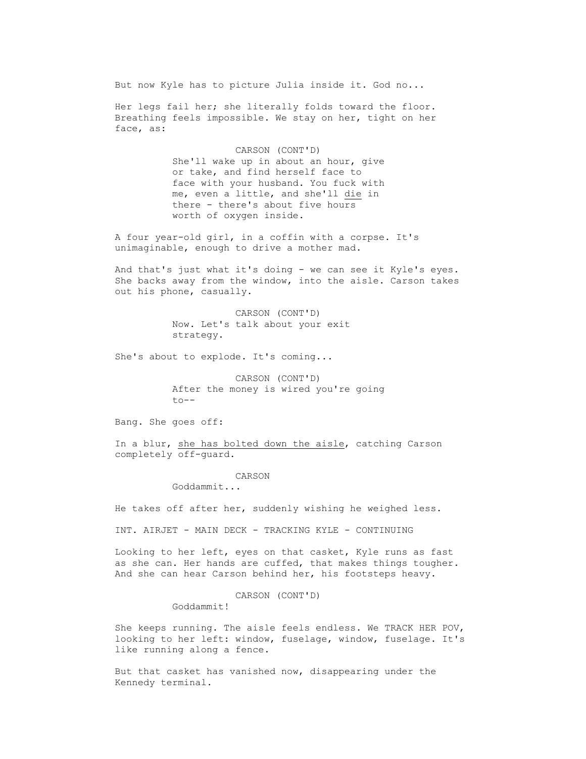But now Kyle has to picture Julia inside it. God no...

Her legs fail her; she literally folds toward the floor. Breathing feels impossible. We stay on her, tight on her face, as:

CARSON (CONT'D)
She'll wake up in about an hour, give or take, and find herself face to face with your husband. You fuck with me, even a little, and she'll die in there - there's about five hours worth of oxygen inside.

A four year-old girl, in a coffin with a corpse. It's unimaginable, enough to drive a mother mad.

And that's just what it's doing - we can see it Kyle's eyes. She backs away from the window, into the aisle. Carson takes out his phone, casually.

CARSON (CONT'D)
Now. Let's talk about your exit strategy.

She's about to explode. It's coming...

CARSON (CONT'D)
After the money is wired you're going to--

Bang. She goes off:

In a blur, she has bolted down the aisle, catching Carson completely off-guard.

CARSON
Goddammit...

He takes off after her, suddenly wishing he weighed less.

INT. AIRJET - MAIN DECK - TRACKING KYLE - CONTINUING

Looking to her left, eyes on that casket, Kyle runs as fast as she can. Her hands are cuffed, that makes things tougher. And she can hear Carson behind her, his footsteps heavy.

CARSON (CONT'D)
Goddammit!

She keeps running. The aisle feels endless. We TRACK HER POV, looking to her left: window, fuselage, window, fuselage. It's like running along a fence.

But that casket has vanished now, disappearing under the Kennedy terminal.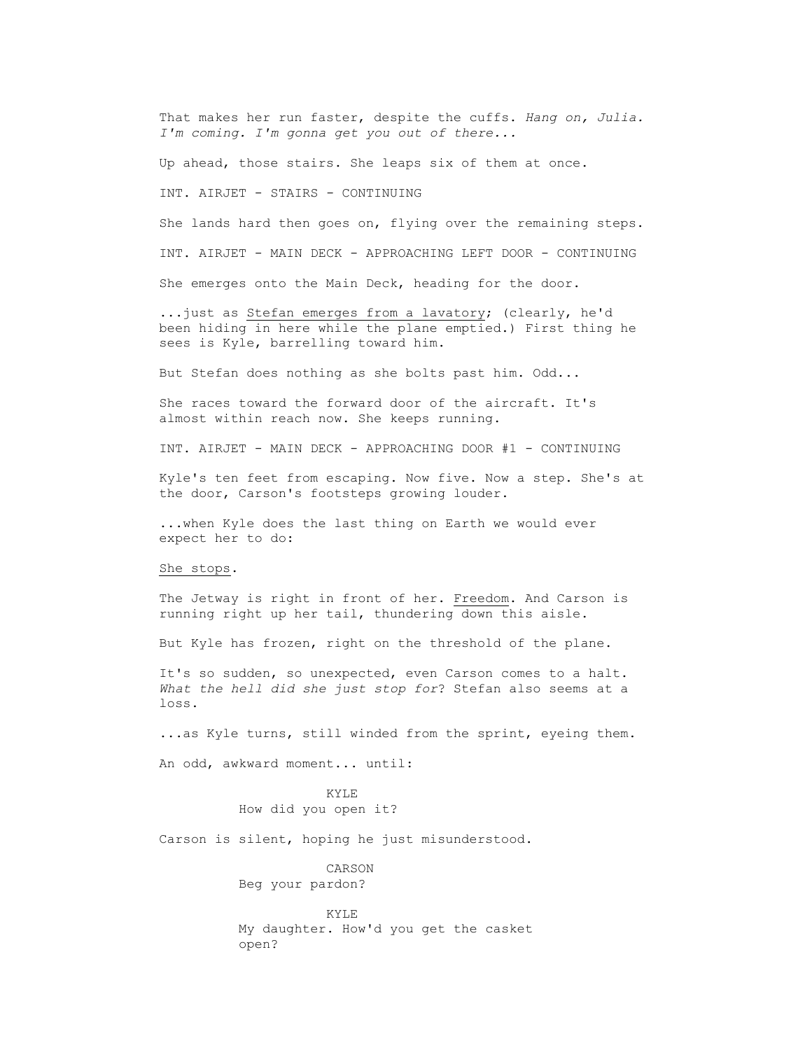That makes her run faster, despite the cuffs. *Hang on, Julia. I'm coming. I'm gonna get you out of there...*

Up ahead, those stairs. She leaps six of them at once.

INT. AIRJET - STAIRS - CONTINUING

She lands hard then goes on, flying over the remaining steps.

INT. AIRJET - MAIN DECK - APPROACHING LEFT DOOR - CONTINUING

She emerges onto the Main Deck, heading for the door.

...just as <u>Stefan emerges from a lavatory</u>; (clearly, he'd been hiding in here while the plane emptied.) First thing he sees is Kyle, barrelling toward him.

But Stefan does nothing as she bolts past him. Odd...

She races toward the forward door of the aircraft. It's almost within reach now. She keeps running.

INT. AIRJET - MAIN DECK - APPROACHING DOOR #1 - CONTINUING

Kyle's ten feet from escaping. Now five. Now a step. She's at the door, Carson's footsteps growing louder.

...when Kyle does the last thing on Earth we would ever expect her to do:

<u>She stops</u>.

The Jetway is right in front of her. <u>Freedom</u>. And Carson is running right up her tail, thundering down this aisle.

But Kyle has frozen, right on the threshold of the plane.

It's so sudden, so unexpected, even Carson comes to a halt. *What the hell did she just stop for*? Stefan also seems at a loss.

...as Kyle turns, still winded from the sprint, eyeing them.

An odd, awkward moment... until:

KYLE
How did you open it?

Carson is silent, hoping he just misunderstood.

CARSON
Beg your pardon?

KYLE
My daughter. How'd you get the casket open?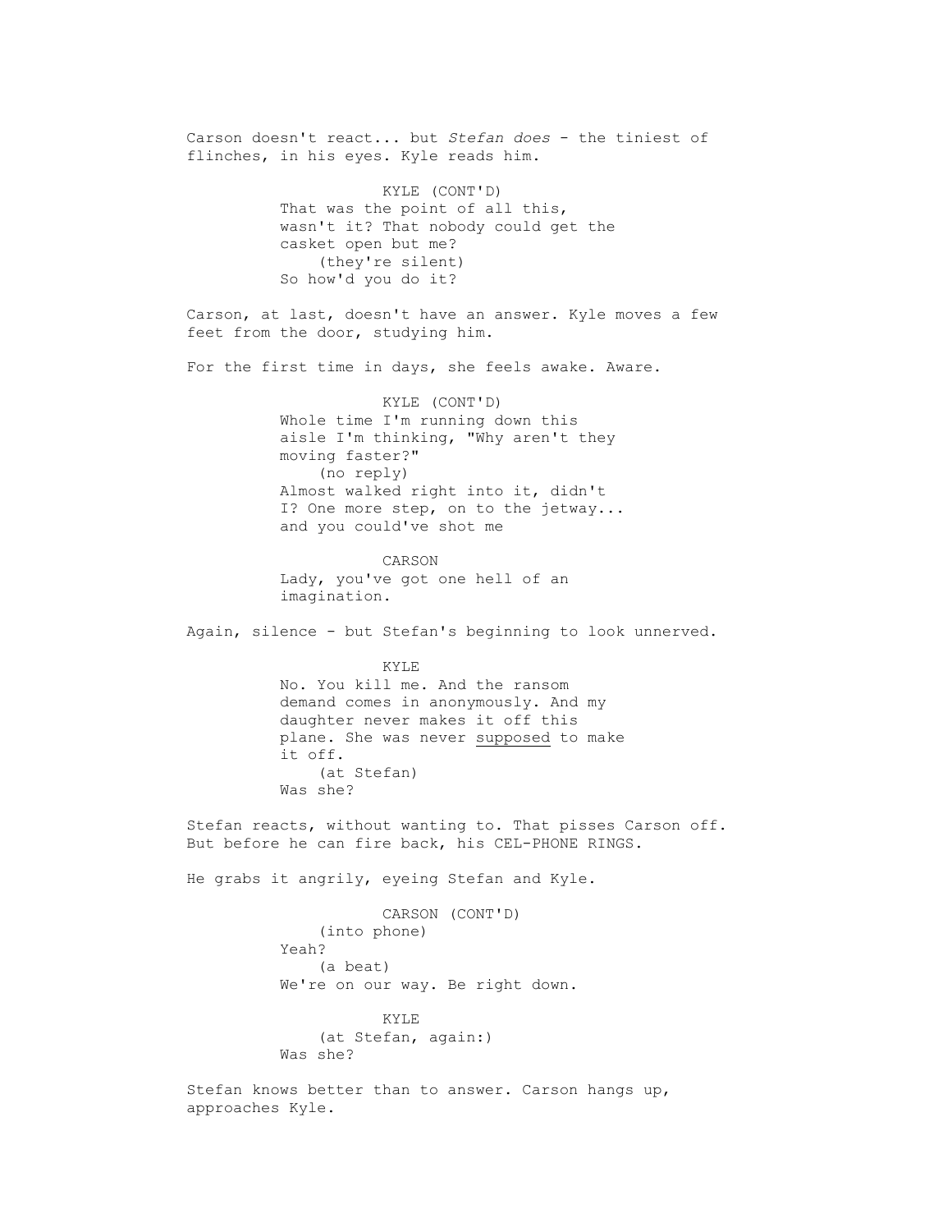Carson doesn't react... but *Stefan does* - the tiniest of flinches, in his eyes. Kyle reads him.

KYLE (CONT'D)
That was the point of all this, wasn't it? That nobody could get the casket open but me?
(they're silent)
So how'd you do it?

Carson, at last, doesn't have an answer. Kyle moves a few feet from the door, studying him.

For the first time in days, she feels awake. Aware.

KYLE (CONT'D)
Whole time I'm running down this aisle I'm thinking, "Why aren't they moving faster?"
(no reply)
Almost walked right into it, didn't I? One more step, on to the jetway... and you could've shot me

CARSON
Lady, you've got one hell of an imagination.

Again, silence - but Stefan's beginning to look unnerved.

KYLE
No. You kill me. And the ransom demand comes in anonymously. And my daughter never makes it off this plane. She was never <u>supposed</u> to make it off.
(at Stefan)
Was she?

Stefan reacts, without wanting to. That pisses Carson off. But before he can fire back, his CEL-PHONE RINGS.

He grabs it angrily, eyeing Stefan and Kyle.

CARSON (CONT'D)
(into phone)
Yeah?
(a beat)
We're on our way. Be right down.

KYLE
(at Stefan, again:)
Was she?

Stefan knows better than to answer. Carson hangs up, approaches Kyle.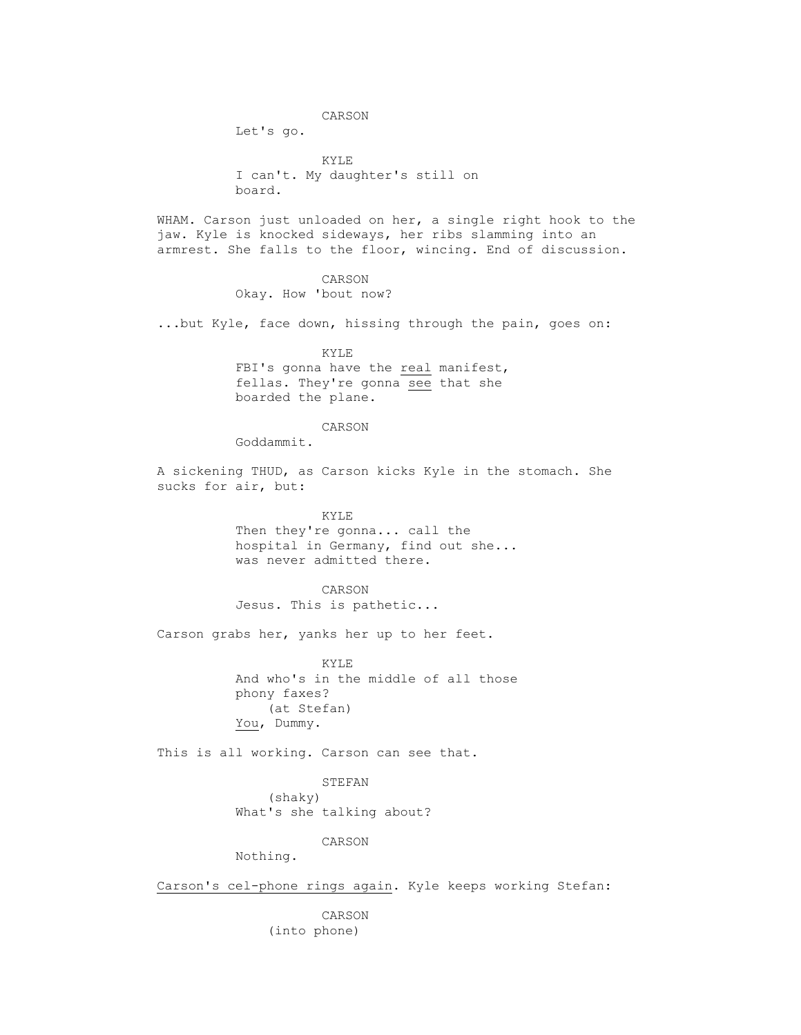CARSON
Let's go.

KYLE
I can't. My daughter's still on board.

WHAM. Carson just unloaded on her, a single right hook to the jaw. Kyle is knocked sideways, her ribs slamming into an armrest. She falls to the floor, wincing. End of discussion.

CARSON
Okay. How 'bout now?

...but Kyle, face down, hissing through the pain, goes on:

KYLE
FBI's gonna have the real manifest, fellas. They're gonna see that she boarded the plane.

CARSON
Goddammit.

A sickening THUD, as Carson kicks Kyle in the stomach. She sucks for air, but:

KYLE
Then they're gonna... call the hospital in Germany, find out she... was never admitted there.

CARSON
Jesus. This is pathetic...

Carson grabs her, yanks her up to her feet.

KYLE
And who's in the middle of all those phony faxes?
(at Stefan)
You, Dummy.

This is all working. Carson can see that.

STEFAN
(shaky)
What's she talking about?

CARSON
Nothing.

Carson's cel-phone rings again. Kyle keeps working Stefan:

CARSON
(into phone)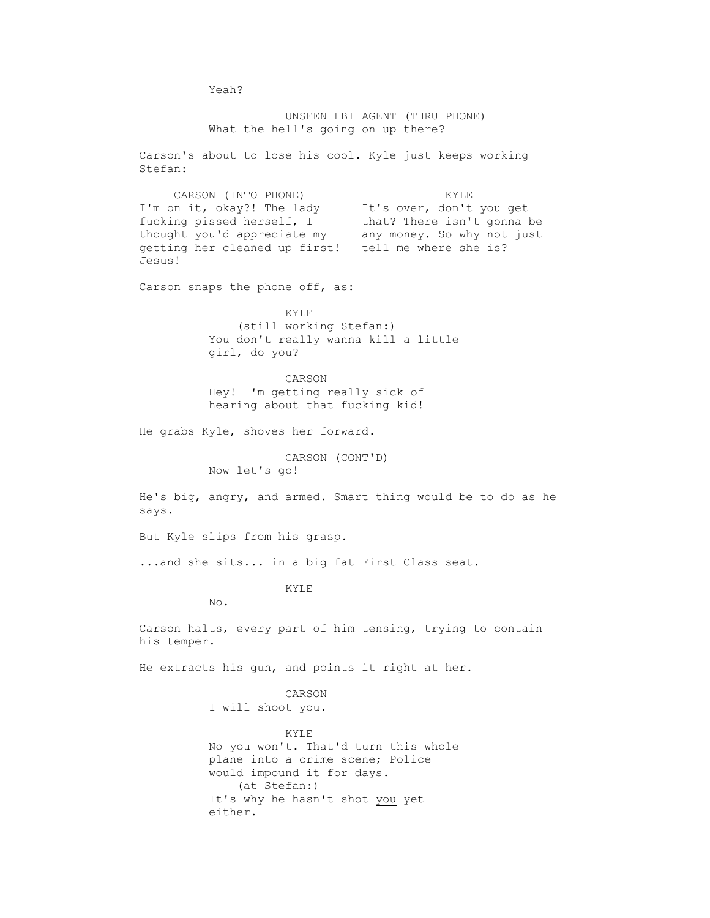Yeah?

UNSEEN FBI AGENT (THRU PHONE)
What the hell's going on up there?

Carson's about to lose his cool. Kyle just keeps working Stefan:

| CARSON (INTO PHONE) | KYLE |
| --- | --- |
| I'm on it, okay?! The lady fucking pissed herself, I thought you'd appreciate my getting her cleaned up first! Jesus! | It's over, don't you get that? There isn't gonna be any money. So why not just tell me where she is? |

Carson snaps the phone off, as:

KYLE
(still working Stefan:)
You don't really wanna kill a little girl, do you?

CARSON
Hey! I'm getting <u>really</u> sick of hearing about that fucking kid!

He grabs Kyle, shoves her forward.

CARSON (CONT'D)
Now let's go!

He's big, angry, and armed. Smart thing would be to do as he says.

But Kyle slips from his grasp.

...and she <u>sits</u>... in a big fat First Class seat.

KYLE
No.

Carson halts, every part of him tensing, trying to contain his temper.

He extracts his gun, and points it right at her.

CARSON
I will shoot you.

KYLE
No you won't. That'd turn this whole plane into a crime scene; Police would impound it for days.
(at Stefan:)
It's why he hasn't shot <u>you</u> yet either.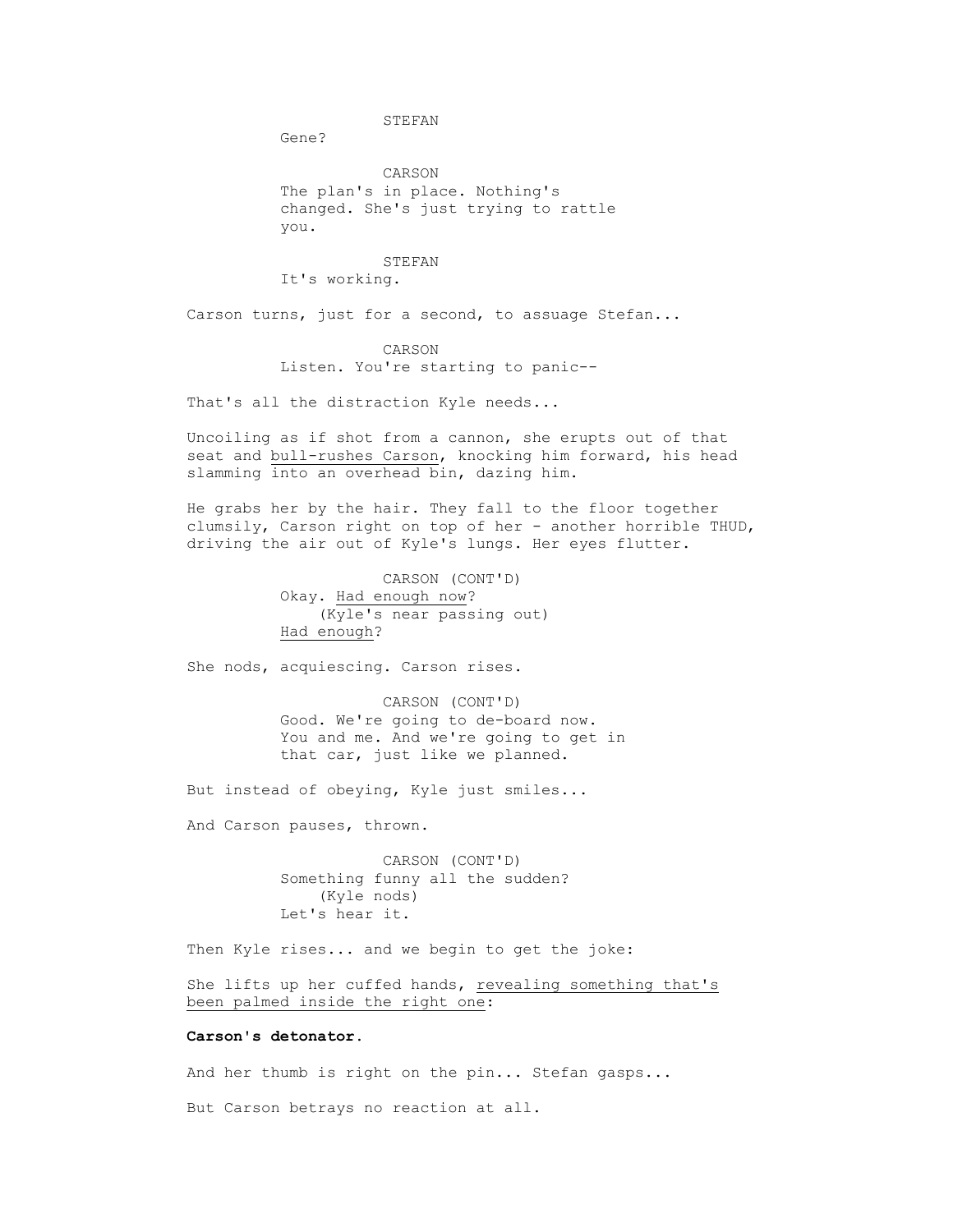STEFAN
Gene?

CARSON
The plan's in place. Nothing's changed. She's just trying to rattle you.

STEFAN
It's working.

Carson turns, just for a second, to assuage Stefan...

CARSON
Listen. You're starting to panic--

That's all the distraction Kyle needs...

Uncoiling as if shot from a cannon, she erupts out of that seat and bull-rushes Carson, knocking him forward, his head slamming into an overhead bin, dazing him.

He grabs her by the hair. They fall to the floor together clumsily, Carson right on top of her - another horrible THUD, driving the air out of Kyle's lungs. Her eyes flutter.

CARSON (CONT'D)
Okay. Had enough now?
(Kyle's near passing out)
Had enough?

She nods, acquiescing. Carson rises.

CARSON (CONT'D)
Good. We're going to de-board now. You and me. And we're going to get in that car, just like we planned.

But instead of obeying, Kyle just smiles...

And Carson pauses, thrown.

CARSON (CONT'D)
Something funny all the sudden?
(Kyle nods)
Let's hear it.

Then Kyle rises... and we begin to get the joke:

She lifts up her cuffed hands, revealing something that's been palmed inside the right one:

**Carson's detonator.**

And her thumb is right on the pin... Stefan gasps...

But Carson betrays no reaction at all.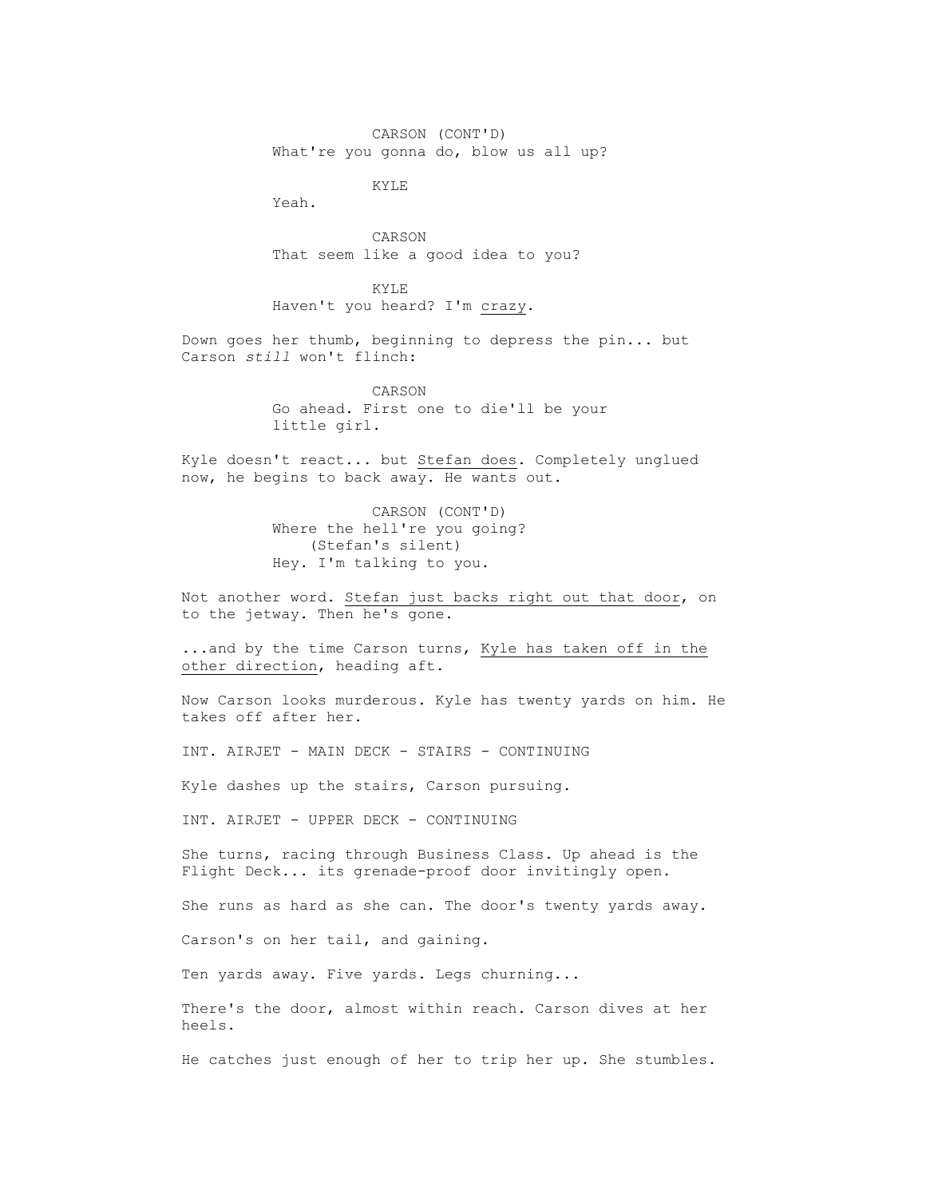CARSON (CONT'D)
What're you gonna do, blow us all up?

KYLE
Yeah.

CARSON
That seem like a good idea to you?

KYLE
Haven't you heard? I'm <u>crazy</u>.

Down goes her thumb, beginning to depress the pin... but Carson *still* won't flinch:

CARSON
Go ahead. First one to die'll be your little girl.

Kyle doesn't react... but <u>Stefan does</u>. Completely unglued now, he begins to back away. He wants out.

CARSON (CONT'D)
Where the hell're you going?
(Stefan's silent)
Hey. I'm talking to you.

Not another word. <u>Stefan just backs right out that door</u>, on to the jetway. Then he's gone.

...and by the time Carson turns, <u>Kyle has taken off in the other direction</u>, heading aft.

Now Carson looks murderous. Kyle has twenty yards on him. He takes off after her.

INT. AIRJET - MAIN DECK - STAIRS - CONTINUING

Kyle dashes up the stairs, Carson pursuing.

INT. AIRJET - UPPER DECK - CONTINUING

She turns, racing through Business Class. Up ahead is the Flight Deck... its grenade-proof door invitingly open.

She runs as hard as she can. The door's twenty yards away.

Carson's on her tail, and gaining.

Ten yards away. Five yards. Legs churning...

There's the door, almost within reach. Carson dives at her heels.

He catches just enough of her to trip her up. She stumbles.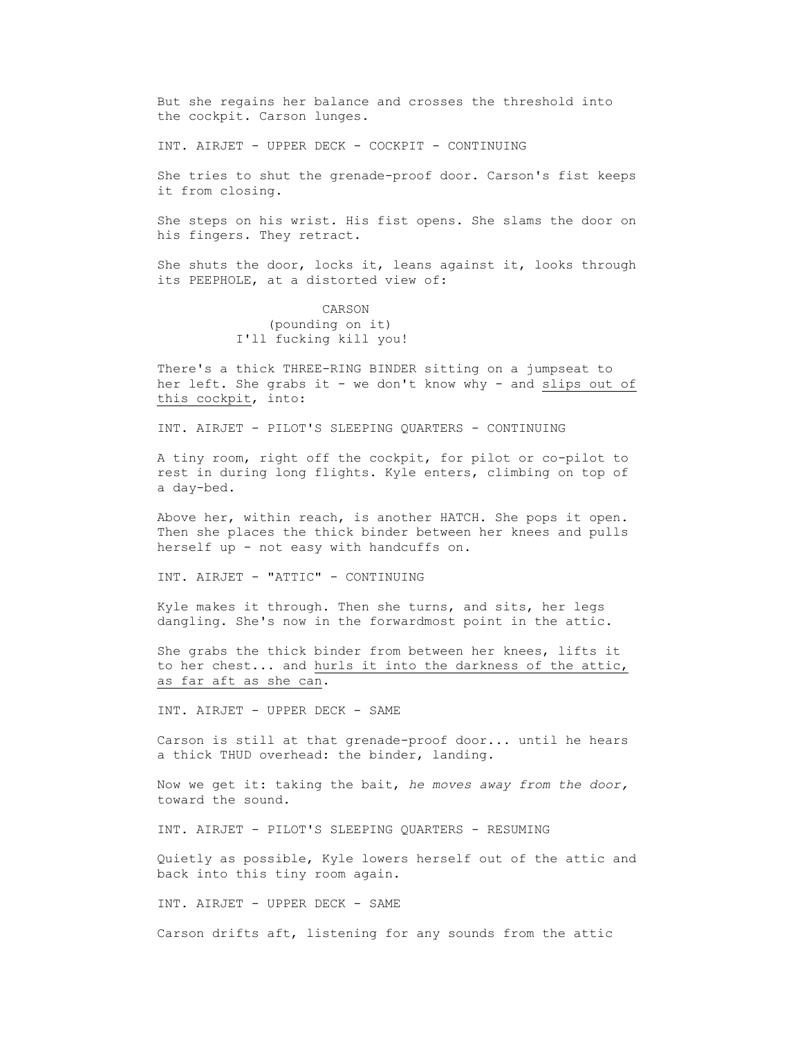But she regains her balance and crosses the threshold into the cockpit. Carson lunges.

INT. AIRJET - UPPER DECK - COCKPIT - CONTINUING

She tries to shut the grenade-proof door. Carson's fist keeps it from closing.

She steps on his wrist. His fist opens. She slams the door on his fingers. They retract.

She shuts the door, locks it, leans against it, looks through its PEEPHOLE, at a distorted view of:

CARSON
(pounding on it)
I'll fucking kill you!

There's a thick THREE-RING BINDER sitting on a jumpseat to her left. She grabs it - we don't know why - and <u>slips out of this cockpit</u>, into:

INT. AIRJET - PILOT'S SLEEPING QUARTERS - CONTINUING

A tiny room, right off the cockpit, for pilot or co-pilot to rest in during long flights. Kyle enters, climbing on top of a day-bed.

Above her, within reach, is another HATCH. She pops it open. Then she places the thick binder between her knees and pulls herself up - not easy with handcuffs on.

INT. AIRJET - "ATTIC" - CONTINUING

Kyle makes it through. Then she turns, and sits, her legs dangling. She's now in the forwardmost point in the attic.

She grabs the thick binder from between her knees, lifts it to her chest... and <u>hurls it into the darkness of the attic, as far aft as she can</u>.

INT. AIRJET - UPPER DECK - SAME

Carson is still at that grenade-proof door... until he hears a thick THUD overhead: the binder, landing.

Now we get it: taking the bait, *he moves away from the door,* toward the sound.

INT. AIRJET - PILOT'S SLEEPING QUARTERS - RESUMING

Quietly as possible, Kyle lowers herself out of the attic and back into this tiny room again.

INT. AIRJET - UPPER DECK - SAME

Carson drifts aft, listening for any sounds from the attic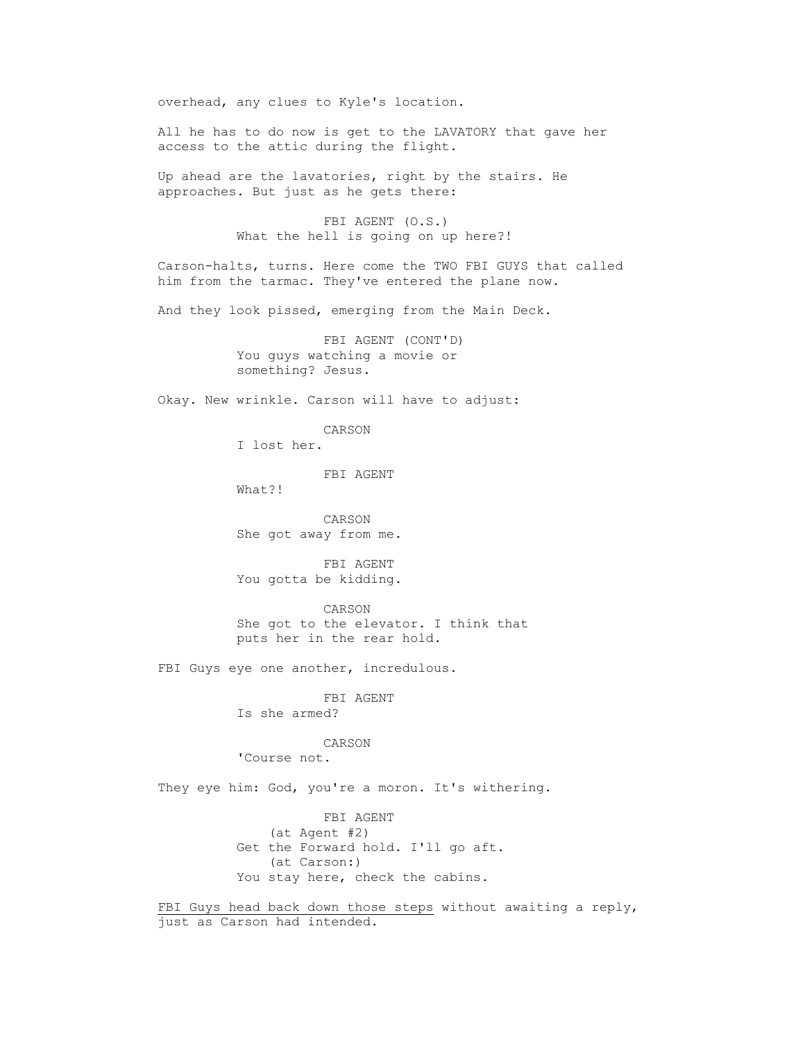overhead, any clues to Kyle's location.

All he has to do now is get to the LAVATORY that gave her access to the attic during the flight.

Up ahead are the lavatories, right by the stairs. He approaches. But just as he gets there:

FBI AGENT (O.S.)
What the hell is going on up here?!

Carson-halts, turns. Here come the TWO FBI GUYS that called him from the tarmac. They've entered the plane now.

And they look pissed, emerging from the Main Deck.

FBI AGENT (CONT'D)
You guys watching a movie or something? Jesus.

Okay. New wrinkle. Carson will have to adjust:

CARSON
I lost her.

FBI AGENT
What?!

CARSON
She got away from me.

FBI AGENT
You gotta be kidding.

CARSON
She got to the elevator. I think that puts her in the rear hold.

FBI Guys eye one another, incredulous.

FBI AGENT
Is she armed?

CARSON
'Course not.

They eye him: God, you're a moron. It's withering.

FBI AGENT
(at Agent #2)
Get the Forward hold. I'll go aft.
(at Carson:)
You stay here, check the cabins.

<u>FBI Guys head back down those steps</u> without awaiting a reply, just as Carson had intended.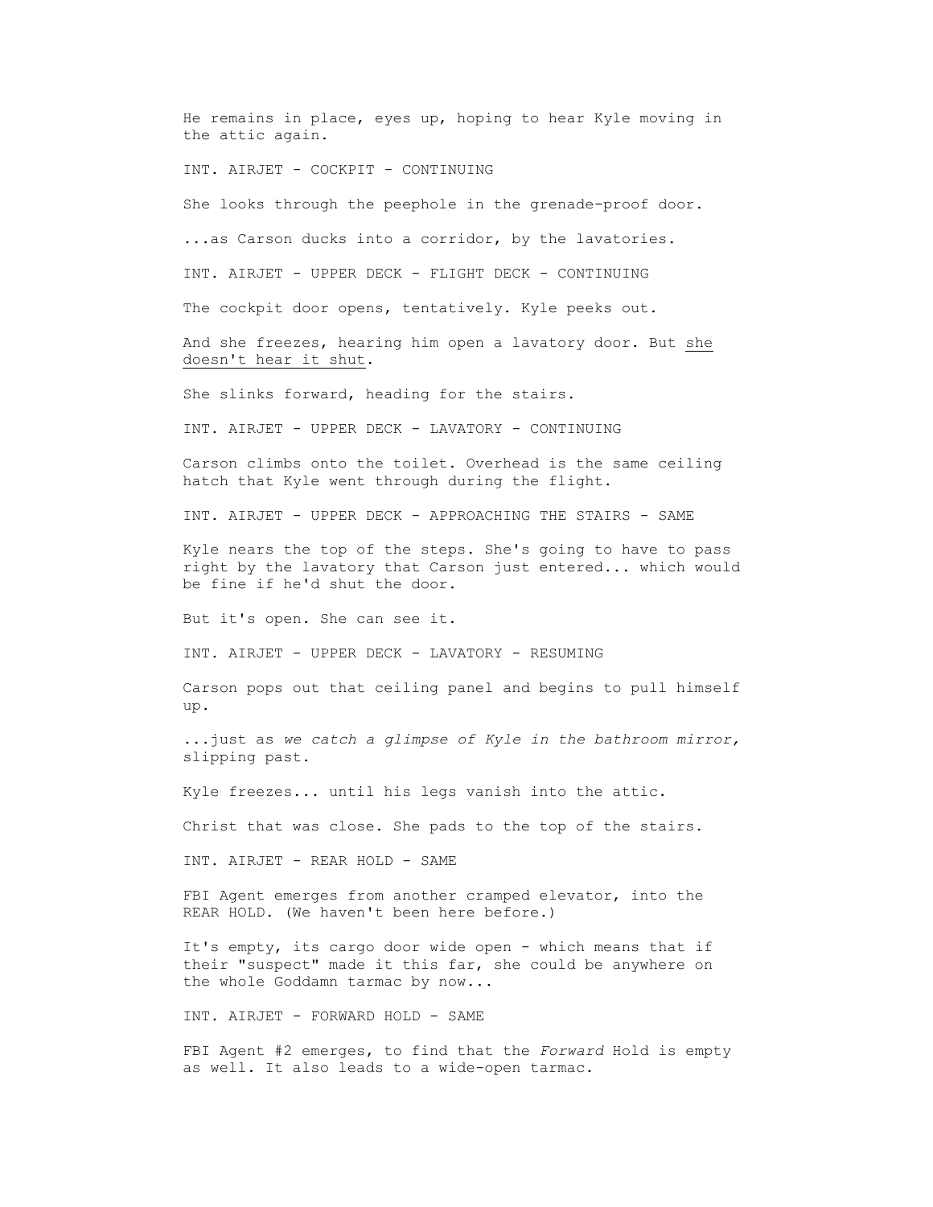He remains in place, eyes up, hoping to hear Kyle moving in the attic again.

INT. AIRJET - COCKPIT - CONTINUING

She looks through the peephole in the grenade-proof door.

...as Carson ducks into a corridor, by the lavatories.

INT. AIRJET - UPPER DECK - FLIGHT DECK - CONTINUING

The cockpit door opens, tentatively. Kyle peeks out.

And she freezes, hearing him open a lavatory door. But <u>she doesn't hear it shut</u>.

She slinks forward, heading for the stairs.

INT. AIRJET - UPPER DECK - LAVATORY - CONTINUING

Carson climbs onto the toilet. Overhead is the same ceiling hatch that Kyle went through during the flight.

INT. AIRJET - UPPER DECK - APPROACHING THE STAIRS - SAME

Kyle nears the top of the steps. She's going to have to pass right by the lavatory that Carson just entered... which would be fine if he'd shut the door.

But it's open. She can see it.

INT. AIRJET - UPPER DECK - LAVATORY - RESUMING

Carson pops out that ceiling panel and begins to pull himself up.

...just as *we catch a glimpse of Kyle in the bathroom mirror,* slipping past.

Kyle freezes... until his legs vanish into the attic.

Christ that was close. She pads to the top of the stairs.

INT. AIRJET - REAR HOLD - SAME

FBI Agent emerges from another cramped elevator, into the REAR HOLD. (We haven't been here before.)

It's empty, its cargo door wide open - which means that if their "suspect" made it this far, she could be anywhere on the whole Goddamn tarmac by now...

INT. AIRJET - FORWARD HOLD - SAME

FBI Agent #2 emerges, to find that the *Forward* Hold is empty as well. It also leads to a wide-open tarmac.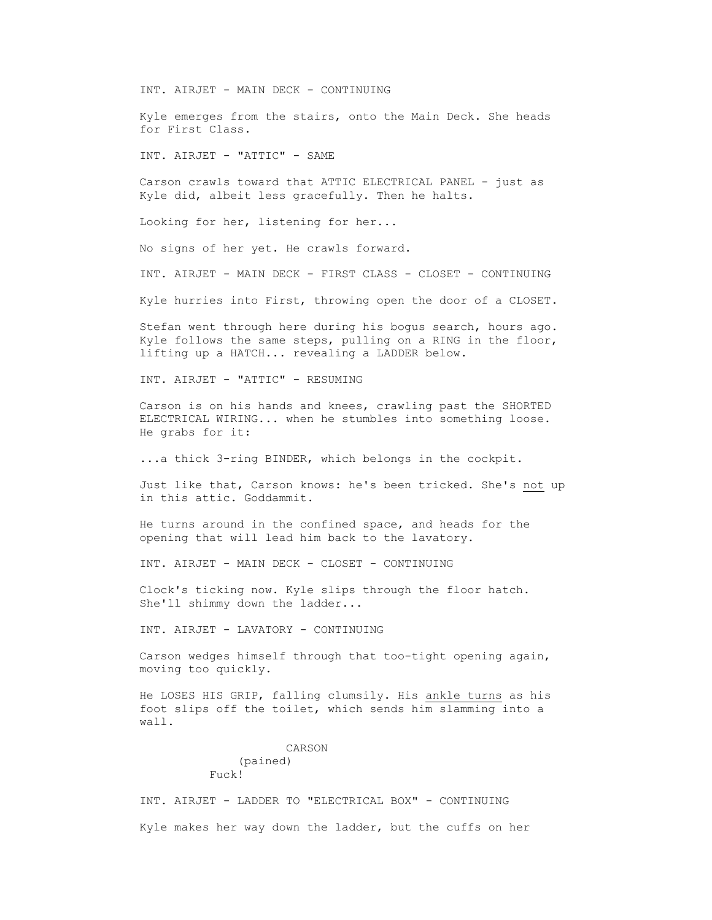INT. AIRJET - MAIN DECK - CONTINUING

Kyle emerges from the stairs, onto the Main Deck. She heads for First Class.

INT. AIRJET - "ATTIC" - SAME

Carson crawls toward that ATTIC ELECTRICAL PANEL - just as Kyle did, albeit less gracefully. Then he halts.

Looking for her, listening for her...

No signs of her yet. He crawls forward.

INT. AIRJET - MAIN DECK - FIRST CLASS - CLOSET - CONTINUING

Kyle hurries into First, throwing open the door of a CLOSET.

Stefan went through here during his bogus search, hours ago. Kyle follows the same steps, pulling on a RING in the floor, lifting up a HATCH... revealing a LADDER below.

INT. AIRJET - "ATTIC" - RESUMING

Carson is on his hands and knees, crawling past the SHORTED ELECTRICAL WIRING... when he stumbles into something loose. He grabs for it:

...a thick 3-ring BINDER, which belongs in the cockpit.

Just like that, Carson knows: he's been tricked. She's <u>not</u> up in this attic. Goddammit.

He turns around in the confined space, and heads for the opening that will lead him back to the lavatory.

INT. AIRJET - MAIN DECK - CLOSET - CONTINUING

Clock's ticking now. Kyle slips through the floor hatch. She'll shimmy down the ladder...

INT. AIRJET - LAVATORY - CONTINUING

Carson wedges himself through that too-tight opening again, moving too quickly.

He LOSES HIS GRIP, falling clumsily. His <u>ankle turns</u> as his foot slips off the toilet, which sends him slamming into a wall.

CARSON
(pained)
Fuck!

INT. AIRJET - LADDER TO "ELECTRICAL BOX" - CONTINUING

Kyle makes her way down the ladder, but the cuffs on her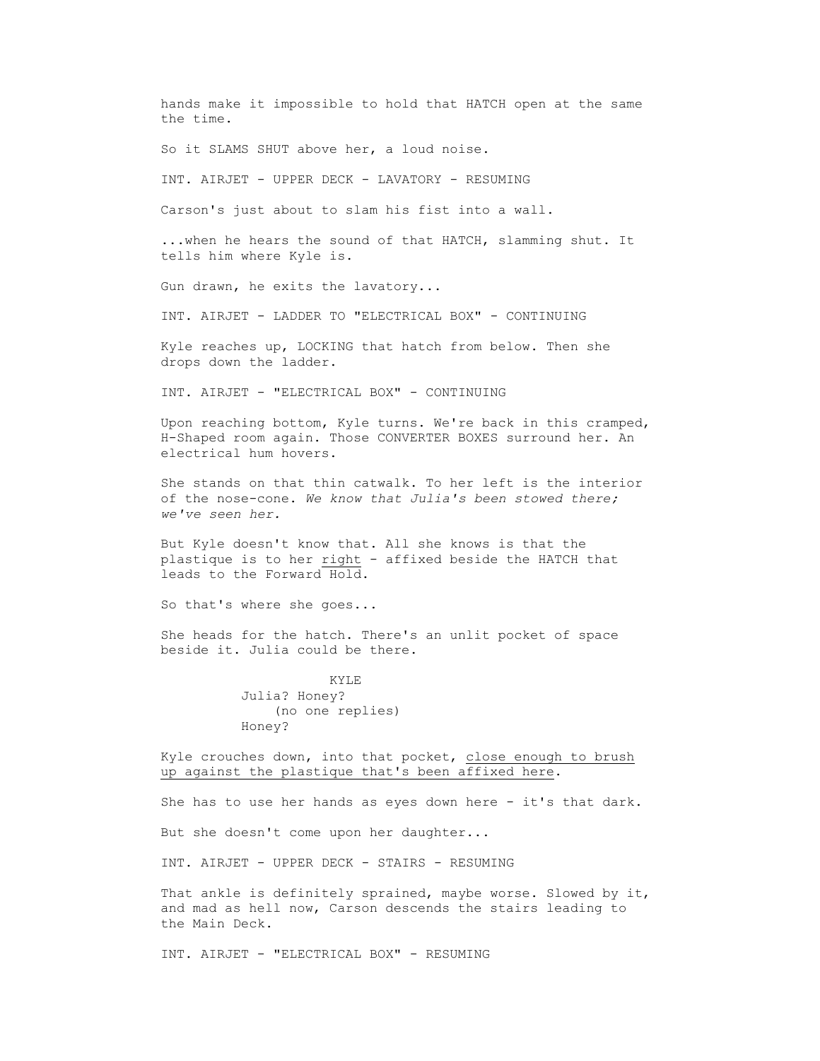hands make it impossible to hold that HATCH open at the same the time.

So it SLAMS SHUT above her, a loud noise.

INT. AIRJET - UPPER DECK - LAVATORY - RESUMING

Carson's just about to slam his fist into a wall.

...when he hears the sound of that HATCH, slamming shut. It tells him where Kyle is.

Gun drawn, he exits the lavatory...

INT. AIRJET - LADDER TO "ELECTRICAL BOX" - CONTINUING

Kyle reaches up, LOCKING that hatch from below. Then she drops down the ladder.

INT. AIRJET - "ELECTRICAL BOX" - CONTINUING

Upon reaching bottom, Kyle turns. We're back in this cramped, H-Shaped room again. Those CONVERTER BOXES surround her. An electrical hum hovers.

She stands on that thin catwalk. To her left is the interior of the nose-cone. *We know that Julia's been stowed there; we've seen her.*

But Kyle doesn't know that. All she knows is that the plastique is to her <u>right</u> - affixed beside the HATCH that leads to the Forward Hold.

So that's where she goes...

She heads for the hatch. There's an unlit pocket of space beside it. Julia could be there.

KYLE
Julia? Honey?
(no one replies)
Honey?

Kyle crouches down, into that pocket, <u>close enough to brush up against the plastique that's been affixed here</u>.

She has to use her hands as eyes down here - it's that dark.

But she doesn't come upon her daughter...

INT. AIRJET - UPPER DECK - STAIRS - RESUMING

That ankle is definitely sprained, maybe worse. Slowed by it, and mad as hell now, Carson descends the stairs leading to the Main Deck.

INT. AIRJET - "ELECTRICAL BOX" - RESUMING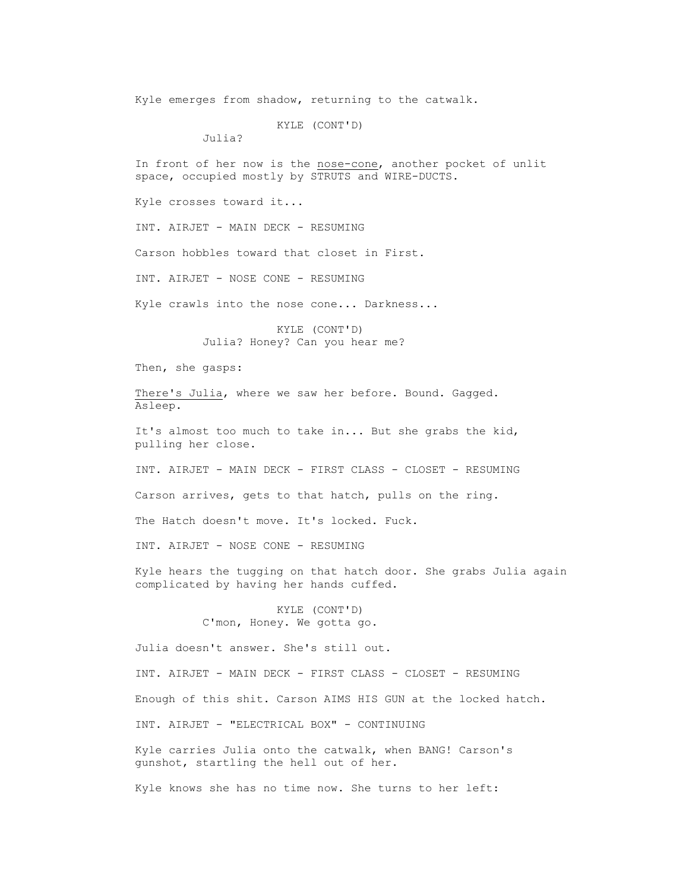Kyle emerges from shadow, returning to the catwalk.

KYLE (CONT'D)
Julia?

In front of her now is the nose-cone, another pocket of unlit space, occupied mostly by STRUTS and WIRE-DUCTS.

Kyle crosses toward it...

INT. AIRJET - MAIN DECK - RESUMING

Carson hobbles toward that closet in First.

INT. AIRJET - NOSE CONE - RESUMING

Kyle crawls into the nose cone... Darkness...

KYLE (CONT'D)
Julia? Honey? Can you hear me?

Then, she gasps:

There's Julia, where we saw her before. Bound. Gagged. Asleep.

It's almost too much to take in... But she grabs the kid, pulling her close.

INT. AIRJET - MAIN DECK - FIRST CLASS - CLOSET - RESUMING

Carson arrives, gets to that hatch, pulls on the ring.

The Hatch doesn't move. It's locked. Fuck.

INT. AIRJET - NOSE CONE - RESUMING

Kyle hears the tugging on that hatch door. She grabs Julia again complicated by having her hands cuffed.

KYLE (CONT'D)
C'mon, Honey. We gotta go.

Julia doesn't answer. She's still out.

INT. AIRJET - MAIN DECK - FIRST CLASS - CLOSET - RESUMING

Enough of this shit. Carson AIMS HIS GUN at the locked hatch.

INT. AIRJET - "ELECTRICAL BOX" - CONTINUING

Kyle carries Julia onto the catwalk, when BANG! Carson's gunshot, startling the hell out of her.

Kyle knows she has no time now. She turns to her left: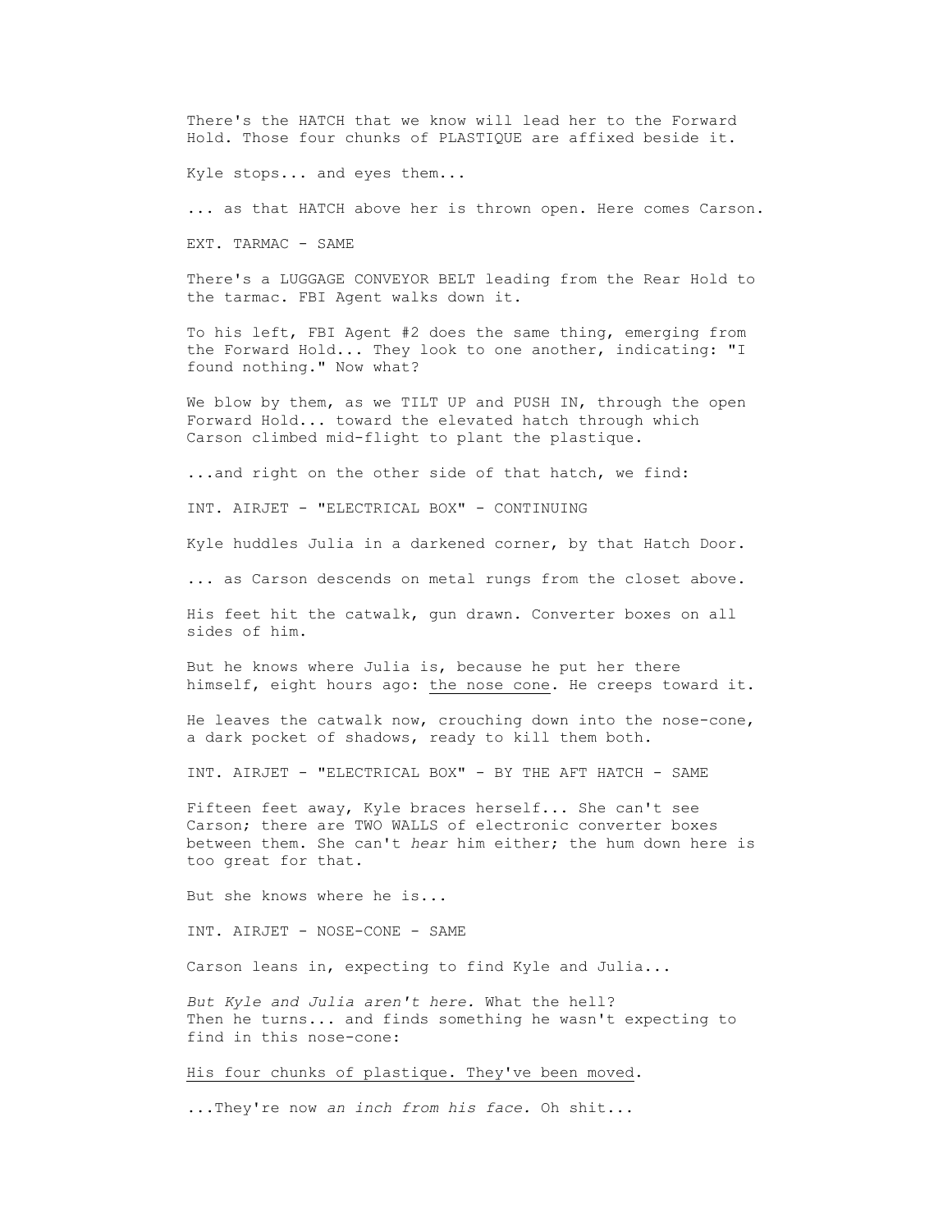There's the HATCH that we know will lead her to the Forward Hold. Those four chunks of PLASTIQUE are affixed beside it.

Kyle stops... and eyes them...

... as that HATCH above her is thrown open. Here comes Carson.

EXT. TARMAC - SAME

There's a LUGGAGE CONVEYOR BELT leading from the Rear Hold to the tarmac. FBI Agent walks down it.

To his left, FBI Agent #2 does the same thing, emerging from the Forward Hold... They look to one another, indicating: "I found nothing." Now what?

We blow by them, as we TILT UP and PUSH IN, through the open Forward Hold... toward the elevated hatch through which Carson climbed mid-flight to plant the plastique.

...and right on the other side of that hatch, we find:

INT. AIRJET - "ELECTRICAL BOX" - CONTINUING

Kyle huddles Julia in a darkened corner, by that Hatch Door.

... as Carson descends on metal rungs from the closet above.

His feet hit the catwalk, gun drawn. Converter boxes on all sides of him.

But he knows where Julia is, because he put her there himself, eight hours ago: <u>the nose cone</u>. He creeps toward it.

He leaves the catwalk now, crouching down into the nose-cone, a dark pocket of shadows, ready to kill them both.

INT. AIRJET - "ELECTRICAL BOX" - BY THE AFT HATCH - SAME

Fifteen feet away, Kyle braces herself... She can't see Carson; there are TWO WALLS of electronic converter boxes between them. She can't *hear* him either; the hum down here is too great for that.

But she knows where he is...

INT. AIRJET - NOSE-CONE - SAME

Carson leans in, expecting to find Kyle and Julia...

*But Kyle and Julia aren't here.* What the hell?
Then he turns... and finds something he wasn't expecting to find in this nose-cone:

<u>His four chunks of plastique. They've been moved</u>.

...They're now *an inch from his face.* Oh shit...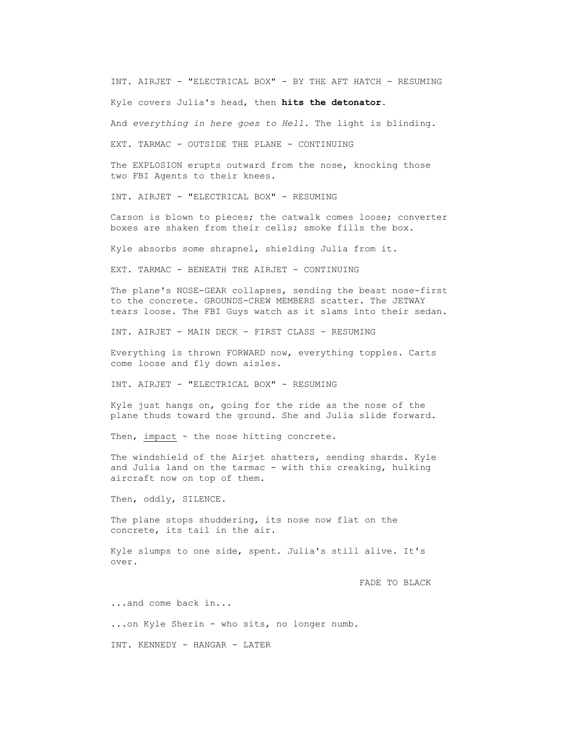INT. AIRJET - "ELECTRICAL BOX" - BY THE AFT HATCH - RESUMING

Kyle covers Julia's head, then **hits the detonator**.

And *everything in here goes to Hell.* The light is blinding.

EXT. TARMAC - OUTSIDE THE PLANE - CONTINUING

The EXPLOSION erupts outward from the nose, knocking those two FBI Agents to their knees.

INT. AIRJET - "ELECTRICAL BOX" - RESUMING

Carson is blown to pieces; the catwalk comes loose; converter boxes are shaken from their cells; smoke fills the box.

Kyle absorbs some shrapnel, shielding Julia from it.

EXT. TARMAC - BENEATH THE AIRJET - CONTINUING

The plane's NOSE-GEAR collapses, sending the beast nose-first to the concrete. GROUNDS-CREW MEMBERS scatter. The JETWAY tears loose. The FBI Guys watch as it slams into their sedan.

INT. AIRJET - MAIN DECK - FIRST CLASS - RESUMING

Everything is thrown FORWARD now, everything topples. Carts come loose and fly down aisles.

INT. AIRJET - "ELECTRICAL BOX" - RESUMING

Kyle just hangs on, going for the ride as the nose of the plane thuds toward the ground. She and Julia slide forward.

Then, <u>impact</u> - the nose hitting concrete.

The windshield of the Airjet shatters, sending shards. Kyle and Julia land on the tarmac - with this creaking, hulking aircraft now on top of them.

Then, oddly, SILENCE.

The plane stops shuddering, its nose now flat on the concrete, its tail in the air.

Kyle slumps to one side, spent. Julia's still alive. It's over.

FADE TO BLACK

...and come back in...

...on Kyle Sherin - who sits, no longer numb.

INT. KENNEDY - HANGAR - LATER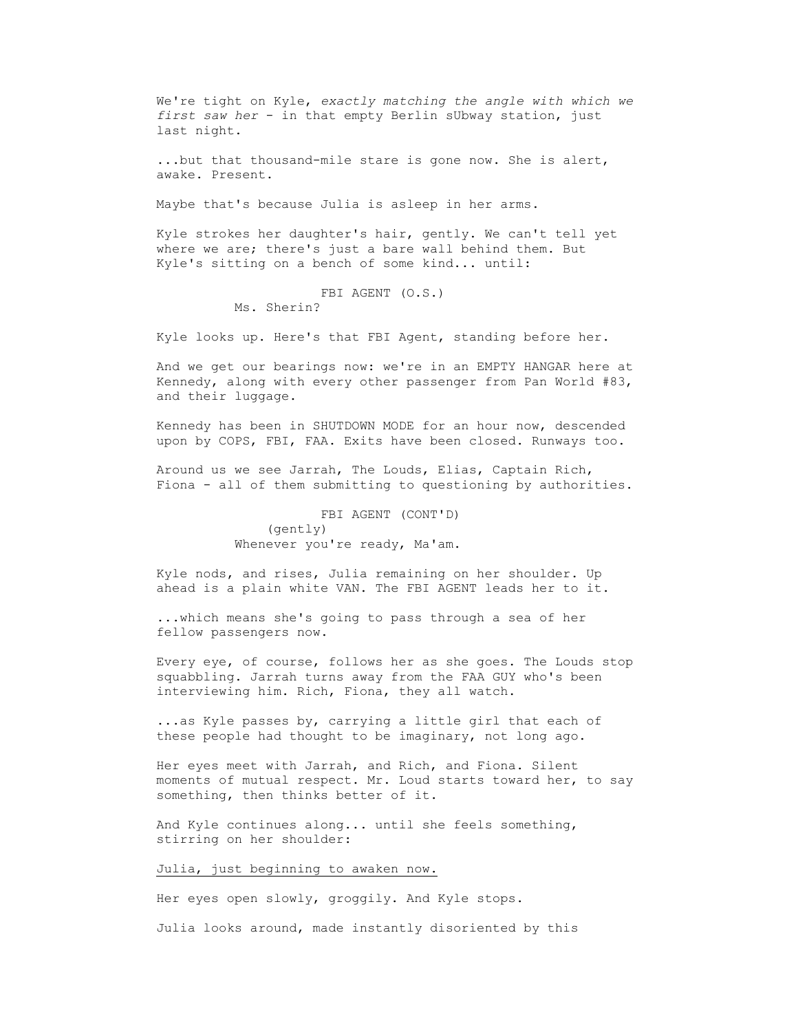We're tight on Kyle, *exactly matching the angle with which we first saw her* - in that empty Berlin sUbway station, just last night.

...but that thousand-mile stare is gone now. She is alert, awake. Present.

Maybe that's because Julia is asleep in her arms.

Kyle strokes her daughter's hair, gently. We can't tell yet where we are; there's just a bare wall behind them. But Kyle's sitting on a bench of some kind... until:

FBI AGENT (O.S.)
Ms. Sherin?

Kyle looks up. Here's that FBI Agent, standing before her.

And we get our bearings now: we're in an EMPTY HANGAR here at Kennedy, along with every other passenger from Pan World #83, and their luggage.

Kennedy has been in SHUTDOWN MODE for an hour now, descended upon by COPS, FBI, FAA. Exits have been closed. Runways too.

Around us we see Jarrah, The Louds, Elias, Captain Rich, Fiona - all of them submitting to questioning by authorities.

FBI AGENT (CONT'D)
(gently)
Whenever you're ready, Ma'am.

Kyle nods, and rises, Julia remaining on her shoulder. Up ahead is a plain white VAN. The FBI AGENT leads her to it.

...which means she's going to pass through a sea of her fellow passengers now.

Every eye, of course, follows her as she goes. The Louds stop squabbling. Jarrah turns away from the FAA GUY who's been interviewing him. Rich, Fiona, they all watch.

...as Kyle passes by, carrying a little girl that each of these people had thought to be imaginary, not long ago.

Her eyes meet with Jarrah, and Rich, and Fiona. Silent moments of mutual respect. Mr. Loud starts toward her, to say something, then thinks better of it.

And Kyle continues along... until she feels something, stirring on her shoulder:

<u>Julia, just beginning to awaken now.</u>

Her eyes open slowly, groggily. And Kyle stops.

Julia looks around, made instantly disoriented by this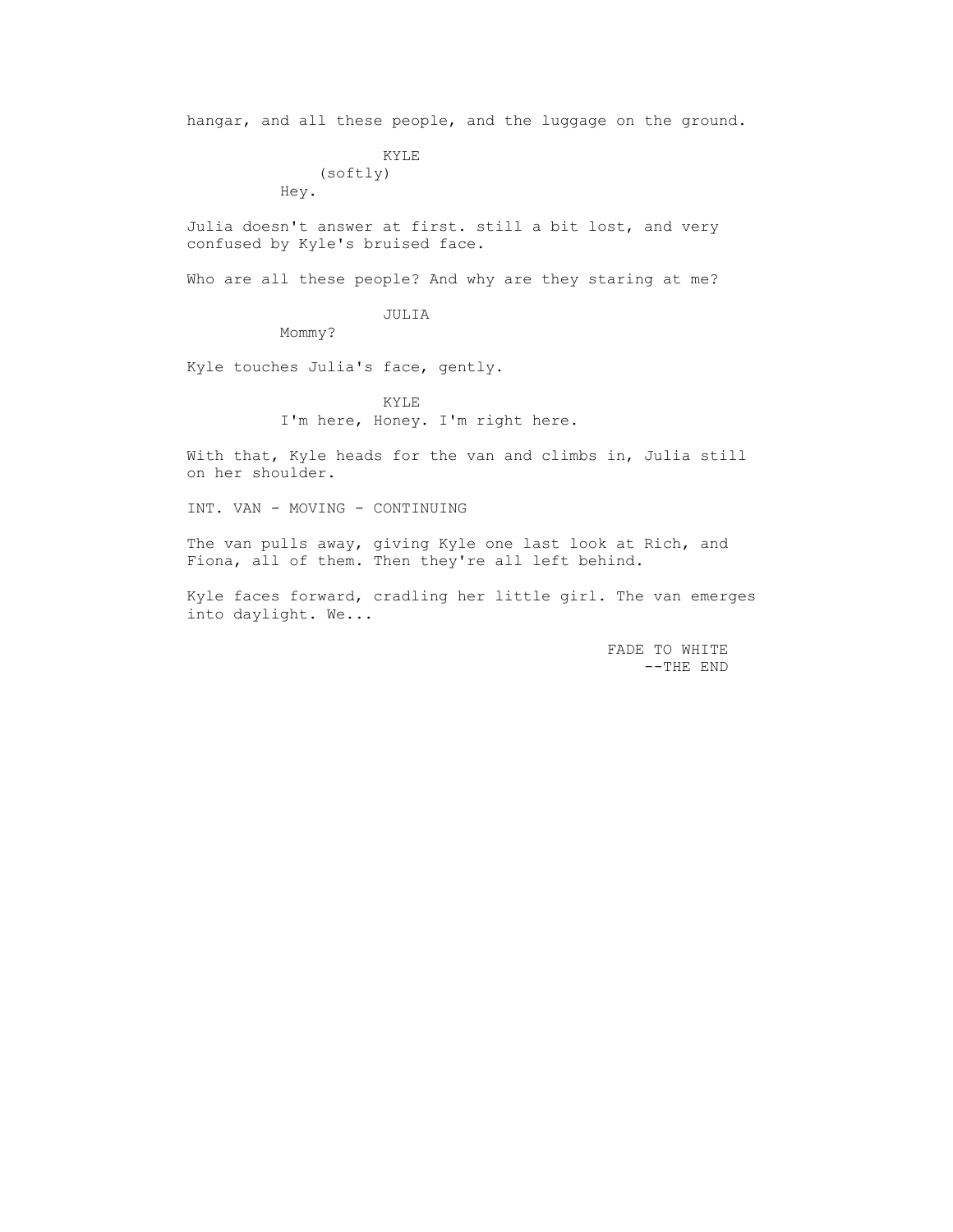hangar, and all these people, and the luggage on the ground.

KYLE
(softly)
Hey.

Julia doesn't answer at first. still a bit lost, and very confused by Kyle's bruised face.

Who are all these people? And why are they staring at me?

JULIA
Mommy?

Kyle touches Julia's face, gently.

KYLE
I'm here, Honey. I'm right here.

With that, Kyle heads for the van and climbs in, Julia still on her shoulder.

INT. VAN - MOVING - CONTINUING

The van pulls away, giving Kyle one last look at Rich, and Fiona, all of them. Then they're all left behind.

Kyle faces forward, cradling her little girl. The van emerges into daylight. We...

FADE TO WHITE
--THE END